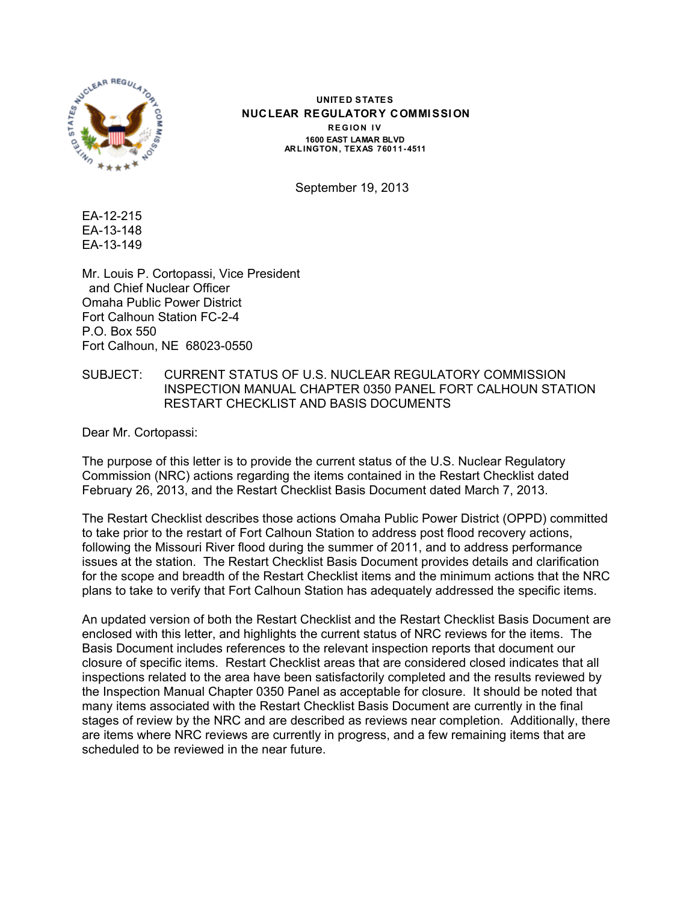UNITED STATES
**NUCLEAR REGULATORY COMMISSION**
REGION IV
1600 EAST LAMAR BLVD
ARLINGTON, TEXAS 76011-4511

September 19, 2013

EA-12-215
EA-13-148
EA-13-149

Mr. Louis P. Cortopassi, Vice President
and Chief Nuclear Officer
Omaha Public Power District
Fort Calhoun Station FC-2-4
P.O. Box 550
Fort Calhoun, NE 68023-0550

SUBJECT: CURRENT STATUS OF U.S. NUCLEAR REGULATORY COMMISSION INSPECTION MANUAL CHAPTER 0350 PANEL FORT CALHOUN STATION RESTART CHECKLIST AND BASIS DOCUMENTS

Dear Mr. Cortopassi:

The purpose of this letter is to provide the current status of the U.S. Nuclear Regulatory Commission (NRC) actions regarding the items contained in the Restart Checklist dated February 26, 2013, and the Restart Checklist Basis Document dated March 7, 2013.

The Restart Checklist describes those actions Omaha Public Power District (OPPD) committed to take prior to the restart of Fort Calhoun Station to address post flood recovery actions, following the Missouri River flood during the summer of 2011, and to address performance issues at the station. The Restart Checklist Basis Document provides details and clarification for the scope and breadth of the Restart Checklist items and the minimum actions that the NRC plans to take to verify that Fort Calhoun Station has adequately addressed the specific items.

An updated version of both the Restart Checklist and the Restart Checklist Basis Document are enclosed with this letter, and highlights the current status of NRC reviews for the items. The Basis Document includes references to the relevant inspection reports that document our closure of specific items. Restart Checklist areas that are considered closed indicates that all inspections related to the area have been satisfactorily completed and the results reviewed by the Inspection Manual Chapter 0350 Panel as acceptable for closure. It should be noted that many items associated with the Restart Checklist Basis Document are currently in the final stages of review by the NRC and are described as reviews near completion. Additionally, there are items where NRC reviews are currently in progress, and a few remaining items that are scheduled to be reviewed in the near future.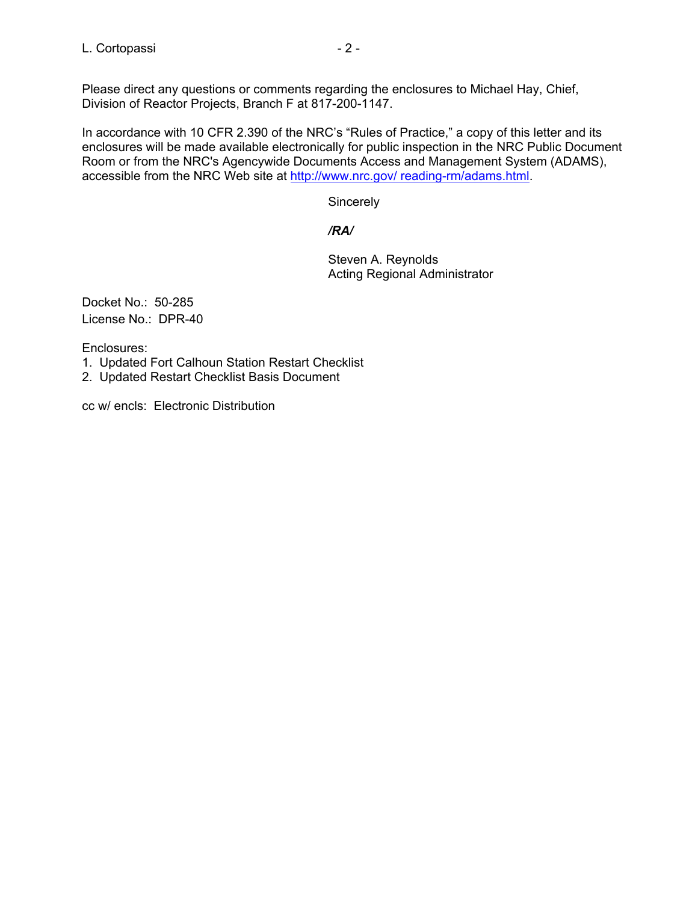Please direct any questions or comments regarding the enclosures to Michael Hay, Chief, Division of Reactor Projects, Branch F at 817-200-1147.

In accordance with 10 CFR 2.390 of the NRC's "Rules of Practice," a copy of this letter and its enclosures will be made available electronically for public inspection in the NRC Public Document Room or from the NRC's Agencywide Documents Access and Management System (ADAMS), accessible from the NRC Web site at http://www.nrc.gov/ reading-rm/adams.html.

Sincerely

*/RA/*

Steven A. Reynolds
Acting Regional Administrator

Docket No.: 50-285
License No.: DPR-40

Enclosures:
1. Updated Fort Calhoun Station Restart Checklist
2. Updated Restart Checklist Basis Document

cc w/ encls: Electronic Distribution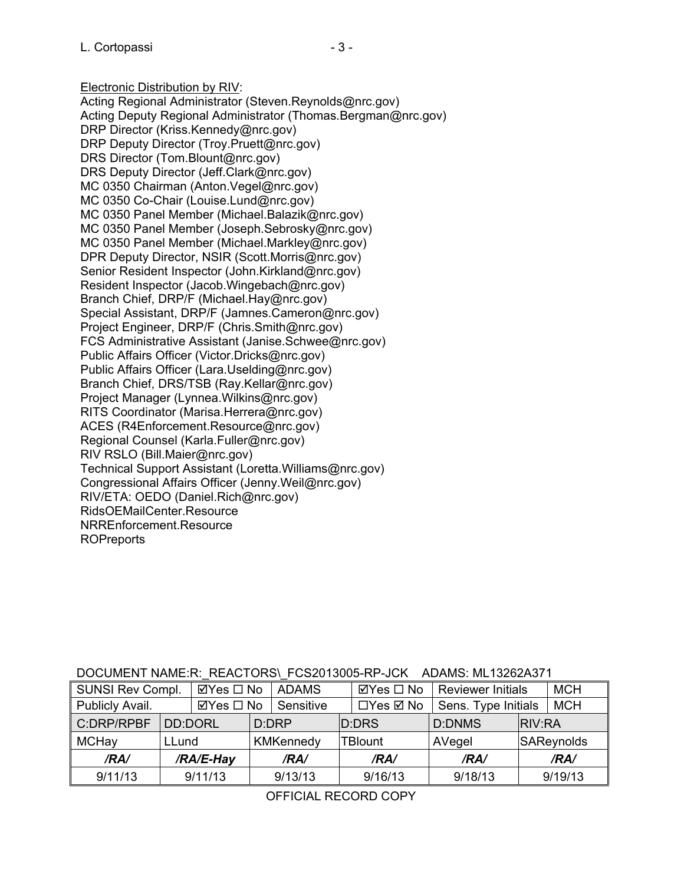Electronic Distribution by RIV:
Acting Regional Administrator (Steven.Reynolds@nrc.gov)
Acting Deputy Regional Administrator (Thomas.Bergman@nrc.gov)
DRP Director (Kriss.Kennedy@nrc.gov)
DRP Deputy Director (Troy.Pruett@nrc.gov)
DRS Director (Tom.Blount@nrc.gov)
DRS Deputy Director (Jeff.Clark@nrc.gov)
MC 0350 Chairman (Anton.Vegel@nrc.gov)
MC 0350 Co-Chair (Louise.Lund@nrc.gov)
MC 0350 Panel Member (Michael.Balazik@nrc.gov)
MC 0350 Panel Member (Joseph.Sebrosky@nrc.gov)
MC 0350 Panel Member (Michael.Markley@nrc.gov)
DPR Deputy Director, NSIR (Scott.Morris@nrc.gov)
Senior Resident Inspector (John.Kirkland@nrc.gov)
Resident Inspector (Jacob.Wingebach@nrc.gov)
Branch Chief, DRP/F (Michael.Hay@nrc.gov)
Special Assistant, DRP/F (Jamnes.Cameron@nrc.gov)
Project Engineer, DRP/F (Chris.Smith@nrc.gov)
FCS Administrative Assistant (Janise.Schwee@nrc.gov)
Public Affairs Officer (Victor.Dricks@nrc.gov)
Public Affairs Officer (Lara.Uselding@nrc.gov)
Branch Chief, DRS/TSB (Ray.Kellar@nrc.gov)
Project Manager (Lynnea.Wilkins@nrc.gov)
RITS Coordinator (Marisa.Herrera@nrc.gov)
ACES (R4Enforcement.Resource@nrc.gov)
Regional Counsel (Karla.Fuller@nrc.gov)
RIV RSLO (Bill.Maier@nrc.gov)
Technical Support Assistant (Loretta.Williams@nrc.gov)
Congressional Affairs Officer (Jenny.Weil@nrc.gov)
RIV/ETA: OEDO (Daniel.Rich@nrc.gov)
RidsOEMailCenter.Resource
NRREnforcement.Resource
ROPreports

DOCUMENT NAME:R:_REACTORS\_FCS2013005-RP-JCK ADAMS: ML13262A371

| SUNSI Rev Compl. | ☑Yes ☐ No | ADAMS | ☑Yes ☐ No | Reviewer Initials | MCH |
|---|---|---|---|---|---|
| Publicly Avail. | ☑Yes ☐ No | Sensitive | ☐Yes ☑ No | Sens. Type Initials | MCH |
| C:DRP/RPBF | DD:DORL | D:DRP | D:DRS | D:DNMS | RIV:RA |
| MCHay | LLund | KMKennedy | TBlount | AVegel | SAReynolds |
| */RA/* | */RA/E-Hay* | */RA/* | */RA/* | */RA/* | */RA/* |
| 9/11/13 | 9/11/13 | 9/13/13 | 9/16/13 | 9/18/13 | 9/19/13 |

OFFICIAL RECORD COPY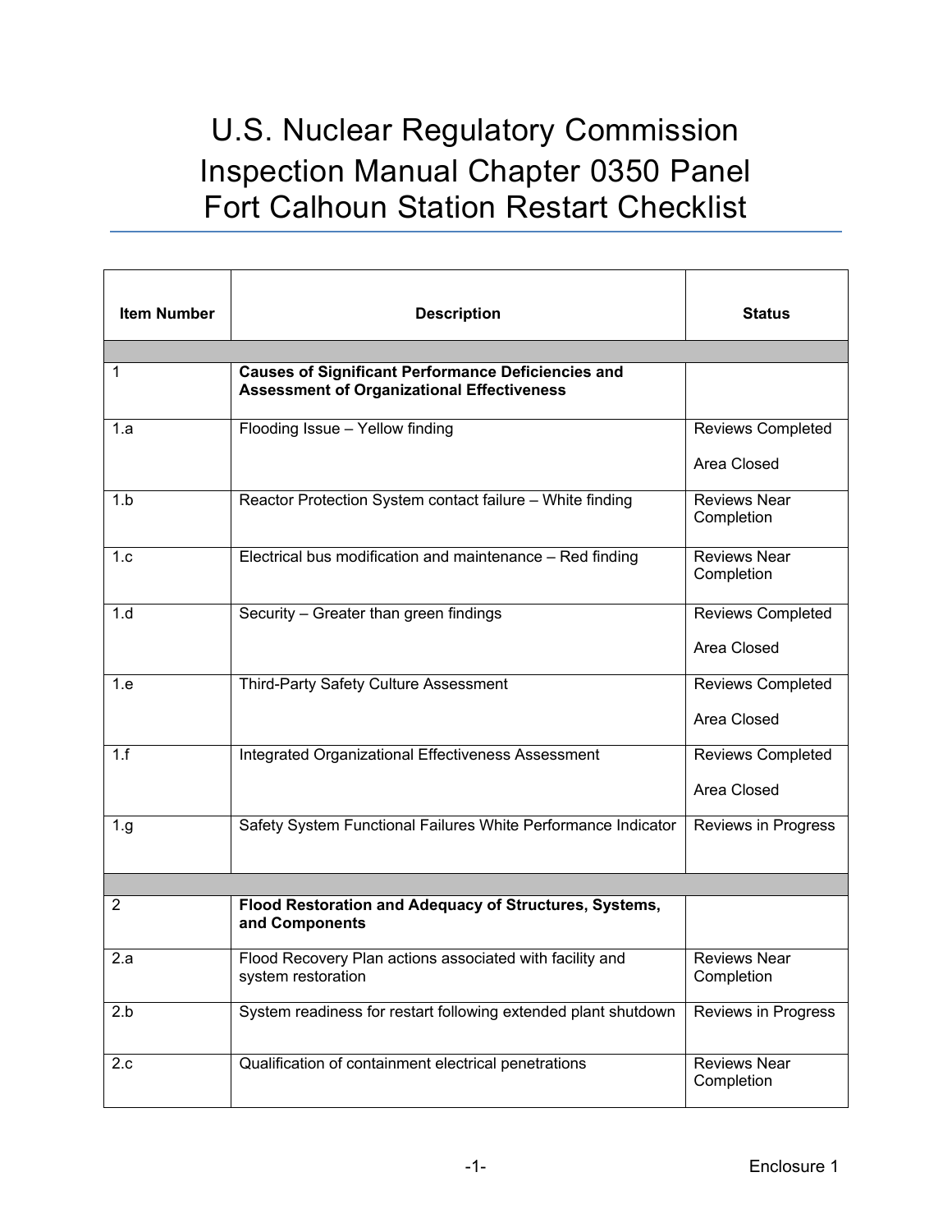# U.S. Nuclear Regulatory Commission Inspection Manual Chapter 0350 Panel Fort Calhoun Station Restart Checklist

| Item Number | Description | Status |
|---|---|---|
| | | |
| 1 | **Causes of Significant Performance Deficiencies and Assessment of Organizational Effectiveness** | |
| 1.a | Flooding Issue – Yellow finding | Reviews Completed<br><br>Area Closed |
| 1.b | Reactor Protection System contact failure – White finding | Reviews Near Completion |
| 1.c | Electrical bus modification and maintenance – Red finding | Reviews Near Completion |
| 1.d | Security – Greater than green findings | Reviews Completed<br><br>Area Closed |
| 1.e | Third-Party Safety Culture Assessment | Reviews Completed<br><br>Area Closed |
| 1.f | Integrated Organizational Effectiveness Assessment | Reviews Completed<br><br>Area Closed |
| 1.g | Safety System Functional Failures White Performance Indicator | Reviews in Progress |
| | | |
| 2 | **Flood Restoration and Adequacy of Structures, Systems, and Components** | |
| 2.a | Flood Recovery Plan actions associated with facility and system restoration | Reviews Near Completion |
| 2.b | System readiness for restart following extended plant shutdown | Reviews in Progress |
| 2.c | Qualification of containment electrical penetrations | Reviews Near Completion |

Enclosure 1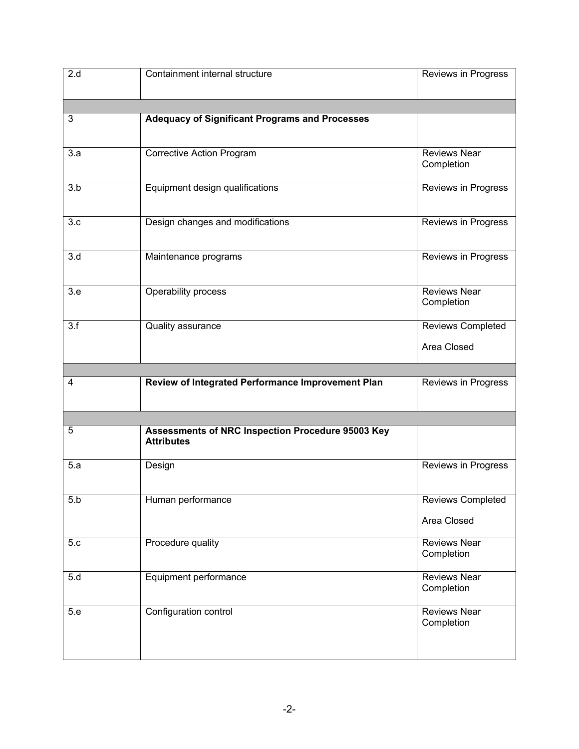| | | |
|---|---|---|
| 2.d | Containment internal structure | Reviews in Progress |
| | | |
| 3 | **Adequacy of Significant Programs and Processes** | |
| 3.a | Corrective Action Program | Reviews Near Completion |
| 3.b | Equipment design qualifications | Reviews in Progress |
| 3.c | Design changes and modifications | Reviews in Progress |
| 3.d | Maintenance programs | Reviews in Progress |
| 3.e | Operability process | Reviews Near Completion |
| 3.f | Quality assurance | Reviews Completed<br>Area Closed |
| | | |
| 4 | **Review of Integrated Performance Improvement Plan** | Reviews in Progress |
| | | |
| 5 | **Assessments of NRC Inspection Procedure 95003 Key Attributes** | |
| 5.a | Design | Reviews in Progress |
| 5.b | Human performance | Reviews Completed<br>Area Closed |
| 5.c | Procedure quality | Reviews Near Completion |
| 5.d | Equipment performance | Reviews Near Completion |
| 5.e | Configuration control | Reviews Near Completion |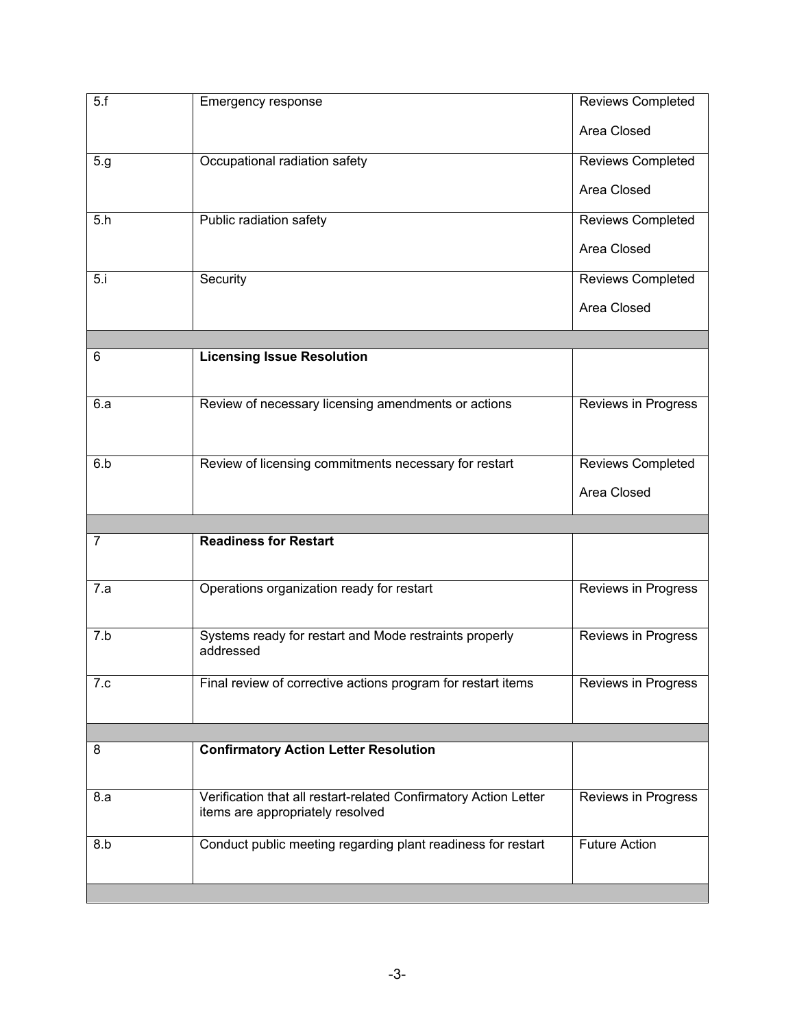| | | |
|---|---|---|
| 5.f | Emergency response | Reviews Completed<br>Area Closed |
| 5.g | Occupational radiation safety | Reviews Completed<br>Area Closed |
| 5.h | Public radiation safety | Reviews Completed<br>Area Closed |
| 5.i | Security | Reviews Completed<br>Area Closed |
| | | |
| 6 | **Licensing Issue Resolution** | |
| 6.a | Review of necessary licensing amendments or actions | Reviews in Progress |
| 6.b | Review of licensing commitments necessary for restart | Reviews Completed<br>Area Closed |
| | | |
| 7 | **Readiness for Restart** | |
| 7.a | Operations organization ready for restart | Reviews in Progress |
| 7.b | Systems ready for restart and Mode restraints properly addressed | Reviews in Progress |
| 7.c | Final review of corrective actions program for restart items | Reviews in Progress |
| | | |
| 8 | **Confirmatory Action Letter Resolution** | |
| 8.a | Verification that all restart-related Confirmatory Action Letter items are appropriately resolved | Reviews in Progress |
| 8.b | Conduct public meeting regarding plant readiness for restart | Future Action |
| | | |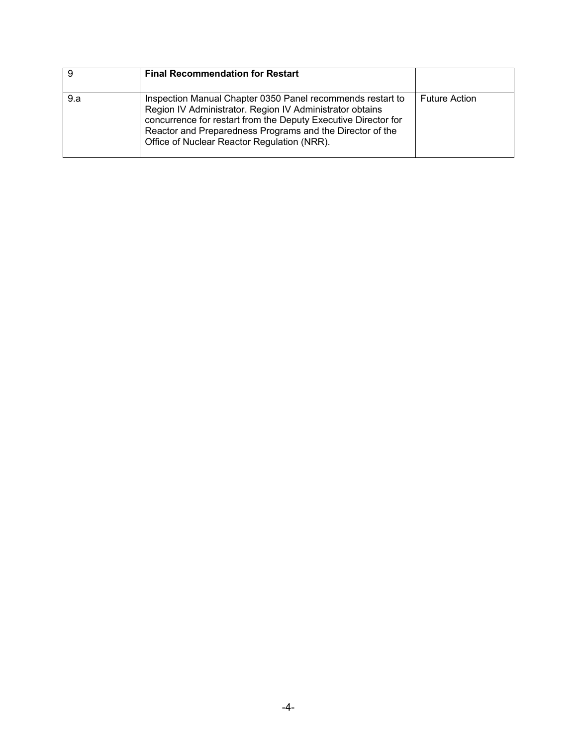| | | |
|---|---|---|
| 9 | **Final Recommendation for Restart** | |
| 9.a | Inspection Manual Chapter 0350 Panel recommends restart to Region IV Administrator. Region IV Administrator obtains concurrence for restart from the Deputy Executive Director for Reactor and Preparedness Programs and the Director of the Office of Nuclear Reactor Regulation (NRR). | Future Action |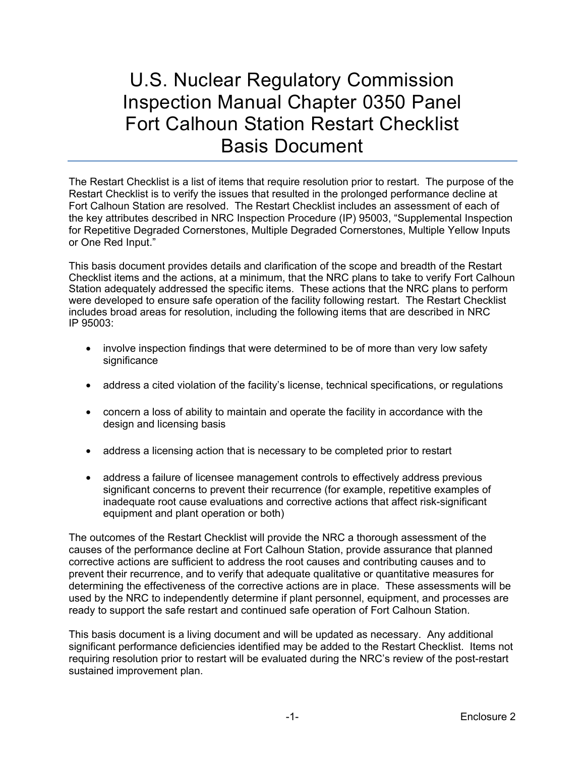# U.S. Nuclear Regulatory Commission Inspection Manual Chapter 0350 Panel Fort Calhoun Station Restart Checklist Basis Document

The Restart Checklist is a list of items that require resolution prior to restart. The purpose of the Restart Checklist is to verify the issues that resulted in the prolonged performance decline at Fort Calhoun Station are resolved. The Restart Checklist includes an assessment of each of the key attributes described in NRC Inspection Procedure (IP) 95003, "Supplemental Inspection for Repetitive Degraded Cornerstones, Multiple Degraded Cornerstones, Multiple Yellow Inputs or One Red Input."

This basis document provides details and clarification of the scope and breadth of the Restart Checklist items and the actions, at a minimum, that the NRC plans to take to verify Fort Calhoun Station adequately addressed the specific items. These actions that the NRC plans to perform were developed to ensure safe operation of the facility following restart. The Restart Checklist includes broad areas for resolution, including the following items that are described in NRC IP 95003:

- involve inspection findings that were determined to be of more than very low safety significance
- address a cited violation of the facility's license, technical specifications, or regulations
- concern a loss of ability to maintain and operate the facility in accordance with the design and licensing basis
- address a licensing action that is necessary to be completed prior to restart
- address a failure of licensee management controls to effectively address previous significant concerns to prevent their recurrence (for example, repetitive examples of inadequate root cause evaluations and corrective actions that affect risk-significant equipment and plant operation or both)

The outcomes of the Restart Checklist will provide the NRC a thorough assessment of the causes of the performance decline at Fort Calhoun Station, provide assurance that planned corrective actions are sufficient to address the root causes and contributing causes and to prevent their recurrence, and to verify that adequate qualitative or quantitative measures for determining the effectiveness of the corrective actions are in place. These assessments will be used by the NRC to independently determine if plant personnel, equipment, and processes are ready to support the safe restart and continued safe operation of Fort Calhoun Station.

This basis document is a living document and will be updated as necessary. Any additional significant performance deficiencies identified may be added to the Restart Checklist. Items not requiring resolution prior to restart will be evaluated during the NRC's review of the post-restart sustained improvement plan.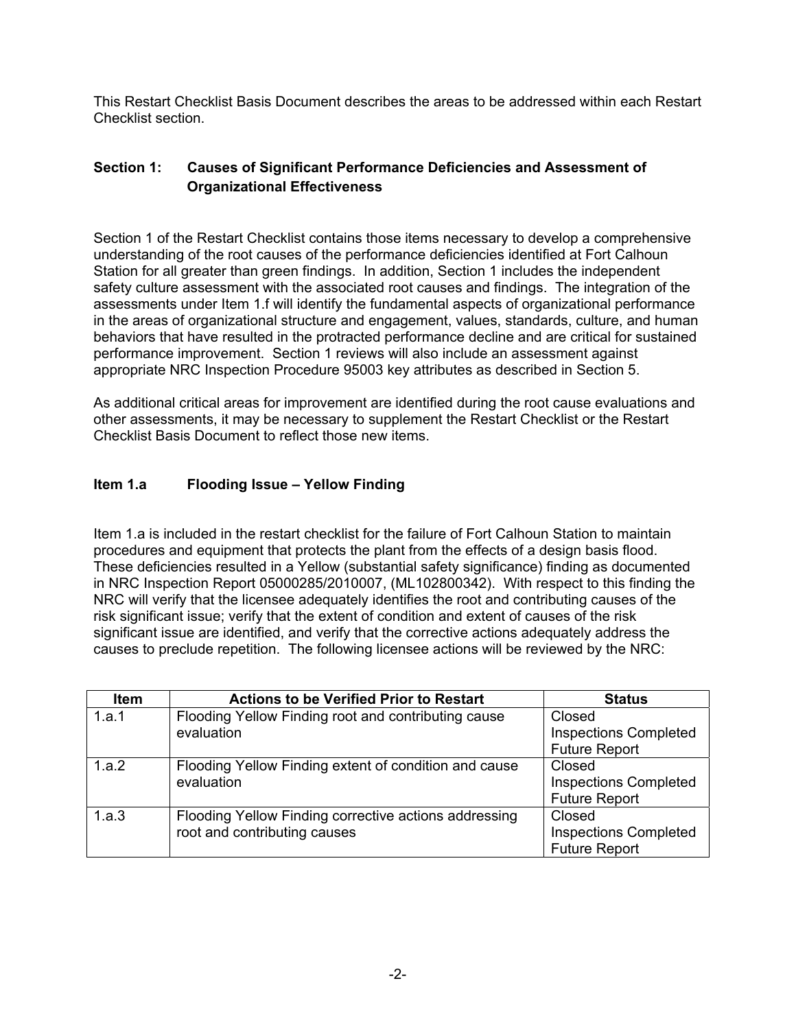This Restart Checklist Basis Document describes the areas to be addressed within each Restart Checklist section.

## Section 1: Causes of Significant Performance Deficiencies and Assessment of Organizational Effectiveness

Section 1 of the Restart Checklist contains those items necessary to develop a comprehensive understanding of the root causes of the performance deficiencies identified at Fort Calhoun Station for all greater than green findings. In addition, Section 1 includes the independent safety culture assessment with the associated root causes and findings. The integration of the assessments under Item 1.f will identify the fundamental aspects of organizational performance in the areas of organizational structure and engagement, values, standards, culture, and human behaviors that have resulted in the protracted performance decline and are critical for sustained performance improvement. Section 1 reviews will also include an assessment against appropriate NRC Inspection Procedure 95003 key attributes as described in Section 5.

As additional critical areas for improvement are identified during the root cause evaluations and other assessments, it may be necessary to supplement the Restart Checklist or the Restart Checklist Basis Document to reflect those new items.

### Item 1.a Flooding Issue – Yellow Finding

Item 1.a is included in the restart checklist for the failure of Fort Calhoun Station to maintain procedures and equipment that protects the plant from the effects of a design basis flood. These deficiencies resulted in a Yellow (substantial safety significance) finding as documented in NRC Inspection Report 05000285/2010007, (ML102800342). With respect to this finding the NRC will verify that the licensee adequately identifies the root and contributing causes of the risk significant issue; verify that the extent of condition and extent of causes of the risk significant issue are identified, and verify that the corrective actions adequately address the causes to preclude repetition. The following licensee actions will be reviewed by the NRC:

| Item | Actions to be Verified Prior to Restart | Status |
|---|---|---|
| 1.a.1 | Flooding Yellow Finding root and contributing cause evaluation | Closed<br>Inspections Completed<br>Future Report |
| 1.a.2 | Flooding Yellow Finding extent of condition and cause evaluation | Closed<br>Inspections Completed<br>Future Report |
| 1.a.3 | Flooding Yellow Finding corrective actions addressing root and contributing causes | Closed<br>Inspections Completed<br>Future Report |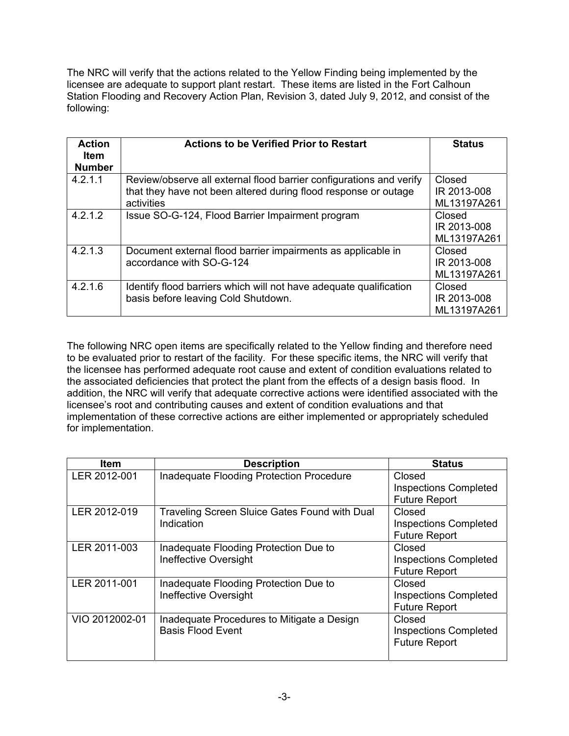The NRC will verify that the actions related to the Yellow Finding being implemented by the licensee are adequate to support plant restart. These items are listed in the Fort Calhoun Station Flooding and Recovery Action Plan, Revision 3, dated July 9, 2012, and consist of the following:

| Action Item Number | Actions to be Verified Prior to Restart | Status |
|---|---|---|
| 4.2.1.1 | Review/observe all external flood barrier configurations and verify that they have not been altered during flood response or outage activities | Closed IR 2013-008 ML13197A261 |
| 4.2.1.2 | Issue SO-G-124, Flood Barrier Impairment program | Closed IR 2013-008 ML13197A261 |
| 4.2.1.3 | Document external flood barrier impairments as applicable in accordance with SO-G-124 | Closed IR 2013-008 ML13197A261 |
| 4.2.1.6 | Identify flood barriers which will not have adequate qualification basis before leaving Cold Shutdown. | Closed IR 2013-008 ML13197A261 |

The following NRC open items are specifically related to the Yellow finding and therefore need to be evaluated prior to restart of the facility. For these specific items, the NRC will verify that the licensee has performed adequate root cause and extent of condition evaluations related to the associated deficiencies that protect the plant from the effects of a design basis flood. In addition, the NRC will verify that adequate corrective actions were identified associated with the licensee's root and contributing causes and extent of condition evaluations and that implementation of these corrective actions are either implemented or appropriately scheduled for implementation.

| Item | Description | Status |
|---|---|---|
| LER 2012-001 | Inadequate Flooding Protection Procedure | Closed Inspections Completed Future Report |
| LER 2012-019 | Traveling Screen Sluice Gates Found with Dual Indication | Closed Inspections Completed Future Report |
| LER 2011-003 | Inadequate Flooding Protection Due to Ineffective Oversight | Closed Inspections Completed Future Report |
| LER 2011-001 | Inadequate Flooding Protection Due to Ineffective Oversight | Closed Inspections Completed Future Report |
| VIO 2012002-01 | Inadequate Procedures to Mitigate a Design Basis Flood Event | Closed Inspections Completed Future Report |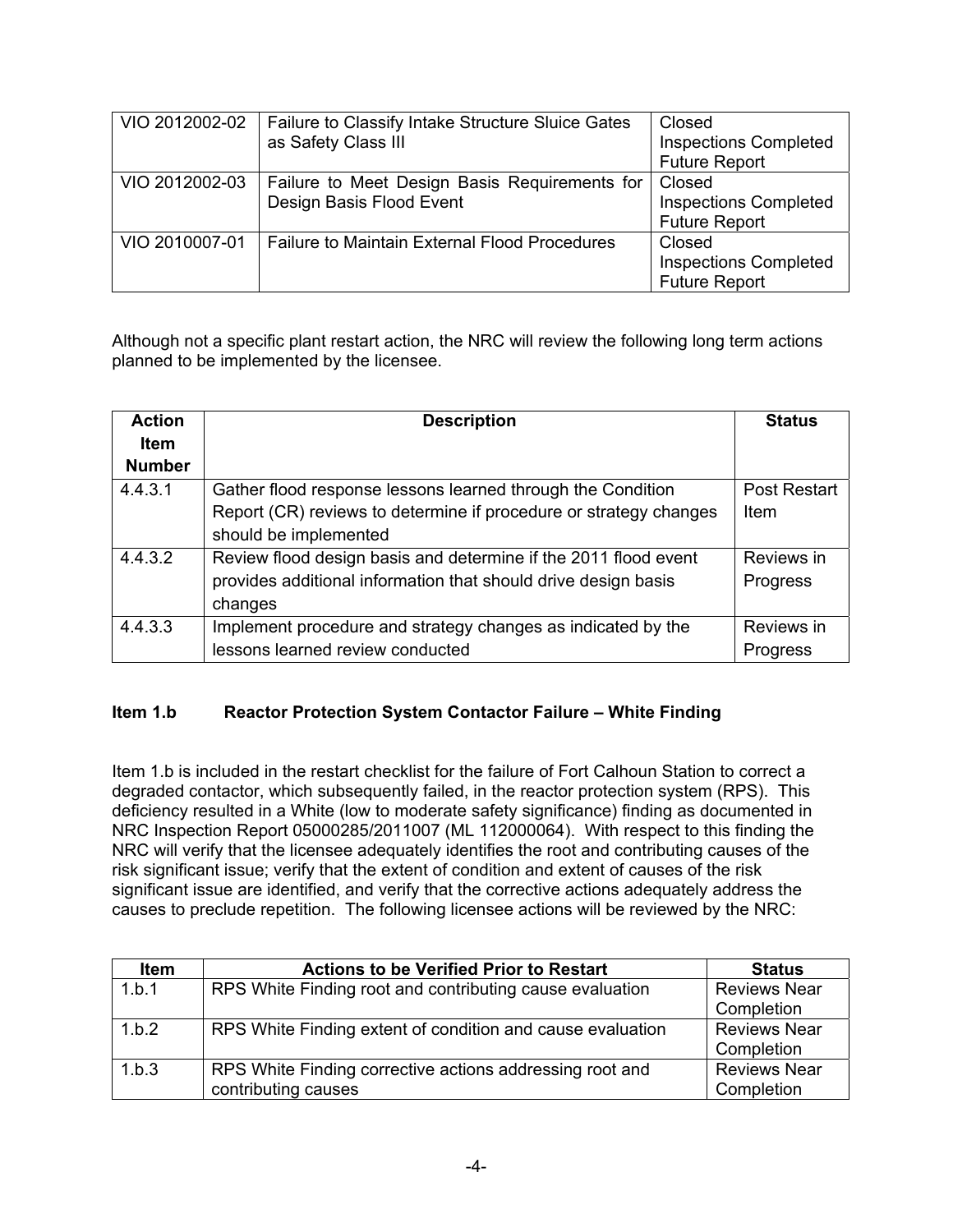| VIO 2012002-02 | Failure to Classify Intake Structure Sluice Gates as Safety Class III | Closed Inspections Completed Future Report |
|---|---|---|
| VIO 2012002-03 | Failure to Meet Design Basis Requirements for Design Basis Flood Event | Closed Inspections Completed Future Report |
| VIO 2010007-01 | Failure to Maintain External Flood Procedures | Closed Inspections Completed Future Report |

Although not a specific plant restart action, the NRC will review the following long term actions planned to be implemented by the licensee.

| Action Item Number | Description | Status |
|---|---|---|
| 4.4.3.1 | Gather flood response lessons learned through the Condition Report (CR) reviews to determine if procedure or strategy changes should be implemented | Post Restart Item |
| 4.4.3.2 | Review flood design basis and determine if the 2011 flood event provides additional information that should drive design basis changes | Reviews in Progress |
| 4.4.3.3 | Implement procedure and strategy changes as indicated by the lessons learned review conducted | Reviews in Progress |

### Item 1.b Reactor Protection System Contactor Failure – White Finding

Item 1.b is included in the restart checklist for the failure of Fort Calhoun Station to correct a degraded contactor, which subsequently failed, in the reactor protection system (RPS). This deficiency resulted in a White (low to moderate safety significance) finding as documented in NRC Inspection Report 05000285/2011007 (ML 112000064). With respect to this finding the NRC will verify that the licensee adequately identifies the root and contributing causes of the risk significant issue; verify that the extent of condition and extent of causes of the risk significant issue are identified, and verify that the corrective actions adequately address the causes to preclude repetition. The following licensee actions will be reviewed by the NRC:

| Item | Actions to be Verified Prior to Restart | Status |
|---|---|---|
| 1.b.1 | RPS White Finding root and contributing cause evaluation | Reviews Near Completion |
| 1.b.2 | RPS White Finding extent of condition and cause evaluation | Reviews Near Completion |
| 1.b.3 | RPS White Finding corrective actions addressing root and contributing causes | Reviews Near Completion |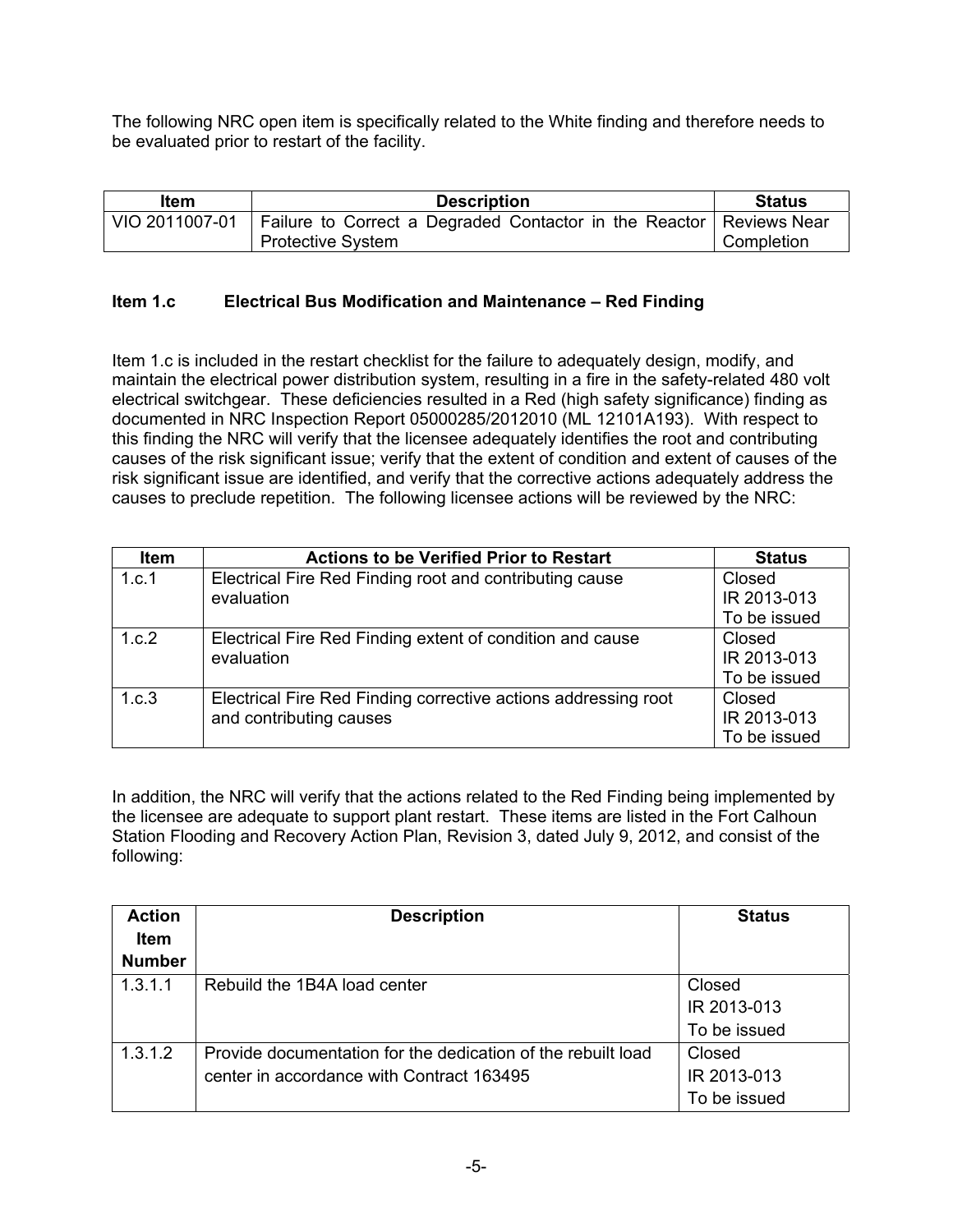The following NRC open item is specifically related to the White finding and therefore needs to be evaluated prior to restart of the facility.

| Item | Description | Status |
| --- | --- | --- |
| VIO 2011007-01 | Failure to Correct a Degraded Contactor in the Reactor Protective System | Reviews Near Completion |

### Item 1.c Electrical Bus Modification and Maintenance – Red Finding

Item 1.c is included in the restart checklist for the failure to adequately design, modify, and maintain the electrical power distribution system, resulting in a fire in the safety-related 480 volt electrical switchgear. These deficiencies resulted in a Red (high safety significance) finding as documented in NRC Inspection Report 05000285/2012010 (ML 12101A193). With respect to this finding the NRC will verify that the licensee adequately identifies the root and contributing causes of the risk significant issue; verify that the extent of condition and extent of causes of the risk significant issue are identified, and verify that the corrective actions adequately address the causes to preclude repetition. The following licensee actions will be reviewed by the NRC:

| Item | Actions to be Verified Prior to Restart | Status |
| --- | --- | --- |
| 1.c.1 | Electrical Fire Red Finding root and contributing cause evaluation | Closed IR 2013-013 To be issued |
| 1.c.2 | Electrical Fire Red Finding extent of condition and cause evaluation | Closed IR 2013-013 To be issued |
| 1.c.3 | Electrical Fire Red Finding corrective actions addressing root and contributing causes | Closed IR 2013-013 To be issued |

In addition, the NRC will verify that the actions related to the Red Finding being implemented by the licensee are adequate to support plant restart. These items are listed in the Fort Calhoun Station Flooding and Recovery Action Plan, Revision 3, dated July 9, 2012, and consist of the following:

| Action Item Number | Description | Status |
| --- | --- | --- |
| 1.3.1.1 | Rebuild the 1B4A load center | Closed IR 2013-013 To be issued |
| 1.3.1.2 | Provide documentation for the dedication of the rebuilt load center in accordance with Contract 163495 | Closed IR 2013-013 To be issued |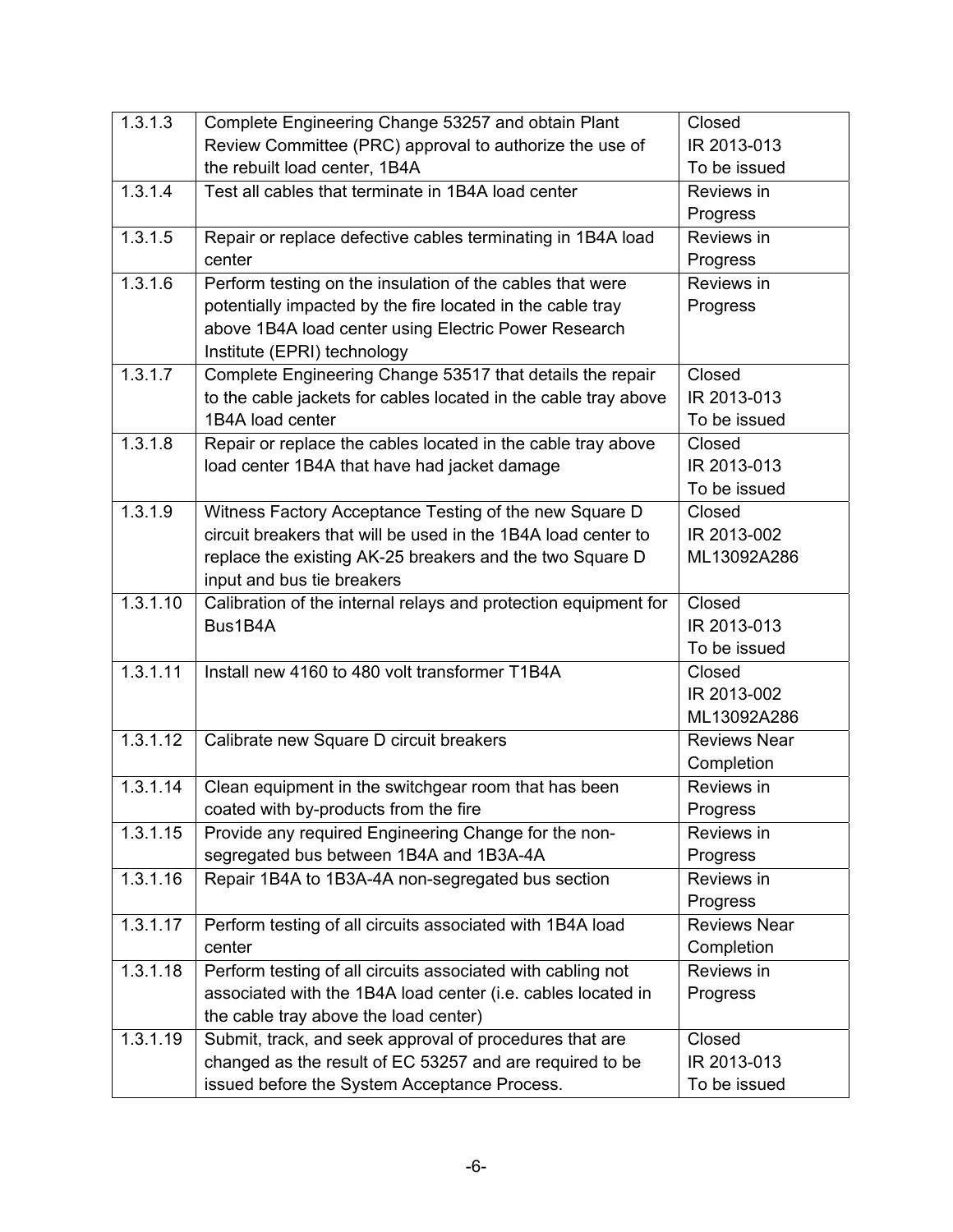| | | |
|---|---|---|
| 1.3.1.3 | Complete Engineering Change 53257 and obtain Plant Review Committee (PRC) approval to authorize the use of the rebuilt load center, 1B4A | Closed IR 2013-013 To be issued |
| 1.3.1.4 | Test all cables that terminate in 1B4A load center | Reviews in Progress |
| 1.3.1.5 | Repair or replace defective cables terminating in 1B4A load center | Reviews in Progress |
| 1.3.1.6 | Perform testing on the insulation of the cables that were potentially impacted by the fire located in the cable tray above 1B4A load center using Electric Power Research Institute (EPRI) technology | Reviews in Progress |
| 1.3.1.7 | Complete Engineering Change 53517 that details the repair to the cable jackets for cables located in the cable tray above 1B4A load center | Closed IR 2013-013 To be issued |
| 1.3.1.8 | Repair or replace the cables located in the cable tray above load center 1B4A that have had jacket damage | Closed IR 2013-013 To be issued |
| 1.3.1.9 | Witness Factory Acceptance Testing of the new Square D circuit breakers that will be used in the 1B4A load center to replace the existing AK-25 breakers and the two Square D input and bus tie breakers | Closed IR 2013-002 ML13092A286 |
| 1.3.1.10 | Calibration of the internal relays and protection equipment for Bus1B4A | Closed IR 2013-013 To be issued |
| 1.3.1.11 | Install new 4160 to 480 volt transformer T1B4A | Closed IR 2013-002 ML13092A286 |
| 1.3.1.12 | Calibrate new Square D circuit breakers | Reviews Near Completion |
| 1.3.1.14 | Clean equipment in the switchgear room that has been coated with by-products from the fire | Reviews in Progress |
| 1.3.1.15 | Provide any required Engineering Change for the non-segregated bus between 1B4A and 1B3A-4A | Reviews in Progress |
| 1.3.1.16 | Repair 1B4A to 1B3A-4A non-segregated bus section | Reviews in Progress |
| 1.3.1.17 | Perform testing of all circuits associated with 1B4A load center | Reviews Near Completion |
| 1.3.1.18 | Perform testing of all circuits associated with cabling not associated with the 1B4A load center (i.e. cables located in the cable tray above the load center) | Reviews in Progress |
| 1.3.1.19 | Submit, track, and seek approval of procedures that are changed as the result of EC 53257 and are required to be issued before the System Acceptance Process. | Closed IR 2013-013 To be issued |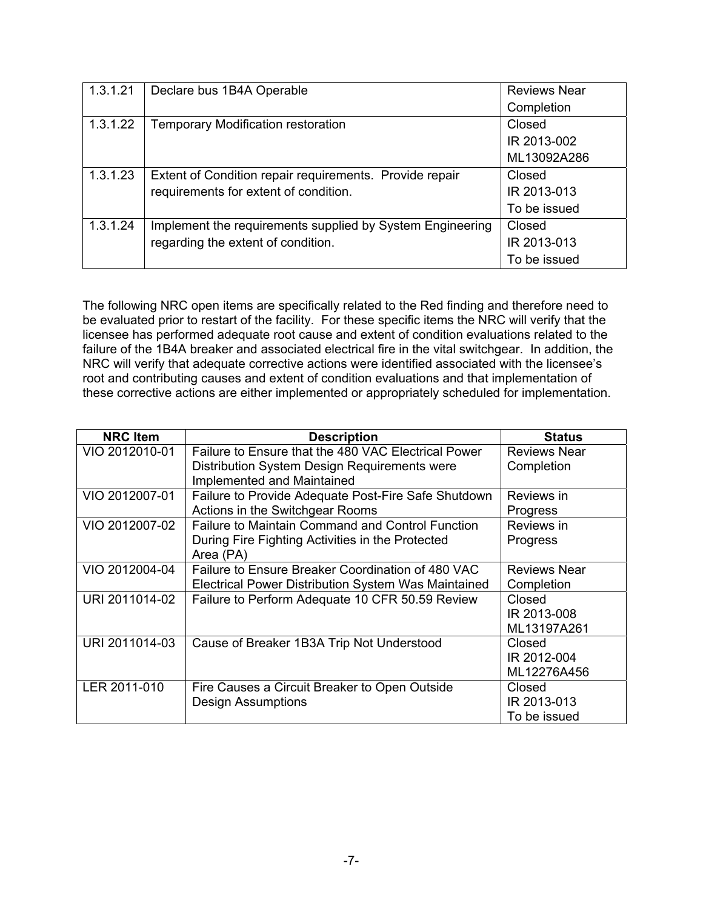| | | |
|---|---|---|
| 1.3.1.21 | Declare bus 1B4A Operable | Reviews Near Completion |
| 1.3.1.22 | Temporary Modification restoration | Closed IR 2013-002 ML13092A286 |
| 1.3.1.23 | Extent of Condition repair requirements. Provide repair requirements for extent of condition. | Closed IR 2013-013 To be issued |
| 1.3.1.24 | Implement the requirements supplied by System Engineering regarding the extent of condition. | Closed IR 2013-013 To be issued |

The following NRC open items are specifically related to the Red finding and therefore need to be evaluated prior to restart of the facility. For these specific items the NRC will verify that the licensee has performed adequate root cause and extent of condition evaluations related to the failure of the 1B4A breaker and associated electrical fire in the vital switchgear. In addition, the NRC will verify that adequate corrective actions were identified associated with the licensee's root and contributing causes and extent of condition evaluations and that implementation of these corrective actions are either implemented or appropriately scheduled for implementation.

| NRC Item | Description | Status |
|---|---|---|
| VIO 2012010-01 | Failure to Ensure that the 480 VAC Electrical Power Distribution System Design Requirements were Implemented and Maintained | Reviews Near Completion |
| VIO 2012007-01 | Failure to Provide Adequate Post-Fire Safe Shutdown Actions in the Switchgear Rooms | Reviews in Progress |
| VIO 2012007-02 | Failure to Maintain Command and Control Function During Fire Fighting Activities in the Protected Area (PA) | Reviews in Progress |
| VIO 2012004-04 | Failure to Ensure Breaker Coordination of 480 VAC Electrical Power Distribution System Was Maintained | Reviews Near Completion |
| URI 2011014-02 | Failure to Perform Adequate 10 CFR 50.59 Review | Closed IR 2013-008 ML13197A261 |
| URI 2011014-03 | Cause of Breaker 1B3A Trip Not Understood | Closed IR 2012-004 ML12276A456 |
| LER 2011-010 | Fire Causes a Circuit Breaker to Open Outside Design Assumptions | Closed IR 2013-013 To be issued |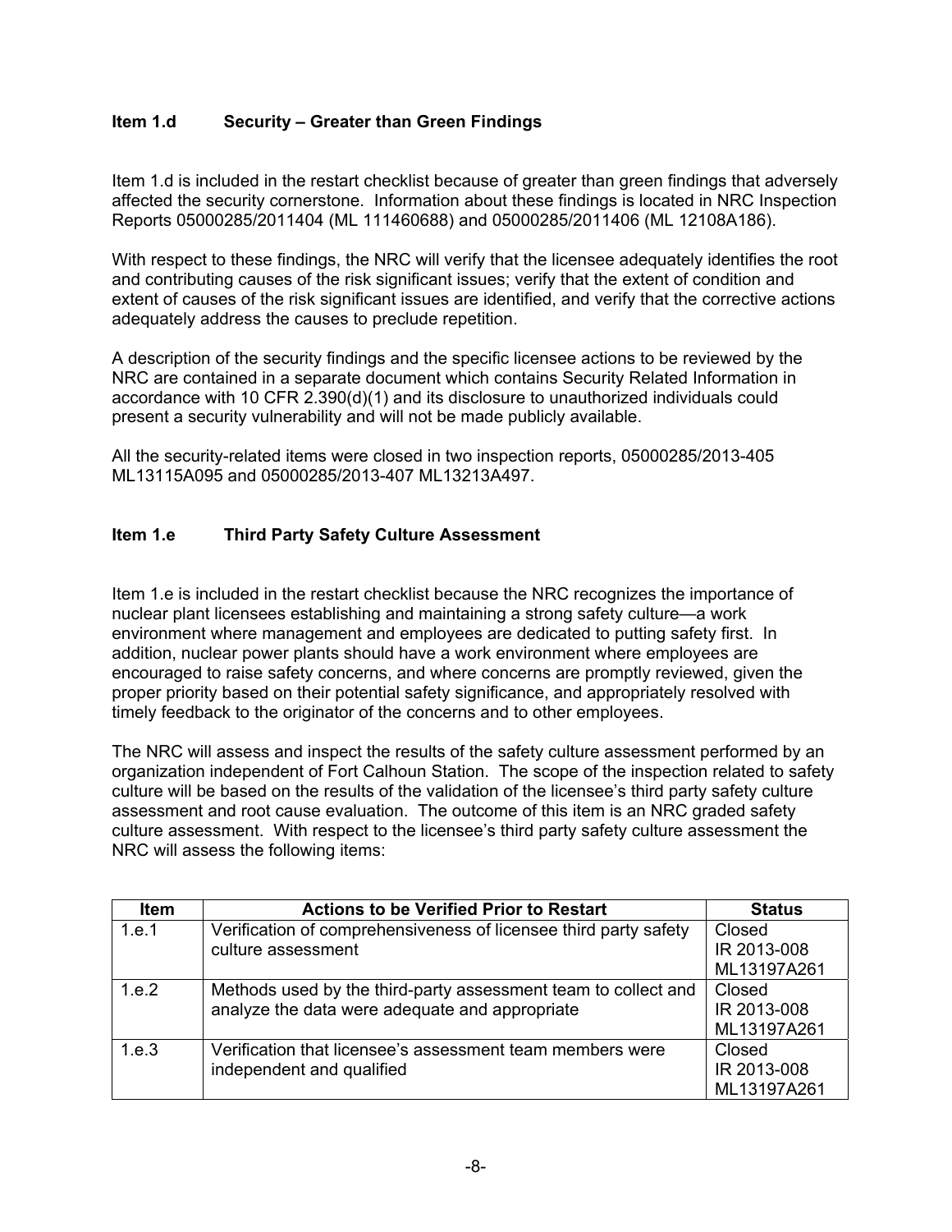### Item 1.d Security – Greater than Green Findings

Item 1.d is included in the restart checklist because of greater than green findings that adversely affected the security cornerstone. Information about these findings is located in NRC Inspection Reports 05000285/2011404 (ML 111460688) and 05000285/2011406 (ML 12108A186).

With respect to these findings, the NRC will verify that the licensee adequately identifies the root and contributing causes of the risk significant issues; verify that the extent of condition and extent of causes of the risk significant issues are identified, and verify that the corrective actions adequately address the causes to preclude repetition.

A description of the security findings and the specific licensee actions to be reviewed by the NRC are contained in a separate document which contains Security Related Information in accordance with 10 CFR 2.390(d)(1) and its disclosure to unauthorized individuals could present a security vulnerability and will not be made publicly available.

All the security-related items were closed in two inspection reports, 05000285/2013-405 ML13115A095 and 05000285/2013-407 ML13213A497.

### Item 1.e Third Party Safety Culture Assessment

Item 1.e is included in the restart checklist because the NRC recognizes the importance of nuclear plant licensees establishing and maintaining a strong safety culture—a work environment where management and employees are dedicated to putting safety first. In addition, nuclear power plants should have a work environment where employees are encouraged to raise safety concerns, and where concerns are promptly reviewed, given the proper priority based on their potential safety significance, and appropriately resolved with timely feedback to the originator of the concerns and to other employees.

The NRC will assess and inspect the results of the safety culture assessment performed by an organization independent of Fort Calhoun Station. The scope of the inspection related to safety culture will be based on the results of the validation of the licensee's third party safety culture assessment and root cause evaluation. The outcome of this item is an NRC graded safety culture assessment. With respect to the licensee's third party safety culture assessment the NRC will assess the following items:

| Item | Actions to be Verified Prior to Restart | Status |
|---|---|---|
| 1.e.1 | Verification of comprehensiveness of licensee third party safety culture assessment | Closed IR 2013-008 ML13197A261 |
| 1.e.2 | Methods used by the third-party assessment team to collect and analyze the data were adequate and appropriate | Closed IR 2013-008 ML13197A261 |
| 1.e.3 | Verification that licensee's assessment team members were independent and qualified | Closed IR 2013-008 ML13197A261 |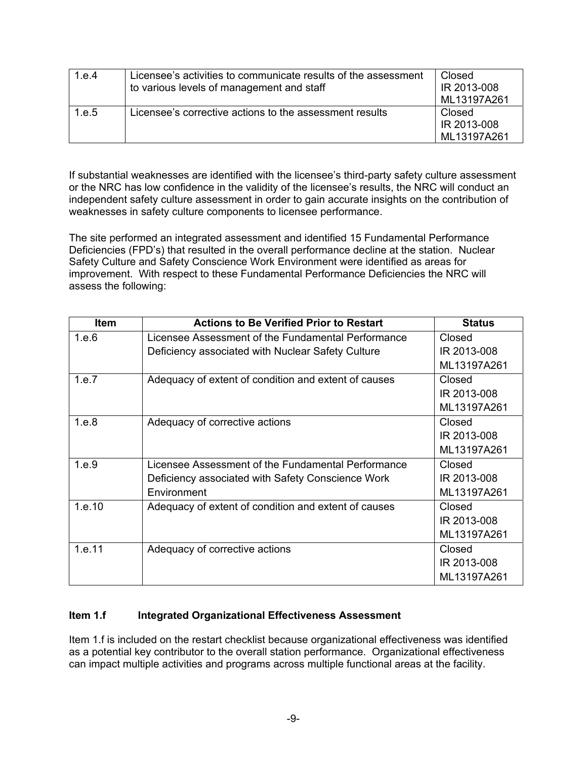| | | |
|---|---|---|
| 1.e.4 | Licensee's activities to communicate results of the assessment to various levels of management and staff | Closed IR 2013-008 ML13197A261 |
| 1.e.5 | Licensee's corrective actions to the assessment results | Closed IR 2013-008 ML13197A261 |

If substantial weaknesses are identified with the licensee's third-party safety culture assessment or the NRC has low confidence in the validity of the licensee's results, the NRC will conduct an independent safety culture assessment in order to gain accurate insights on the contribution of weaknesses in safety culture components to licensee performance.

The site performed an integrated assessment and identified 15 Fundamental Performance Deficiencies (FPD's) that resulted in the overall performance decline at the station. Nuclear Safety Culture and Safety Conscience Work Environment were identified as areas for improvement. With respect to these Fundamental Performance Deficiencies the NRC will assess the following:

| Item | Actions to Be Verified Prior to Restart | Status |
|---|---|---|
| 1.e.6 | Licensee Assessment of the Fundamental Performance Deficiency associated with Nuclear Safety Culture | Closed IR 2013-008 ML13197A261 |
| 1.e.7 | Adequacy of extent of condition and extent of causes | Closed IR 2013-008 ML13197A261 |
| 1.e.8 | Adequacy of corrective actions | Closed IR 2013-008 ML13197A261 |
| 1.e.9 | Licensee Assessment of the Fundamental Performance Deficiency associated with Safety Conscience Work Environment | Closed IR 2013-008 ML13197A261 |
| 1.e.10 | Adequacy of extent of condition and extent of causes | Closed IR 2013-008 ML13197A261 |
| 1.e.11 | Adequacy of corrective actions | Closed IR 2013-008 ML13197A261 |

**Item 1.f Integrated Organizational Effectiveness Assessment**

Item 1.f is included on the restart checklist because organizational effectiveness was identified as a potential key contributor to the overall station performance. Organizational effectiveness can impact multiple activities and programs across multiple functional areas at the facility.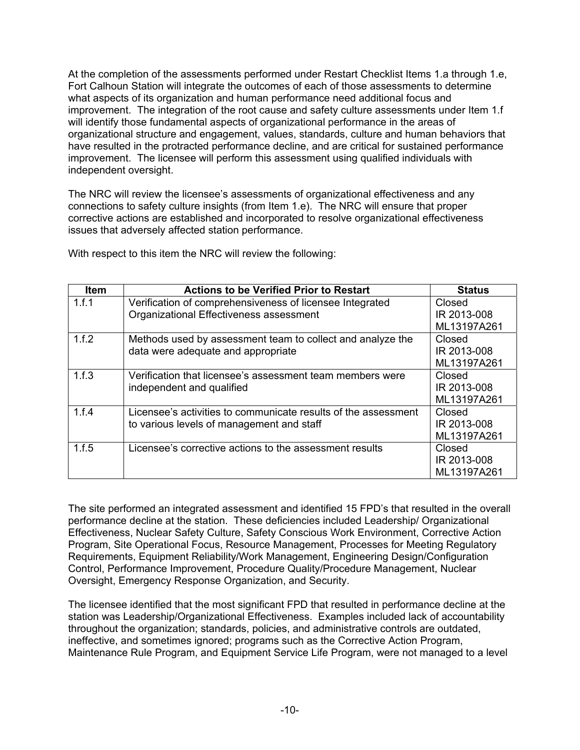At the completion of the assessments performed under Restart Checklist Items 1.a through 1.e, Fort Calhoun Station will integrate the outcomes of each of those assessments to determine what aspects of its organization and human performance need additional focus and improvement. The integration of the root cause and safety culture assessments under Item 1.f will identify those fundamental aspects of organizational performance in the areas of organizational structure and engagement, values, standards, culture and human behaviors that have resulted in the protracted performance decline, and are critical for sustained performance improvement. The licensee will perform this assessment using qualified individuals with independent oversight.

The NRC will review the licensee's assessments of organizational effectiveness and any connections to safety culture insights (from Item 1.e). The NRC will ensure that proper corrective actions are established and incorporated to resolve organizational effectiveness issues that adversely affected station performance.

With respect to this item the NRC will review the following:

| Item | Actions to be Verified Prior to Restart | Status |
|---|---|---|
| 1.f.1 | Verification of comprehensiveness of licensee Integrated Organizational Effectiveness assessment | Closed IR 2013-008 ML13197A261 |
| 1.f.2 | Methods used by assessment team to collect and analyze the data were adequate and appropriate | Closed IR 2013-008 ML13197A261 |
| 1.f.3 | Verification that licensee's assessment team members were independent and qualified | Closed IR 2013-008 ML13197A261 |
| 1.f.4 | Licensee's activities to communicate results of the assessment to various levels of management and staff | Closed IR 2013-008 ML13197A261 |
| 1.f.5 | Licensee's corrective actions to the assessment results | Closed IR 2013-008 ML13197A261 |

The site performed an integrated assessment and identified 15 FPD's that resulted in the overall performance decline at the station. These deficiencies included Leadership/ Organizational Effectiveness, Nuclear Safety Culture, Safety Conscious Work Environment, Corrective Action Program, Site Operational Focus, Resource Management, Processes for Meeting Regulatory Requirements, Equipment Reliability/Work Management, Engineering Design/Configuration Control, Performance Improvement, Procedure Quality/Procedure Management, Nuclear Oversight, Emergency Response Organization, and Security.

The licensee identified that the most significant FPD that resulted in performance decline at the station was Leadership/Organizational Effectiveness. Examples included lack of accountability throughout the organization; standards, policies, and administrative controls are outdated, ineffective, and sometimes ignored; programs such as the Corrective Action Program, Maintenance Rule Program, and Equipment Service Life Program, were not managed to a level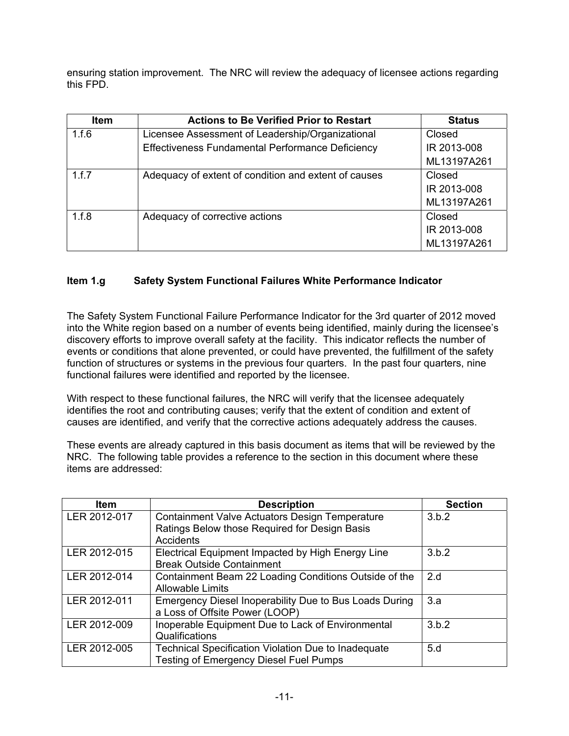ensuring station improvement. The NRC will review the adequacy of licensee actions regarding this FPD.

| Item | Actions to Be Verified Prior to Restart | Status |
|---|---|---|
| 1.f.6 | Licensee Assessment of Leadership/Organizational Effectiveness Fundamental Performance Deficiency | Closed IR 2013-008 ML13197A261 |
| 1.f.7 | Adequacy of extent of condition and extent of causes | Closed IR 2013-008 ML13197A261 |
| 1.f.8 | Adequacy of corrective actions | Closed IR 2013-008 ML13197A261 |

### Item 1.g Safety System Functional Failures White Performance Indicator

The Safety System Functional Failure Performance Indicator for the 3rd quarter of 2012 moved into the White region based on a number of events being identified, mainly during the licensee's discovery efforts to improve overall safety at the facility. This indicator reflects the number of events or conditions that alone prevented, or could have prevented, the fulfillment of the safety function of structures or systems in the previous four quarters. In the past four quarters, nine functional failures were identified and reported by the licensee.

With respect to these functional failures, the NRC will verify that the licensee adequately identifies the root and contributing causes; verify that the extent of condition and extent of causes are identified, and verify that the corrective actions adequately address the causes.

These events are already captured in this basis document as items that will be reviewed by the NRC. The following table provides a reference to the section in this document where these items are addressed:

| Item | Description | Section |
|---|---|---|
| LER 2012-017 | Containment Valve Actuators Design Temperature Ratings Below those Required for Design Basis Accidents | 3.b.2 |
| LER 2012-015 | Electrical Equipment Impacted by High Energy Line Break Outside Containment | 3.b.2 |
| LER 2012-014 | Containment Beam 22 Loading Conditions Outside of the Allowable Limits | 2.d |
| LER 2012-011 | Emergency Diesel Inoperability Due to Bus Loads During a Loss of Offsite Power (LOOP) | 3.a |
| LER 2012-009 | Inoperable Equipment Due to Lack of Environmental Qualifications | 3.b.2 |
| LER 2012-005 | Technical Specification Violation Due to Inadequate Testing of Emergency Diesel Fuel Pumps | 5.d |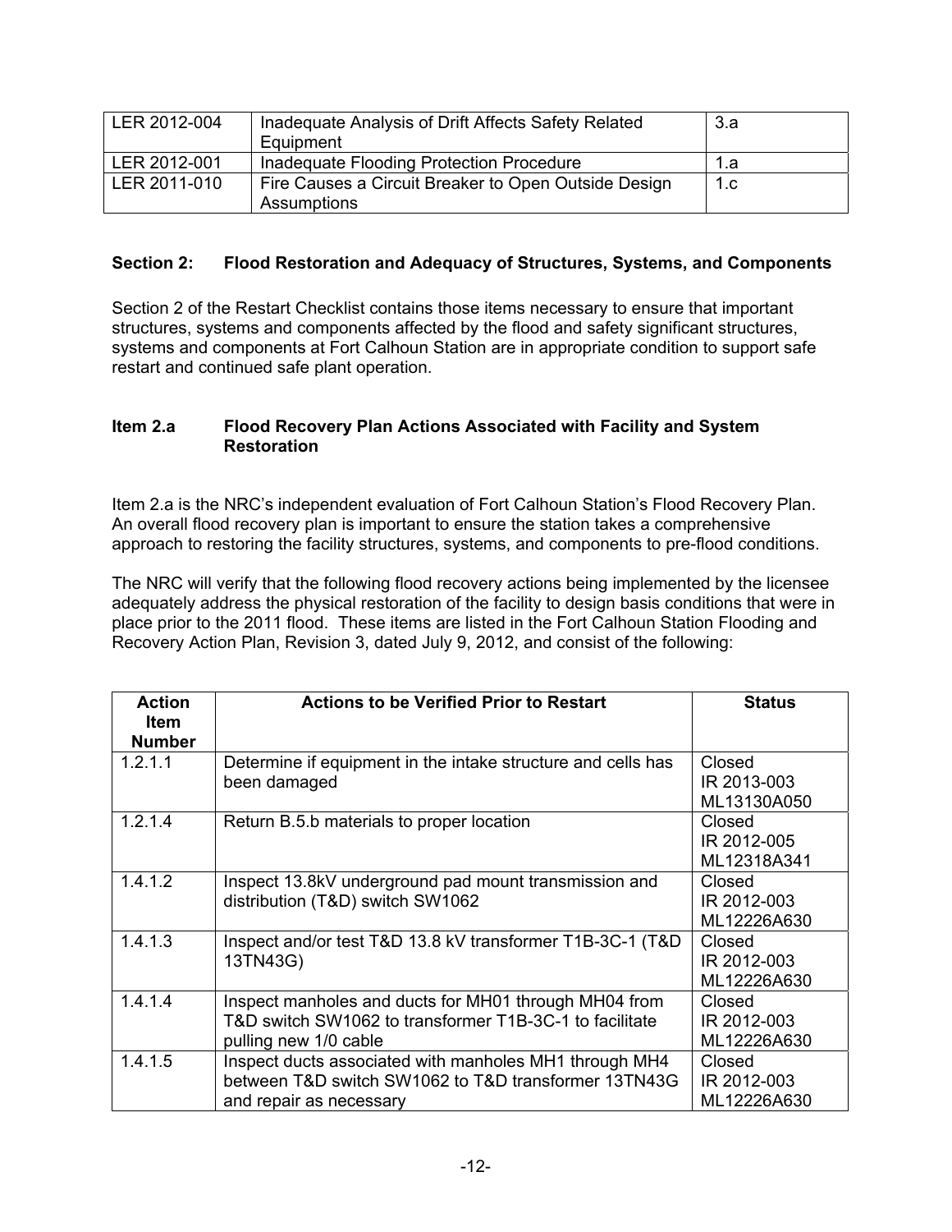| | | |
|---|---|---|
| LER 2012-004 | Inadequate Analysis of Drift Affects Safety Related Equipment | 3.a |
| LER 2012-001 | Inadequate Flooding Protection Procedure | 1.a |
| LER 2011-010 | Fire Causes a Circuit Breaker to Open Outside Design Assumptions | 1.c |

## Section 2: Flood Restoration and Adequacy of Structures, Systems, and Components

Section 2 of the Restart Checklist contains those items necessary to ensure that important structures, systems and components affected by the flood and safety significant structures, systems and components at Fort Calhoun Station are in appropriate condition to support safe restart and continued safe plant operation.

### Item 2.a Flood Recovery Plan Actions Associated with Facility and System Restoration

Item 2.a is the NRC's independent evaluation of Fort Calhoun Station's Flood Recovery Plan. An overall flood recovery plan is important to ensure the station takes a comprehensive approach to restoring the facility structures, systems, and components to pre-flood conditions.

The NRC will verify that the following flood recovery actions being implemented by the licensee adequately address the physical restoration of the facility to design basis conditions that were in place prior to the 2011 flood. These items are listed in the Fort Calhoun Station Flooding and Recovery Action Plan, Revision 3, dated July 9, 2012, and consist of the following:

| Action Item Number | Actions to be Verified Prior to Restart | Status |
|---|---|---|
| 1.2.1.1 | Determine if equipment in the intake structure and cells has been damaged | Closed IR 2013-003 ML13130A050 |
| 1.2.1.4 | Return B.5.b materials to proper location | Closed IR 2012-005 ML12318A341 |
| 1.4.1.2 | Inspect 13.8kV underground pad mount transmission and distribution (T&D) switch SW1062 | Closed IR 2012-003 ML12226A630 |
| 1.4.1.3 | Inspect and/or test T&D 13.8 kV transformer T1B-3C-1 (T&D 13TN43G) | Closed IR 2012-003 ML12226A630 |
| 1.4.1.4 | Inspect manholes and ducts for MH01 through MH04 from T&D switch SW1062 to transformer T1B-3C-1 to facilitate pulling new 1/0 cable | Closed IR 2012-003 ML12226A630 |
| 1.4.1.5 | Inspect ducts associated with manholes MH1 through MH4 between T&D switch SW1062 to T&D transformer 13TN43G and repair as necessary | Closed IR 2012-003 ML12226A630 |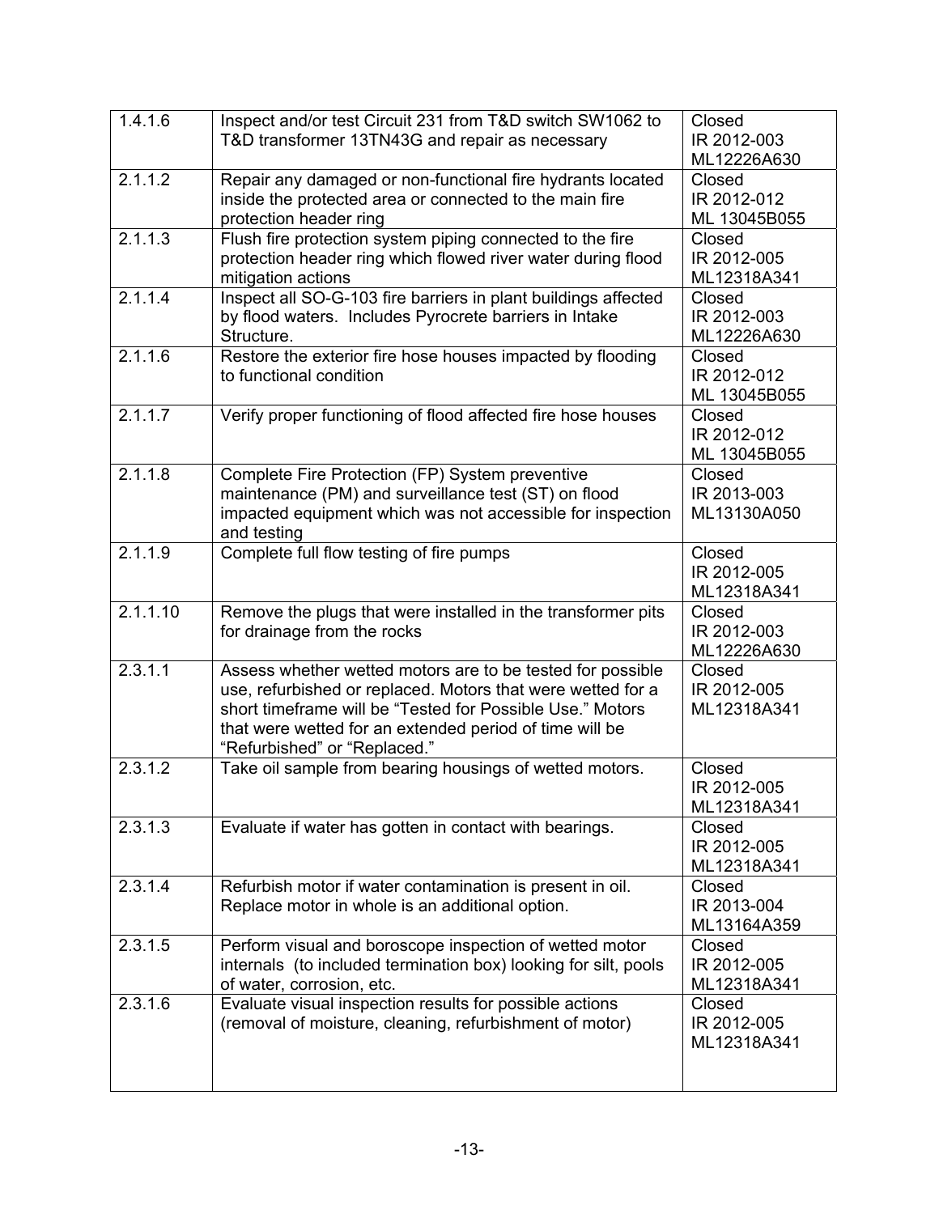| | | |
|---|---|---|
| 1.4.1.6 | Inspect and/or test Circuit 231 from T&D switch SW1062 to T&D transformer 13TN43G and repair as necessary | Closed<br>IR 2012-003<br>ML12226A630 |
| 2.1.1.2 | Repair any damaged or non-functional fire hydrants located inside the protected area or connected to the main fire protection header ring | Closed<br>IR 2012-012<br>ML 13045B055 |
| 2.1.1.3 | Flush fire protection system piping connected to the fire protection header ring which flowed river water during flood mitigation actions | Closed<br>IR 2012-005<br>ML12318A341 |
| 2.1.1.4 | Inspect all SO-G-103 fire barriers in plant buildings affected by flood waters. Includes Pyrocrete barriers in Intake Structure. | Closed<br>IR 2012-003<br>ML12226A630 |
| 2.1.1.6 | Restore the exterior fire hose houses impacted by flooding to functional condition | Closed<br>IR 2012-012<br>ML 13045B055 |
| 2.1.1.7 | Verify proper functioning of flood affected fire hose houses | Closed<br>IR 2012-012<br>ML 13045B055 |
| 2.1.1.8 | Complete Fire Protection (FP) System preventive maintenance (PM) and surveillance test (ST) on flood impacted equipment which was not accessible for inspection and testing | Closed<br>IR 2013-003<br>ML13130A050 |
| 2.1.1.9 | Complete full flow testing of fire pumps | Closed<br>IR 2012-005<br>ML12318A341 |
| 2.1.1.10 | Remove the plugs that were installed in the transformer pits for drainage from the rocks | Closed<br>IR 2012-003<br>ML12226A630 |
| 2.3.1.1 | Assess whether wetted motors are to be tested for possible use, refurbished or replaced. Motors that were wetted for a short timeframe will be "Tested for Possible Use." Motors that were wetted for an extended period of time will be "Refurbished" or "Replaced." | Closed<br>IR 2012-005<br>ML12318A341 |
| 2.3.1.2 | Take oil sample from bearing housings of wetted motors. | Closed<br>IR 2012-005<br>ML12318A341 |
| 2.3.1.3 | Evaluate if water has gotten in contact with bearings. | Closed<br>IR 2012-005<br>ML12318A341 |
| 2.3.1.4 | Refurbish motor if water contamination is present in oil. Replace motor in whole is an additional option. | Closed<br>IR 2013-004<br>ML13164A359 |
| 2.3.1.5 | Perform visual and boroscope inspection of wetted motor internals (to included termination box) looking for silt, pools of water, corrosion, etc. | Closed<br>IR 2012-005<br>ML12318A341 |
| 2.3.1.6 | Evaluate visual inspection results for possible actions (removal of moisture, cleaning, refurbishment of motor) | Closed<br>IR 2012-005<br>ML12318A341 |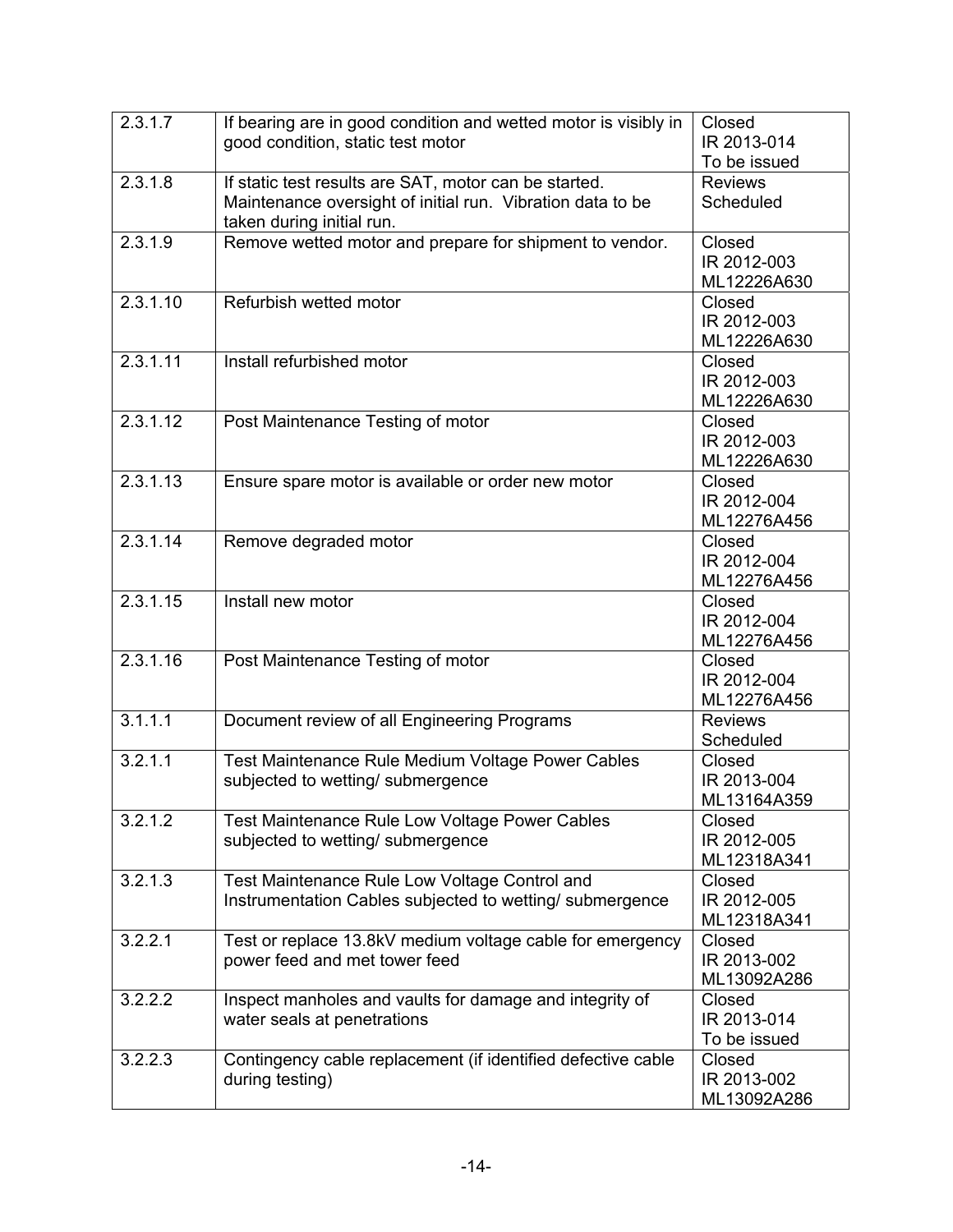| | | |
|---|---|---|
| 2.3.1.7 | If bearing are in good condition and wetted motor is visibly in good condition, static test motor | Closed<br>IR 2013-014<br>To be issued |
| 2.3.1.8 | If static test results are SAT, motor can be started. Maintenance oversight of initial run. Vibration data to be taken during initial run. | Reviews Scheduled |
| 2.3.1.9 | Remove wetted motor and prepare for shipment to vendor. | Closed<br>IR 2012-003<br>ML12226A630 |
| 2.3.1.10 | Refurbish wetted motor | Closed<br>IR 2012-003<br>ML12226A630 |
| 2.3.1.11 | Install refurbished motor | Closed<br>IR 2012-003<br>ML12226A630 |
| 2.3.1.12 | Post Maintenance Testing of motor | Closed<br>IR 2012-003<br>ML12226A630 |
| 2.3.1.13 | Ensure spare motor is available or order new motor | Closed<br>IR 2012-004<br>ML12276A456 |
| 2.3.1.14 | Remove degraded motor | Closed<br>IR 2012-004<br>ML12276A456 |
| 2.3.1.15 | Install new motor | Closed<br>IR 2012-004<br>ML12276A456 |
| 2.3.1.16 | Post Maintenance Testing of motor | Closed<br>IR 2012-004<br>ML12276A456 |
| 3.1.1.1 | Document review of all Engineering Programs | Reviews Scheduled |
| 3.2.1.1 | Test Maintenance Rule Medium Voltage Power Cables subjected to wetting/ submergence | Closed<br>IR 2013-004<br>ML13164A359 |
| 3.2.1.2 | Test Maintenance Rule Low Voltage Power Cables subjected to wetting/ submergence | Closed<br>IR 2012-005<br>ML12318A341 |
| 3.2.1.3 | Test Maintenance Rule Low Voltage Control and Instrumentation Cables subjected to wetting/ submergence | Closed<br>IR 2012-005<br>ML12318A341 |
| 3.2.2.1 | Test or replace 13.8kV medium voltage cable for emergency power feed and met tower feed | Closed<br>IR 2013-002<br>ML13092A286 |
| 3.2.2.2 | Inspect manholes and vaults for damage and integrity of water seals at penetrations | Closed<br>IR 2013-014<br>To be issued |
| 3.2.2.3 | Contingency cable replacement (if identified defective cable during testing) | Closed<br>IR 2013-002<br>ML13092A286 |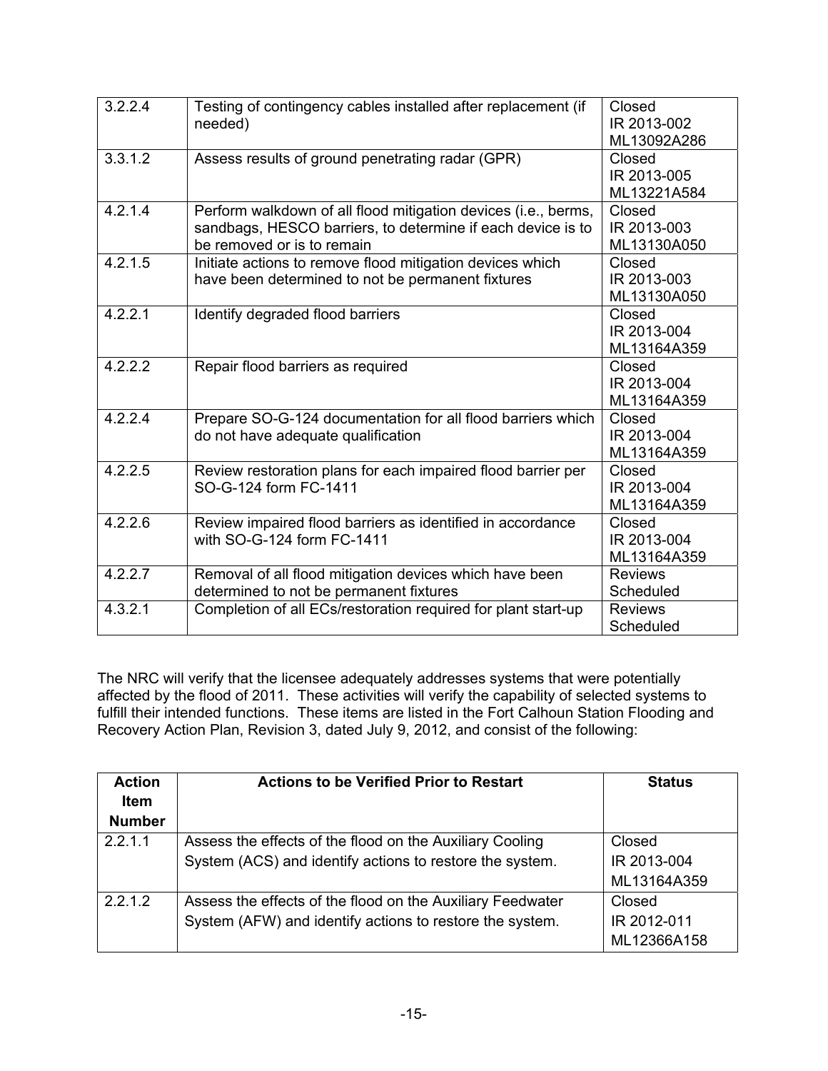| | | |
|---|---|---|
| 3.2.2.4 | Testing of contingency cables installed after replacement (if needed) | Closed IR 2013-002 ML13092A286 |
| 3.3.1.2 | Assess results of ground penetrating radar (GPR) | Closed IR 2013-005 ML13221A584 |
| 4.2.1.4 | Perform walkdown of all flood mitigation devices (i.e., berms, sandbags, HESCO barriers, to determine if each device is to be removed or is to remain | Closed IR 2013-003 ML13130A050 |
| 4.2.1.5 | Initiate actions to remove flood mitigation devices which have been determined to not be permanent fixtures | Closed IR 2013-003 ML13130A050 |
| 4.2.2.1 | Identify degraded flood barriers | Closed IR 2013-004 ML13164A359 |
| 4.2.2.2 | Repair flood barriers as required | Closed IR 2013-004 ML13164A359 |
| 4.2.2.4 | Prepare SO-G-124 documentation for all flood barriers which do not have adequate qualification | Closed IR 2013-004 ML13164A359 |
| 4.2.2.5 | Review restoration plans for each impaired flood barrier per SO-G-124 form FC-1411 | Closed IR 2013-004 ML13164A359 |
| 4.2.2.6 | Review impaired flood barriers as identified in accordance with SO-G-124 form FC-1411 | Closed IR 2013-004 ML13164A359 |
| 4.2.2.7 | Removal of all flood mitigation devices which have been determined to not be permanent fixtures | Reviews Scheduled |
| 4.3.2.1 | Completion of all ECs/restoration required for plant start-up | Reviews Scheduled |

The NRC will verify that the licensee adequately addresses systems that were potentially affected by the flood of 2011. These activities will verify the capability of selected systems to fulfill their intended functions. These items are listed in the Fort Calhoun Station Flooding and Recovery Action Plan, Revision 3, dated July 9, 2012, and consist of the following:

| Action Item Number | Actions to be Verified Prior to Restart | Status |
|---|---|---|
| 2.2.1.1 | Assess the effects of the flood on the Auxiliary Cooling System (ACS) and identify actions to restore the system. | Closed IR 2013-004 ML13164A359 |
| 2.2.1.2 | Assess the effects of the flood on the Auxiliary Feedwater System (AFW) and identify actions to restore the system. | Closed IR 2012-011 ML12366A158 |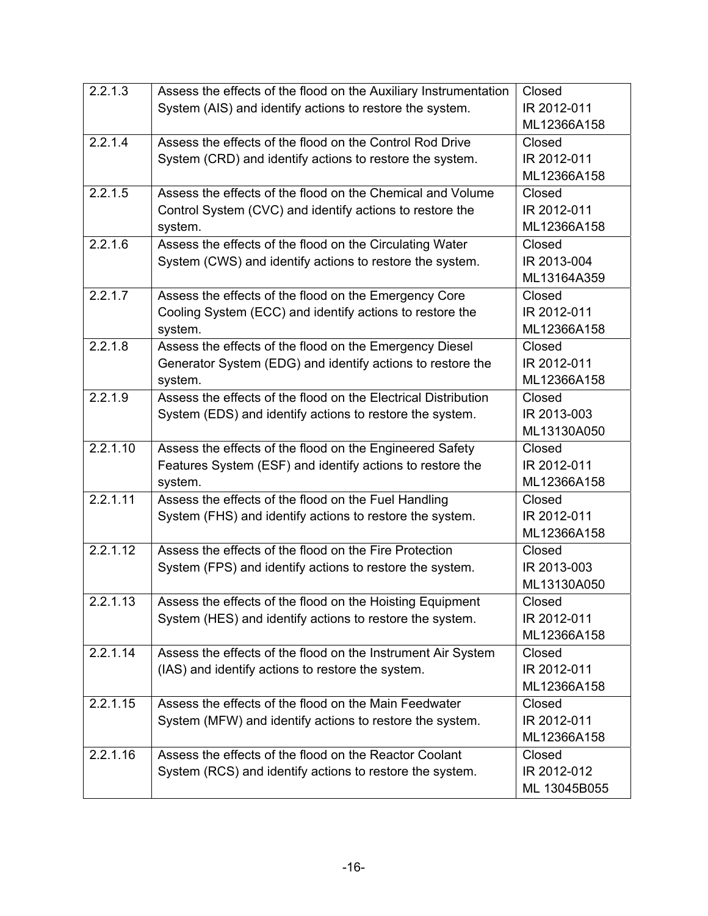| | | |
|---|---|---|
| 2.2.1.3 | Assess the effects of the flood on the Auxiliary Instrumentation System (AIS) and identify actions to restore the system. | Closed<br>IR 2012-011<br>ML12366A158 |
| 2.2.1.4 | Assess the effects of the flood on the Control Rod Drive System (CRD) and identify actions to restore the system. | Closed<br>IR 2012-011<br>ML12366A158 |
| 2.2.1.5 | Assess the effects of the flood on the Chemical and Volume Control System (CVC) and identify actions to restore the system. | Closed<br>IR 2012-011<br>ML12366A158 |
| 2.2.1.6 | Assess the effects of the flood on the Circulating Water System (CWS) and identify actions to restore the system. | Closed<br>IR 2013-004<br>ML13164A359 |
| 2.2.1.7 | Assess the effects of the flood on the Emergency Core Cooling System (ECC) and identify actions to restore the system. | Closed<br>IR 2012-011<br>ML12366A158 |
| 2.2.1.8 | Assess the effects of the flood on the Emergency Diesel Generator System (EDG) and identify actions to restore the system. | Closed<br>IR 2012-011<br>ML12366A158 |
| 2.2.1.9 | Assess the effects of the flood on the Electrical Distribution System (EDS) and identify actions to restore the system. | Closed<br>IR 2013-003<br>ML13130A050 |
| 2.2.1.10 | Assess the effects of the flood on the Engineered Safety Features System (ESF) and identify actions to restore the system. | Closed<br>IR 2012-011<br>ML12366A158 |
| 2.2.1.11 | Assess the effects of the flood on the Fuel Handling System (FHS) and identify actions to restore the system. | Closed<br>IR 2012-011<br>ML12366A158 |
| 2.2.1.12 | Assess the effects of the flood on the Fire Protection System (FPS) and identify actions to restore the system. | Closed<br>IR 2013-003<br>ML13130A050 |
| 2.2.1.13 | Assess the effects of the flood on the Hoisting Equipment System (HES) and identify actions to restore the system. | Closed<br>IR 2012-011<br>ML12366A158 |
| 2.2.1.14 | Assess the effects of the flood on the Instrument Air System (IAS) and identify actions to restore the system. | Closed<br>IR 2012-011<br>ML12366A158 |
| 2.2.1.15 | Assess the effects of the flood on the Main Feedwater System (MFW) and identify actions to restore the system. | Closed<br>IR 2012-011<br>ML12366A158 |
| 2.2.1.16 | Assess the effects of the flood on the Reactor Coolant System (RCS) and identify actions to restore the system. | Closed<br>IR 2012-012<br>ML 13045B055 |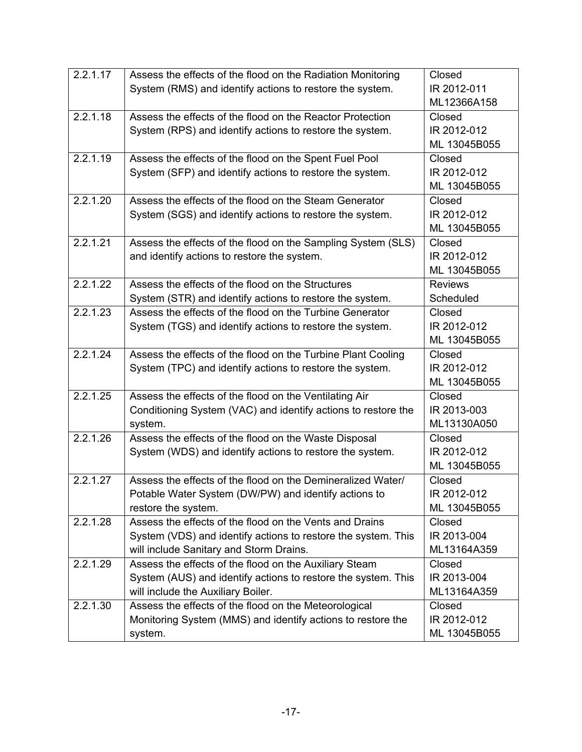| | | |
|---|---|---|
| 2.2.1.17 | Assess the effects of the flood on the Radiation Monitoring System (RMS) and identify actions to restore the system. | Closed<br>IR 2012-011<br>ML12366A158 |
| 2.2.1.18 | Assess the effects of the flood on the Reactor Protection System (RPS) and identify actions to restore the system. | Closed<br>IR 2012-012<br>ML 13045B055 |
| 2.2.1.19 | Assess the effects of the flood on the Spent Fuel Pool System (SFP) and identify actions to restore the system. | Closed<br>IR 2012-012<br>ML 13045B055 |
| 2.2.1.20 | Assess the effects of the flood on the Steam Generator System (SGS) and identify actions to restore the system. | Closed<br>IR 2012-012<br>ML 13045B055 |
| 2.2.1.21 | Assess the effects of the flood on the Sampling System (SLS) and identify actions to restore the system. | Closed<br>IR 2012-012<br>ML 13045B055 |
| 2.2.1.22 | Assess the effects of the flood on the Structures System (STR) and identify actions to restore the system. | Reviews<br>Scheduled |
| 2.2.1.23 | Assess the effects of the flood on the Turbine Generator System (TGS) and identify actions to restore the system. | Closed<br>IR 2012-012<br>ML 13045B055 |
| 2.2.1.24 | Assess the effects of the flood on the Turbine Plant Cooling System (TPC) and identify actions to restore the system. | Closed<br>IR 2012-012<br>ML 13045B055 |
| 2.2.1.25 | Assess the effects of the flood on the Ventilating Air Conditioning System (VAC) and identify actions to restore the system. | Closed<br>IR 2013-003<br>ML13130A050 |
| 2.2.1.26 | Assess the effects of the flood on the Waste Disposal System (WDS) and identify actions to restore the system. | Closed<br>IR 2012-012<br>ML 13045B055 |
| 2.2.1.27 | Assess the effects of the flood on the Demineralized Water/ Potable Water System (DW/PW) and identify actions to restore the system. | Closed<br>IR 2012-012<br>ML 13045B055 |
| 2.2.1.28 | Assess the effects of the flood on the Vents and Drains System (VDS) and identify actions to restore the system. This will include Sanitary and Storm Drains. | Closed<br>IR 2013-004<br>ML13164A359 |
| 2.2.1.29 | Assess the effects of the flood on the Auxiliary Steam System (AUS) and identify actions to restore the system. This will include the Auxiliary Boiler. | Closed<br>IR 2013-004<br>ML13164A359 |
| 2.2.1.30 | Assess the effects of the flood on the Meteorological Monitoring System (MMS) and identify actions to restore the system. | Closed<br>IR 2012-012<br>ML 13045B055 |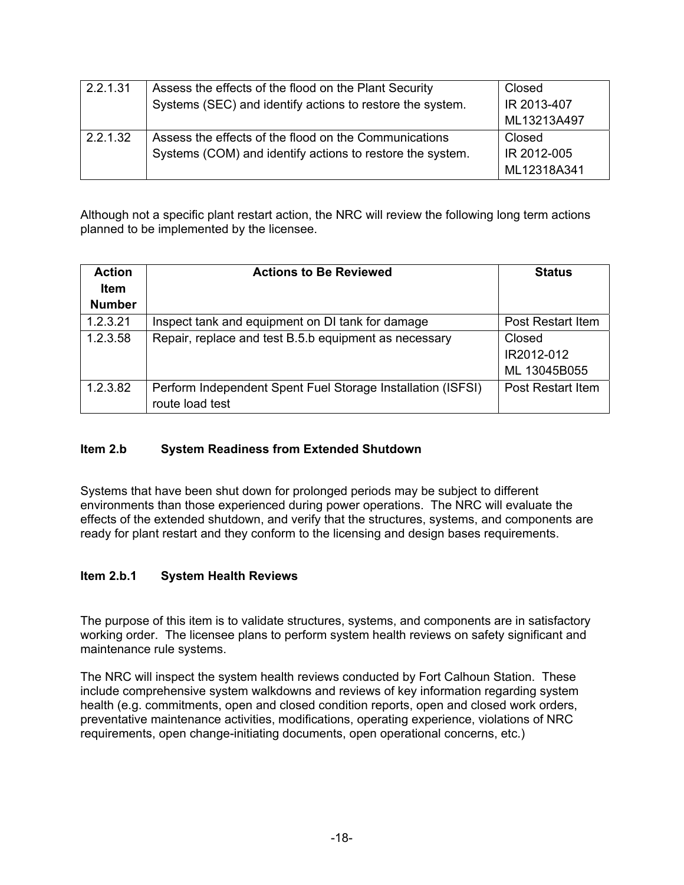| | | |
|---|---|---|
| 2.2.1.31 | Assess the effects of the flood on the Plant Security Systems (SEC) and identify actions to restore the system. | Closed<br>IR 2013-407<br>ML13213A497 |
| 2.2.1.32 | Assess the effects of the flood on the Communications Systems (COM) and identify actions to restore the system. | Closed<br>IR 2012-005<br>ML12318A341 |

Although not a specific plant restart action, the NRC will review the following long term actions planned to be implemented by the licensee.

| Action Item Number | Actions to Be Reviewed | Status |
|---|---|---|
| 1.2.3.21 | Inspect tank and equipment on DI tank for damage | Post Restart Item |
| 1.2.3.58 | Repair, replace and test B.5.b equipment as necessary | Closed<br>IR2012-012<br>ML 13045B055 |
| 1.2.3.82 | Perform Independent Spent Fuel Storage Installation (ISFSI) route load test | Post Restart Item |

### Item 2.b System Readiness from Extended Shutdown

Systems that have been shut down for prolonged periods may be subject to different environments than those experienced during power operations. The NRC will evaluate the effects of the extended shutdown, and verify that the structures, systems, and components are ready for plant restart and they conform to the licensing and design bases requirements.

### Item 2.b.1 System Health Reviews

The purpose of this item is to validate structures, systems, and components are in satisfactory working order. The licensee plans to perform system health reviews on safety significant and maintenance rule systems.

The NRC will inspect the system health reviews conducted by Fort Calhoun Station. These include comprehensive system walkdowns and reviews of key information regarding system health (e.g. commitments, open and closed condition reports, open and closed work orders, preventative maintenance activities, modifications, operating experience, violations of NRC requirements, open change-initiating documents, open operational concerns, etc.)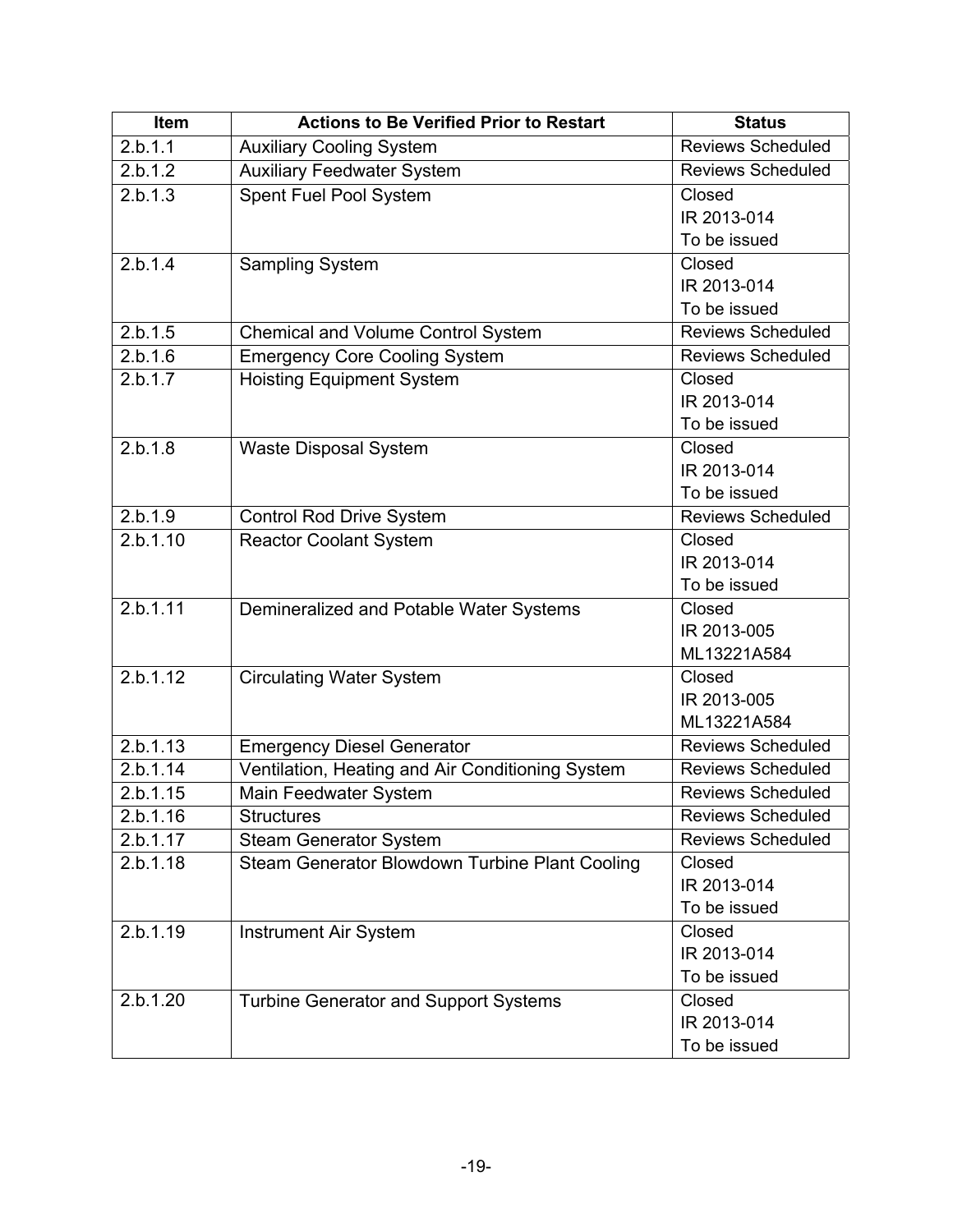| Item | Actions to Be Verified Prior to Restart | Status |
|---|---|---|
| 2.b.1.1 | Auxiliary Cooling System | Reviews Scheduled |
| 2.b.1.2 | Auxiliary Feedwater System | Reviews Scheduled |
| 2.b.1.3 | Spent Fuel Pool System | Closed<br>IR 2013-014<br>To be issued |
| 2.b.1.4 | Sampling System | Closed<br>IR 2013-014<br>To be issued |
| 2.b.1.5 | Chemical and Volume Control System | Reviews Scheduled |
| 2.b.1.6 | Emergency Core Cooling System | Reviews Scheduled |
| 2.b.1.7 | Hoisting Equipment System | Closed<br>IR 2013-014<br>To be issued |
| 2.b.1.8 | Waste Disposal System | Closed<br>IR 2013-014<br>To be issued |
| 2.b.1.9 | Control Rod Drive System | Reviews Scheduled |
| 2.b.1.10 | Reactor Coolant System | Closed<br>IR 2013-014<br>To be issued |
| 2.b.1.11 | Demineralized and Potable Water Systems | Closed<br>IR 2013-005<br>ML13221A584 |
| 2.b.1.12 | Circulating Water System | Closed<br>IR 2013-005<br>ML13221A584 |
| 2.b.1.13 | Emergency Diesel Generator | Reviews Scheduled |
| 2.b.1.14 | Ventilation, Heating and Air Conditioning System | Reviews Scheduled |
| 2.b.1.15 | Main Feedwater System | Reviews Scheduled |
| 2.b.1.16 | Structures | Reviews Scheduled |
| 2.b.1.17 | Steam Generator System | Reviews Scheduled |
| 2.b.1.18 | Steam Generator Blowdown Turbine Plant Cooling | Closed<br>IR 2013-014<br>To be issued |
| 2.b.1.19 | Instrument Air System | Closed<br>IR 2013-014<br>To be issued |
| 2.b.1.20 | Turbine Generator and Support Systems | Closed<br>IR 2013-014<br>To be issued |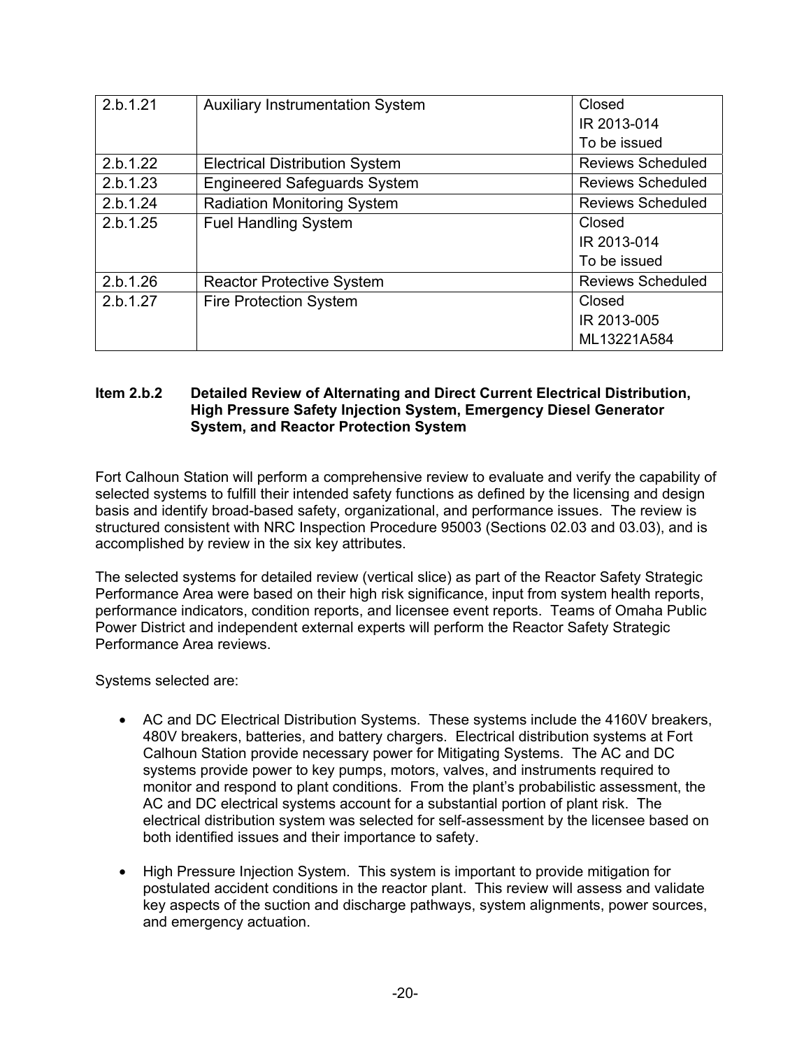| | | |
|---|---|---|
| 2.b.1.21 | Auxiliary Instrumentation System | Closed<br>IR 2013-014<br>To be issued |
| 2.b.1.22 | Electrical Distribution System | Reviews Scheduled |
| 2.b.1.23 | Engineered Safeguards System | Reviews Scheduled |
| 2.b.1.24 | Radiation Monitoring System | Reviews Scheduled |
| 2.b.1.25 | Fuel Handling System | Closed<br>IR 2013-014<br>To be issued |
| 2.b.1.26 | Reactor Protective System | Reviews Scheduled |
| 2.b.1.27 | Fire Protection System | Closed<br>IR 2013-005<br>ML13221A584 |

**Item 2.b.2 Detailed Review of Alternating and Direct Current Electrical Distribution, High Pressure Safety Injection System, Emergency Diesel Generator System, and Reactor Protection System**

Fort Calhoun Station will perform a comprehensive review to evaluate and verify the capability of selected systems to fulfill their intended safety functions as defined by the licensing and design basis and identify broad-based safety, organizational, and performance issues. The review is structured consistent with NRC Inspection Procedure 95003 (Sections 02.03 and 03.03), and is accomplished by review in the six key attributes.

The selected systems for detailed review (vertical slice) as part of the Reactor Safety Strategic Performance Area were based on their high risk significance, input from system health reports, performance indicators, condition reports, and licensee event reports. Teams of Omaha Public Power District and independent external experts will perform the Reactor Safety Strategic Performance Area reviews.

Systems selected are:

- AC and DC Electrical Distribution Systems. These systems include the 4160V breakers, 480V breakers, batteries, and battery chargers. Electrical distribution systems at Fort Calhoun Station provide necessary power for Mitigating Systems. The AC and DC systems provide power to key pumps, motors, valves, and instruments required to monitor and respond to plant conditions. From the plant's probabilistic assessment, the AC and DC electrical systems account for a substantial portion of plant risk. The electrical distribution system was selected for self-assessment by the licensee based on both identified issues and their importance to safety.

- High Pressure Injection System. This system is important to provide mitigation for postulated accident conditions in the reactor plant. This review will assess and validate key aspects of the suction and discharge pathways, system alignments, power sources, and emergency actuation.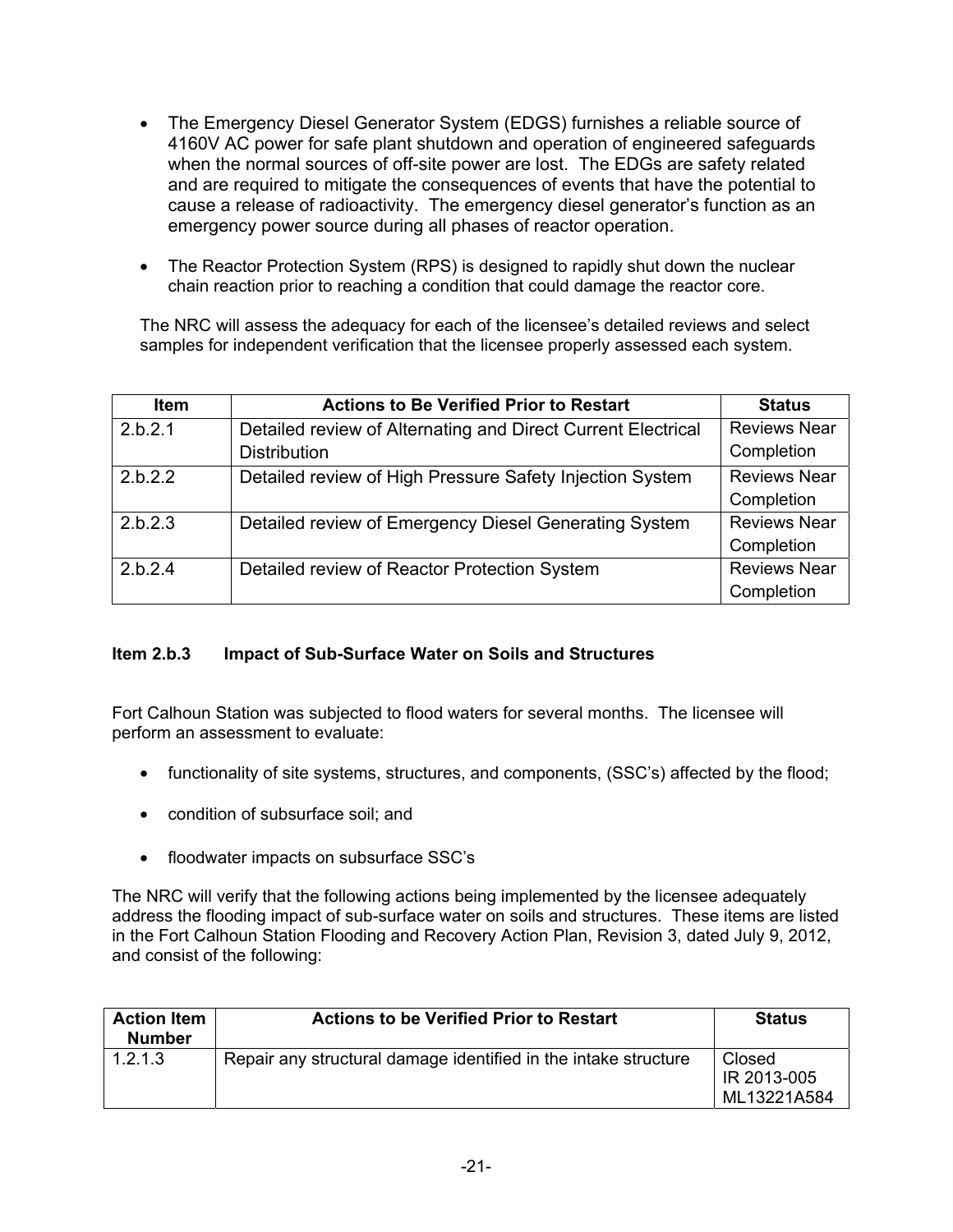- The Emergency Diesel Generator System (EDGS) furnishes a reliable source of 4160V AC power for safe plant shutdown and operation of engineered safeguards when the normal sources of off-site power are lost. The EDGs are safety related and are required to mitigate the consequences of events that have the potential to cause a release of radioactivity. The emergency diesel generator's function as an emergency power source during all phases of reactor operation.

- The Reactor Protection System (RPS) is designed to rapidly shut down the nuclear chain reaction prior to reaching a condition that could damage the reactor core.

The NRC will assess the adequacy for each of the licensee's detailed reviews and select samples for independent verification that the licensee properly assessed each system.

| Item | Actions to Be Verified Prior to Restart | Status |
|---|---|---|
| 2.b.2.1 | Detailed review of Alternating and Direct Current Electrical Distribution | Reviews Near Completion |
| 2.b.2.2 | Detailed review of High Pressure Safety Injection System | Reviews Near Completion |
| 2.b.2.3 | Detailed review of Emergency Diesel Generating System | Reviews Near Completion |
| 2.b.2.4 | Detailed review of Reactor Protection System | Reviews Near Completion |

**Item 2.b.3 Impact of Sub-Surface Water on Soils and Structures**

Fort Calhoun Station was subjected to flood waters for several months. The licensee will perform an assessment to evaluate:

- functionality of site systems, structures, and components, (SSC's) affected by the flood;
- condition of subsurface soil; and
- floodwater impacts on subsurface SSC's

The NRC will verify that the following actions being implemented by the licensee adequately address the flooding impact of sub-surface water on soils and structures. These items are listed in the Fort Calhoun Station Flooding and Recovery Action Plan, Revision 3, dated July 9, 2012, and consist of the following:

| Action Item Number | Actions to be Verified Prior to Restart | Status |
|---|---|---|
| 1.2.1.3 | Repair any structural damage identified in the intake structure | Closed IR 2013-005 ML13221A584 |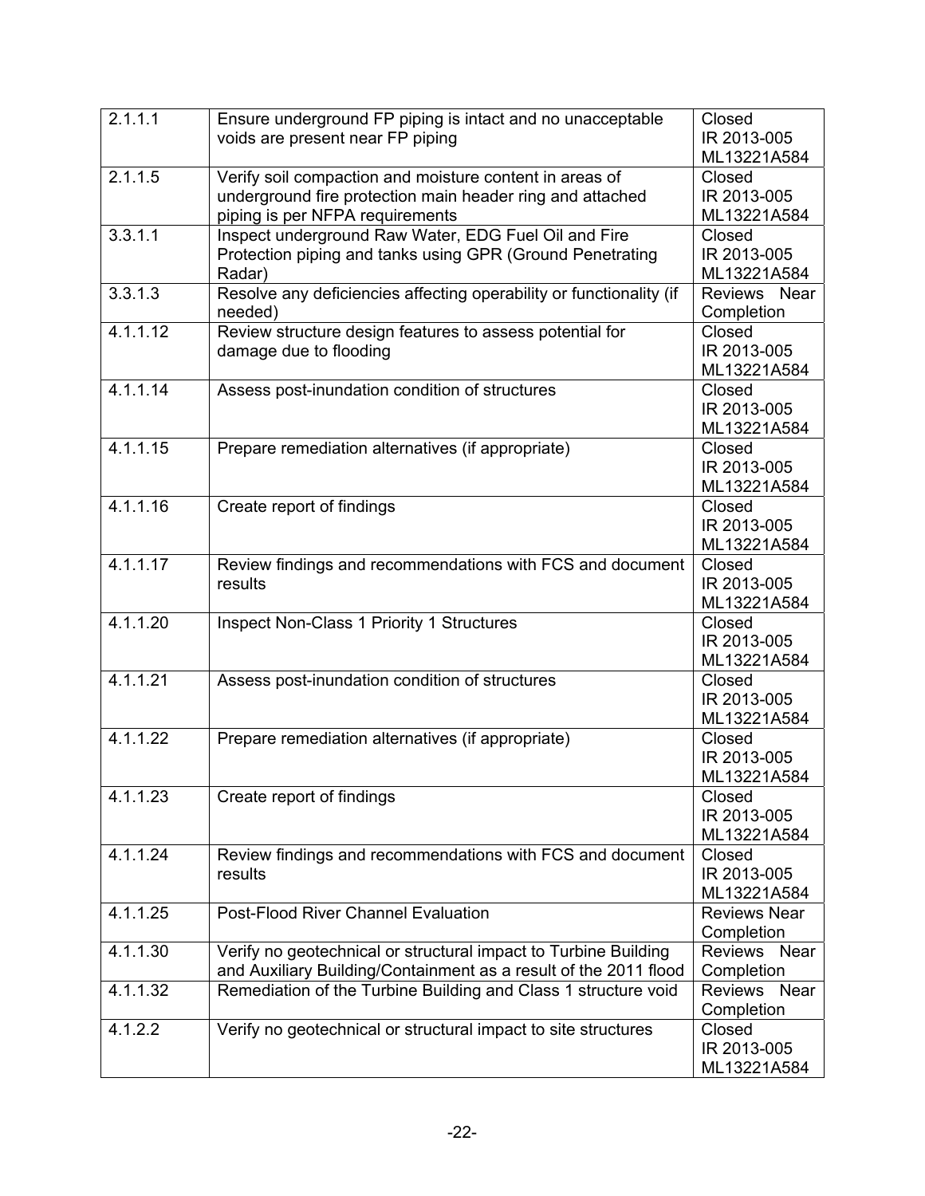| | | |
|---|---|---|
| 2.1.1.1 | Ensure underground FP piping is intact and no unacceptable voids are present near FP piping | Closed IR 2013-005 ML13221A584 |
| 2.1.1.5 | Verify soil compaction and moisture content in areas of underground fire protection main header ring and attached piping is per NFPA requirements | Closed IR 2013-005 ML13221A584 |
| 3.3.1.1 | Inspect underground Raw Water, EDG Fuel Oil and Fire Protection piping and tanks using GPR (Ground Penetrating Radar) | Closed IR 2013-005 ML13221A584 |
| 3.3.1.3 | Resolve any deficiencies affecting operability or functionality (if needed) | Reviews Near Completion |
| 4.1.1.12 | Review structure design features to assess potential for damage due to flooding | Closed IR 2013-005 ML13221A584 |
| 4.1.1.14 | Assess post-inundation condition of structures | Closed IR 2013-005 ML13221A584 |
| 4.1.1.15 | Prepare remediation alternatives (if appropriate) | Closed IR 2013-005 ML13221A584 |
| 4.1.1.16 | Create report of findings | Closed IR 2013-005 ML13221A584 |
| 4.1.1.17 | Review findings and recommendations with FCS and document results | Closed IR 2013-005 ML13221A584 |
| 4.1.1.20 | Inspect Non-Class 1 Priority 1 Structures | Closed IR 2013-005 ML13221A584 |
| 4.1.1.21 | Assess post-inundation condition of structures | Closed IR 2013-005 ML13221A584 |
| 4.1.1.22 | Prepare remediation alternatives (if appropriate) | Closed IR 2013-005 ML13221A584 |
| 4.1.1.23 | Create report of findings | Closed IR 2013-005 ML13221A584 |
| 4.1.1.24 | Review findings and recommendations with FCS and document results | Closed IR 2013-005 ML13221A584 |
| 4.1.1.25 | Post-Flood River Channel Evaluation | Reviews Near Completion |
| 4.1.1.30 | Verify no geotechnical or structural impact to Turbine Building and Auxiliary Building/Containment as a result of the 2011 flood | Reviews Near Completion |
| 4.1.1.32 | Remediation of the Turbine Building and Class 1 structure void | Reviews Near Completion |
| 4.1.2.2 | Verify no geotechnical or structural impact to site structures | Closed IR 2013-005 ML13221A584 |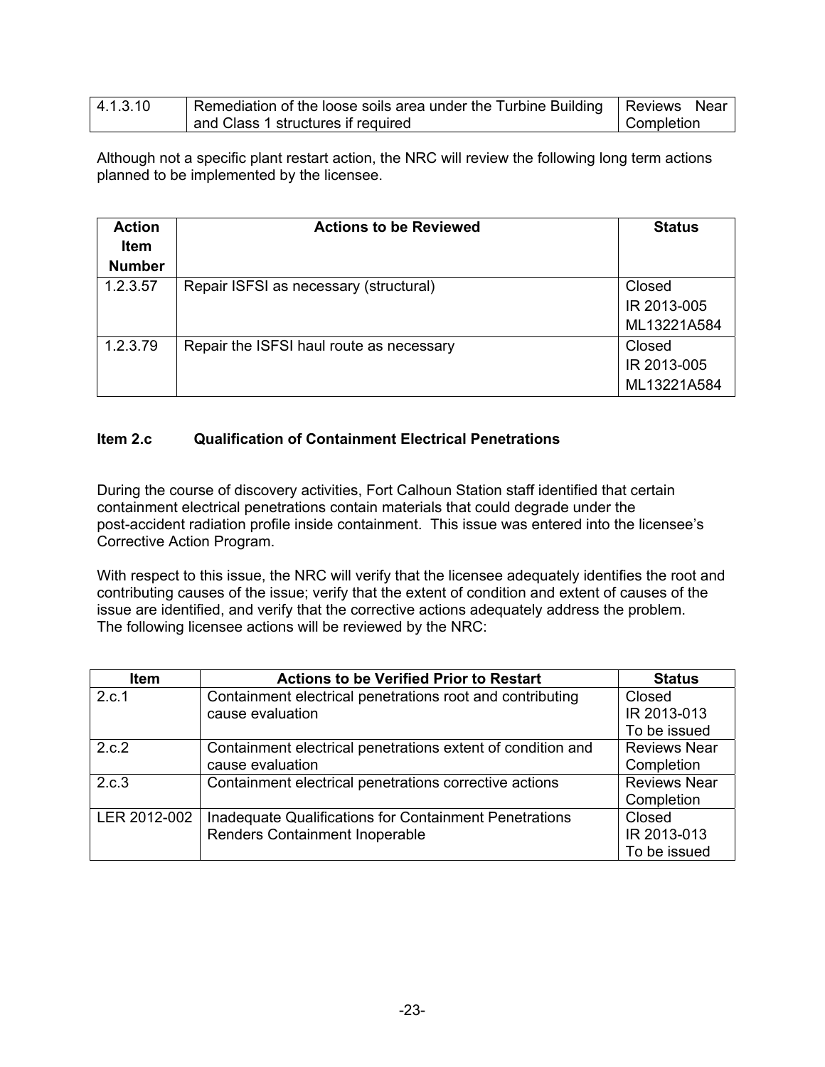| | | |
|---|---|---|
| 4.1.3.10 | Remediation of the loose soils area under the Turbine Building and Class 1 structures if required | Reviews Near Completion |

Although not a specific plant restart action, the NRC will review the following long term actions planned to be implemented by the licensee.

| Action Item Number | Actions to be Reviewed | Status |
|---|---|---|
| 1.2.3.57 | Repair ISFSI as necessary (structural) | Closed IR 2013-005 ML13221A584 |
| 1.2.3.79 | Repair the ISFSI haul route as necessary | Closed IR 2013-005 ML13221A584 |

**Item 2.c Qualification of Containment Electrical Penetrations**

During the course of discovery activities, Fort Calhoun Station staff identified that certain containment electrical penetrations contain materials that could degrade under the post-accident radiation profile inside containment. This issue was entered into the licensee's Corrective Action Program.

With respect to this issue, the NRC will verify that the licensee adequately identifies the root and contributing causes of the issue; verify that the extent of condition and extent of causes of the issue are identified, and verify that the corrective actions adequately address the problem. The following licensee actions will be reviewed by the NRC:

| Item | Actions to be Verified Prior to Restart | Status |
|---|---|---|
| 2.c.1 | Containment electrical penetrations root and contributing cause evaluation | Closed IR 2013-013 To be issued |
| 2.c.2 | Containment electrical penetrations extent of condition and cause evaluation | Reviews Near Completion |
| 2.c.3 | Containment electrical penetrations corrective actions | Reviews Near Completion |
| LER 2012-002 | Inadequate Qualifications for Containment Penetrations Renders Containment Inoperable | Closed IR 2013-013 To be issued |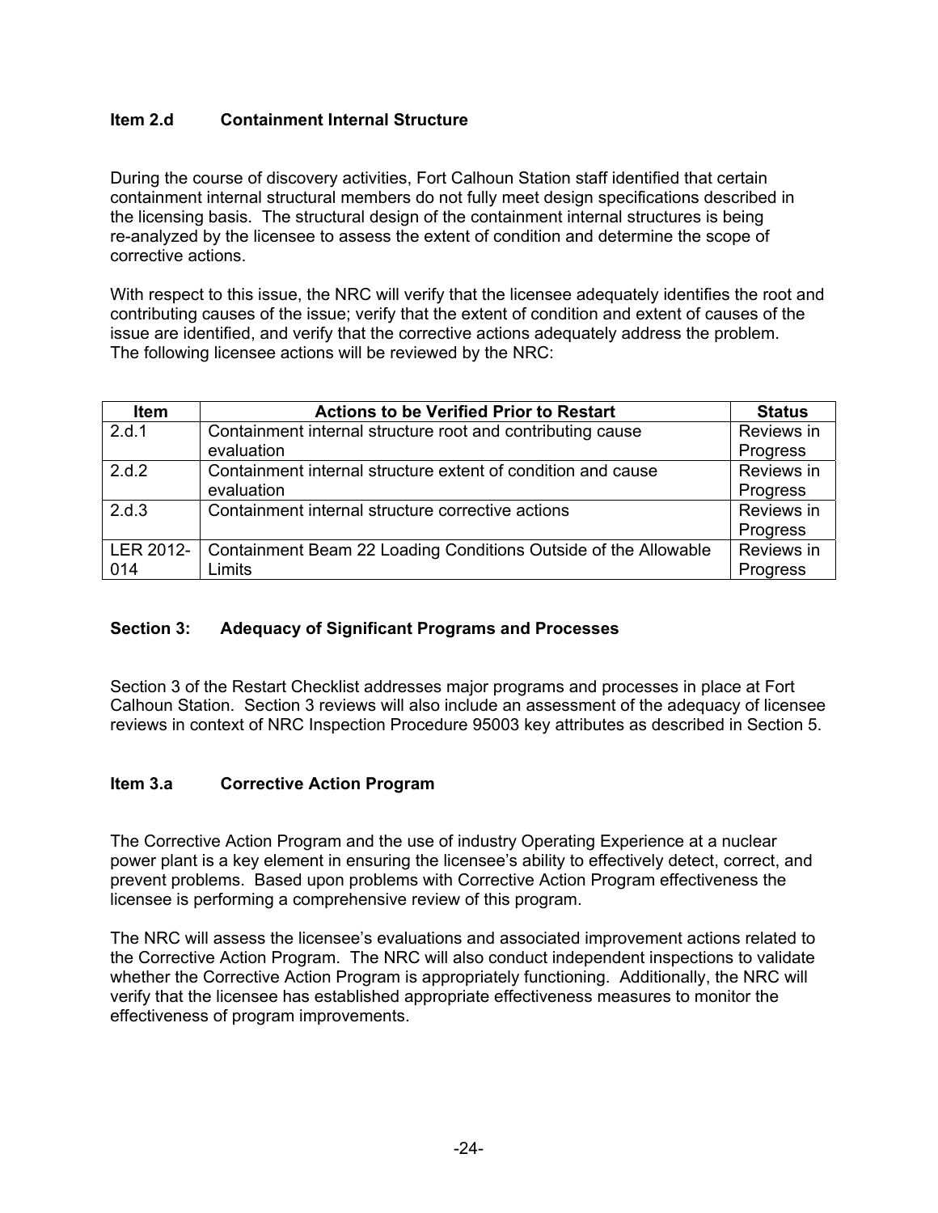### Item 2.d Containment Internal Structure

During the course of discovery activities, Fort Calhoun Station staff identified that certain containment internal structural members do not fully meet design specifications described in the licensing basis. The structural design of the containment internal structures is being re-analyzed by the licensee to assess the extent of condition and determine the scope of corrective actions.

With respect to this issue, the NRC will verify that the licensee adequately identifies the root and contributing causes of the issue; verify that the extent of condition and extent of causes of the issue are identified, and verify that the corrective actions adequately address the problem. The following licensee actions will be reviewed by the NRC:

| Item | Actions to be Verified Prior to Restart | Status |
|---|---|---|
| 2.d.1 | Containment internal structure root and contributing cause evaluation | Reviews in Progress |
| 2.d.2 | Containment internal structure extent of condition and cause evaluation | Reviews in Progress |
| 2.d.3 | Containment internal structure corrective actions | Reviews in Progress |
| LER 2012-014 | Containment Beam 22 Loading Conditions Outside of the Allowable Limits | Reviews in Progress |

## Section 3: Adequacy of Significant Programs and Processes

Section 3 of the Restart Checklist addresses major programs and processes in place at Fort Calhoun Station. Section 3 reviews will also include an assessment of the adequacy of licensee reviews in context of NRC Inspection Procedure 95003 key attributes as described in Section 5.

### Item 3.a Corrective Action Program

The Corrective Action Program and the use of industry Operating Experience at a nuclear power plant is a key element in ensuring the licensee's ability to effectively detect, correct, and prevent problems. Based upon problems with Corrective Action Program effectiveness the licensee is performing a comprehensive review of this program.

The NRC will assess the licensee's evaluations and associated improvement actions related to the Corrective Action Program. The NRC will also conduct independent inspections to validate whether the Corrective Action Program is appropriately functioning. Additionally, the NRC will verify that the licensee has established appropriate effectiveness measures to monitor the effectiveness of program improvements.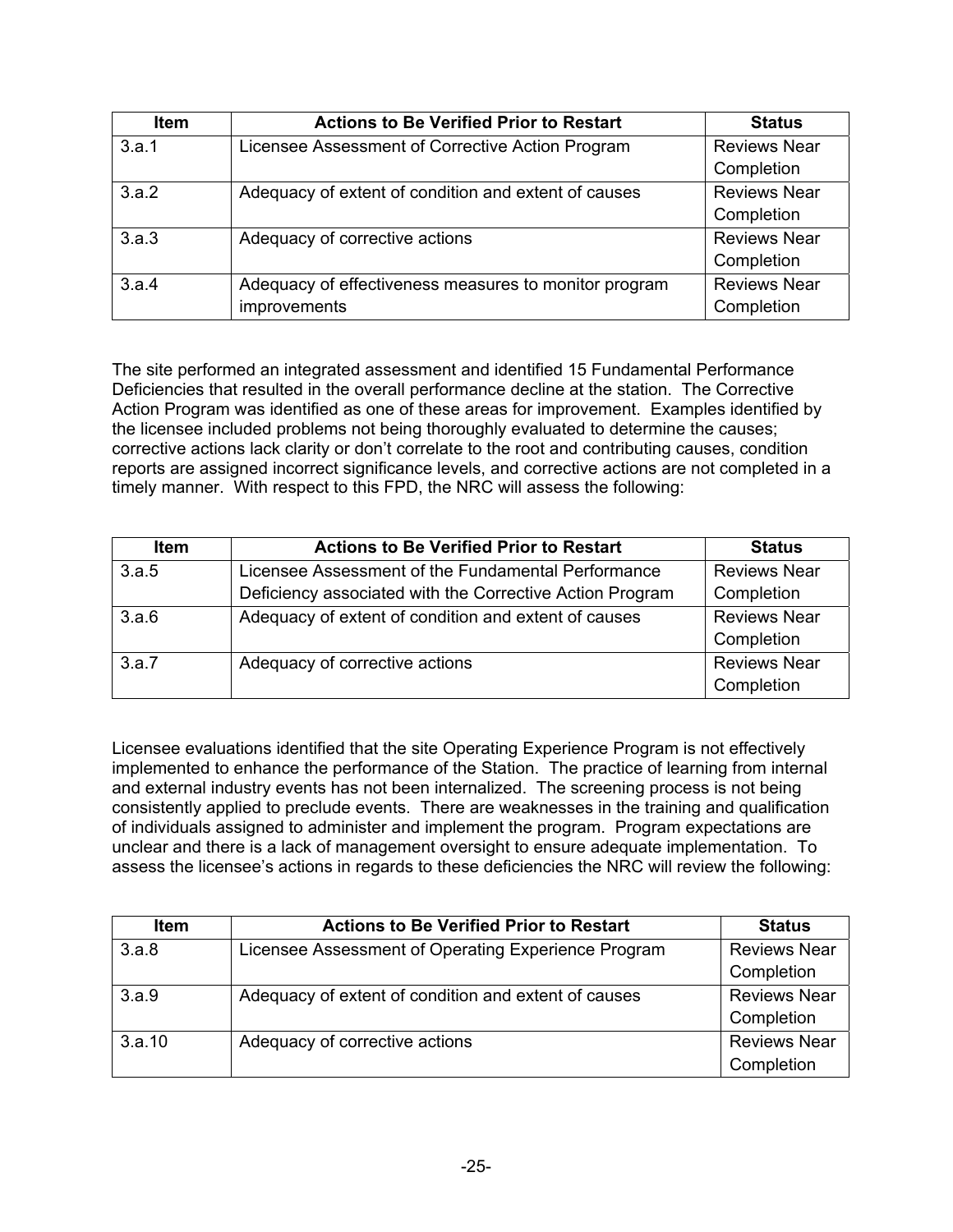| Item | Actions to Be Verified Prior to Restart | Status |
|---|---|---|
| 3.a.1 | Licensee Assessment of Corrective Action Program | Reviews Near Completion |
| 3.a.2 | Adequacy of extent of condition and extent of causes | Reviews Near Completion |
| 3.a.3 | Adequacy of corrective actions | Reviews Near Completion |
| 3.a.4 | Adequacy of effectiveness measures to monitor program improvements | Reviews Near Completion |

The site performed an integrated assessment and identified 15 Fundamental Performance Deficiencies that resulted in the overall performance decline at the station. The Corrective Action Program was identified as one of these areas for improvement. Examples identified by the licensee included problems not being thoroughly evaluated to determine the causes; corrective actions lack clarity or don't correlate to the root and contributing causes, condition reports are assigned incorrect significance levels, and corrective actions are not completed in a timely manner. With respect to this FPD, the NRC will assess the following:

| Item | Actions to Be Verified Prior to Restart | Status |
|---|---|---|
| 3.a.5 | Licensee Assessment of the Fundamental Performance Deficiency associated with the Corrective Action Program | Reviews Near Completion |
| 3.a.6 | Adequacy of extent of condition and extent of causes | Reviews Near Completion |
| 3.a.7 | Adequacy of corrective actions | Reviews Near Completion |

Licensee evaluations identified that the site Operating Experience Program is not effectively implemented to enhance the performance of the Station. The practice of learning from internal and external industry events has not been internalized. The screening process is not being consistently applied to preclude events. There are weaknesses in the training and qualification of individuals assigned to administer and implement the program. Program expectations are unclear and there is a lack of management oversight to ensure adequate implementation. To assess the licensee's actions in regards to these deficiencies the NRC will review the following:

| Item | Actions to Be Verified Prior to Restart | Status |
|---|---|---|
| 3.a.8 | Licensee Assessment of Operating Experience Program | Reviews Near Completion |
| 3.a.9 | Adequacy of extent of condition and extent of causes | Reviews Near Completion |
| 3.a.10 | Adequacy of corrective actions | Reviews Near Completion |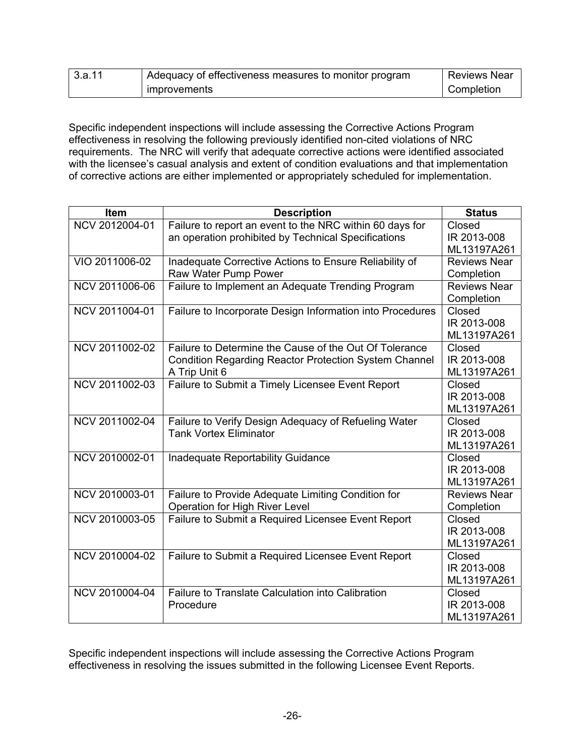| | | |
|---|---|---|
| 3.a.11 | Adequacy of effectiveness measures to monitor program improvements | Reviews Near Completion |

Specific independent inspections will include assessing the Corrective Actions Program effectiveness in resolving the following previously identified non-cited violations of NRC requirements. The NRC will verify that adequate corrective actions were identified associated with the licensee's casual analysis and extent of condition evaluations and that implementation of corrective actions are either implemented or appropriately scheduled for implementation.

| Item | Description | Status |
|---|---|---|
| NCV 2012004-01 | Failure to report an event to the NRC within 60 days for an operation prohibited by Technical Specifications | Closed IR 2013-008 ML13197A261 |
| VIO 2011006-02 | Inadequate Corrective Actions to Ensure Reliability of Raw Water Pump Power | Reviews Near Completion |
| NCV 2011006-06 | Failure to Implement an Adequate Trending Program | Reviews Near Completion |
| NCV 2011004-01 | Failure to Incorporate Design Information into Procedures | Closed IR 2013-008 ML13197A261 |
| NCV 2011002-02 | Failure to Determine the Cause of the Out Of Tolerance Condition Regarding Reactor Protection System Channel A Trip Unit 6 | Closed IR 2013-008 ML13197A261 |
| NCV 2011002-03 | Failure to Submit a Timely Licensee Event Report | Closed IR 2013-008 ML13197A261 |
| NCV 2011002-04 | Failure to Verify Design Adequacy of Refueling Water Tank Vortex Eliminator | Closed IR 2013-008 ML13197A261 |
| NCV 2010002-01 | Inadequate Reportability Guidance | Closed IR 2013-008 ML13197A261 |
| NCV 2010003-01 | Failure to Provide Adequate Limiting Condition for Operation for High River Level | Reviews Near Completion |
| NCV 2010003-05 | Failure to Submit a Required Licensee Event Report | Closed IR 2013-008 ML13197A261 |
| NCV 2010004-02 | Failure to Submit a Required Licensee Event Report | Closed IR 2013-008 ML13197A261 |
| NCV 2010004-04 | Failure to Translate Calculation into Calibration Procedure | Closed IR 2013-008 ML13197A261 |

Specific independent inspections will include assessing the Corrective Actions Program effectiveness in resolving the issues submitted in the following Licensee Event Reports.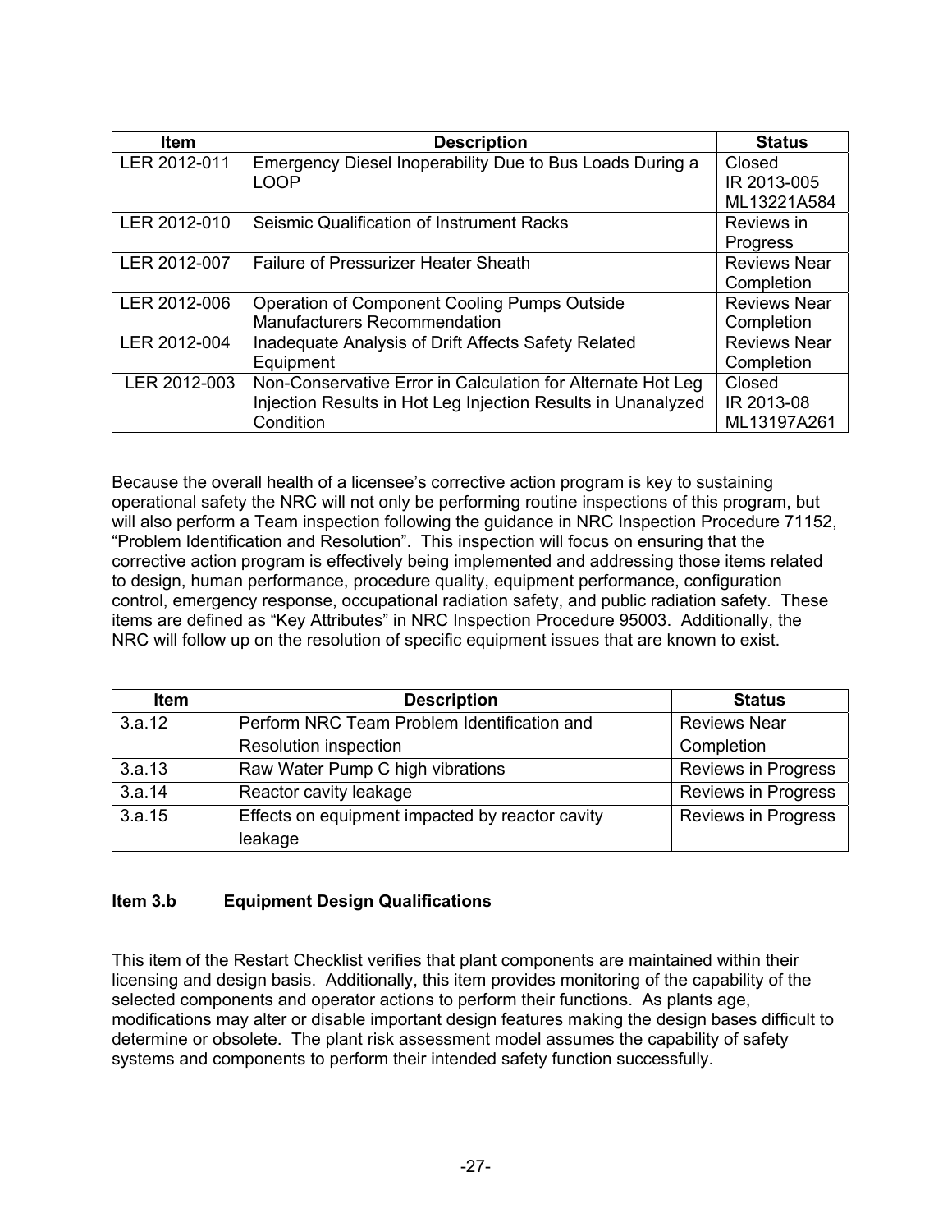| Item | Description | Status |
|---|---|---|
| LER 2012-011 | Emergency Diesel Inoperability Due to Bus Loads During a LOOP | Closed IR 2013-005 ML13221A584 |
| LER 2012-010 | Seismic Qualification of Instrument Racks | Reviews in Progress |
| LER 2012-007 | Failure of Pressurizer Heater Sheath | Reviews Near Completion |
| LER 2012-006 | Operation of Component Cooling Pumps Outside Manufacturers Recommendation | Reviews Near Completion |
| LER 2012-004 | Inadequate Analysis of Drift Affects Safety Related Equipment | Reviews Near Completion |
| LER 2012-003 | Non-Conservative Error in Calculation for Alternate Hot Leg Injection Results in Hot Leg Injection Results in Unanalyzed Condition | Closed IR 2013-08 ML13197A261 |

Because the overall health of a licensee's corrective action program is key to sustaining operational safety the NRC will not only be performing routine inspections of this program, but will also perform a Team inspection following the guidance in NRC Inspection Procedure 71152, "Problem Identification and Resolution". This inspection will focus on ensuring that the corrective action program is effectively being implemented and addressing those items related to design, human performance, procedure quality, equipment performance, configuration control, emergency response, occupational radiation safety, and public radiation safety. These items are defined as "Key Attributes" in NRC Inspection Procedure 95003. Additionally, the NRC will follow up on the resolution of specific equipment issues that are known to exist.

| Item | Description | Status |
|---|---|---|
| 3.a.12 | Perform NRC Team Problem Identification and Resolution inspection | Reviews Near Completion |
| 3.a.13 | Raw Water Pump C high vibrations | Reviews in Progress |
| 3.a.14 | Reactor cavity leakage | Reviews in Progress |
| 3.a.15 | Effects on equipment impacted by reactor cavity leakage | Reviews in Progress |

### Item 3.b Equipment Design Qualifications

This item of the Restart Checklist verifies that plant components are maintained within their licensing and design basis. Additionally, this item provides monitoring of the capability of the selected components and operator actions to perform their functions. As plants age, modifications may alter or disable important design features making the design bases difficult to determine or obsolete. The plant risk assessment model assumes the capability of safety systems and components to perform their intended safety function successfully.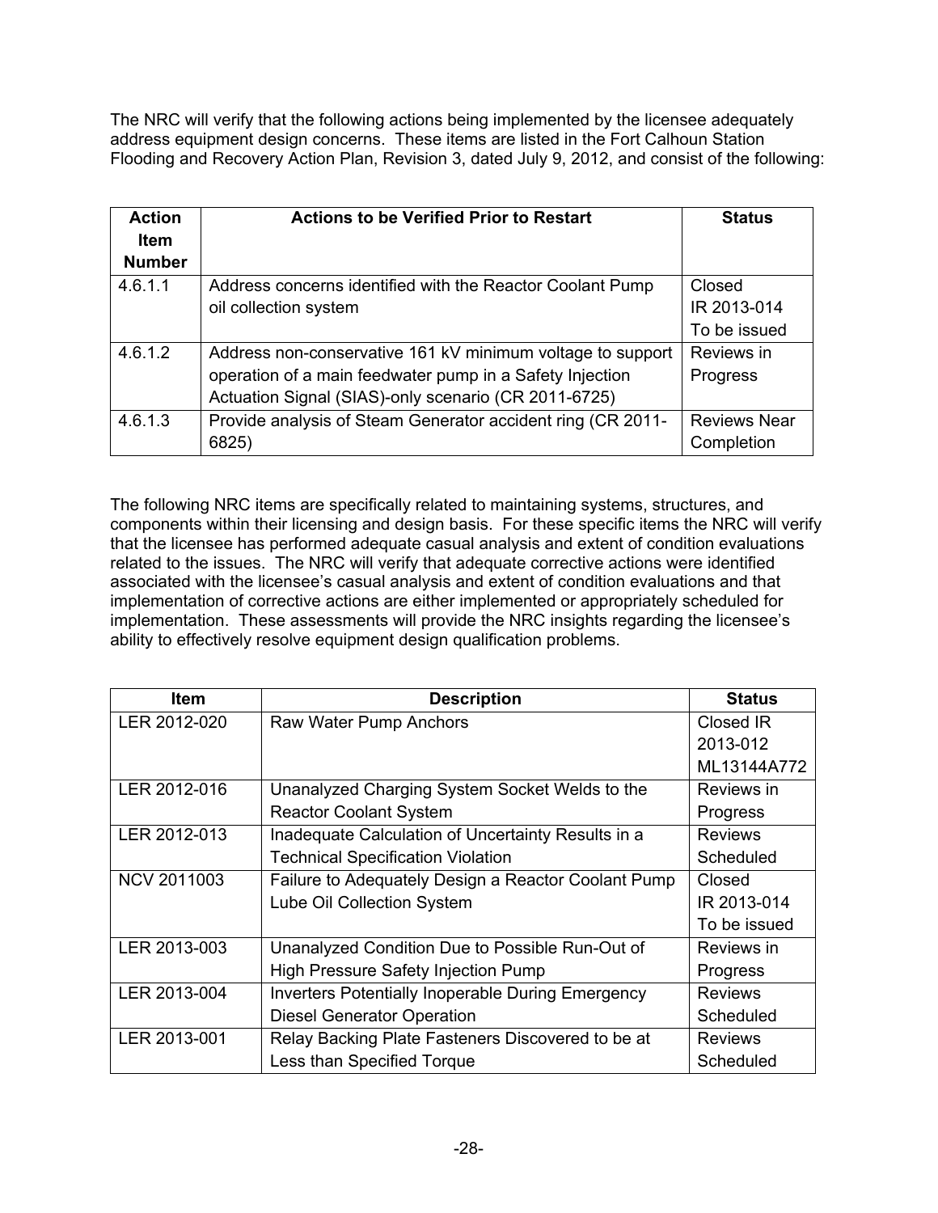The NRC will verify that the following actions being implemented by the licensee adequately address equipment design concerns. These items are listed in the Fort Calhoun Station Flooding and Recovery Action Plan, Revision 3, dated July 9, 2012, and consist of the following:

| Action Item Number | Actions to be Verified Prior to Restart | Status |
|---|---|---|
| 4.6.1.1 | Address concerns identified with the Reactor Coolant Pump oil collection system | Closed IR 2013-014 To be issued |
| 4.6.1.2 | Address non-conservative 161 kV minimum voltage to support operation of a main feedwater pump in a Safety Injection Actuation Signal (SIAS)-only scenario (CR 2011-6725) | Reviews in Progress |
| 4.6.1.3 | Provide analysis of Steam Generator accident ring (CR 2011-6825) | Reviews Near Completion |

The following NRC items are specifically related to maintaining systems, structures, and components within their licensing and design basis. For these specific items the NRC will verify that the licensee has performed adequate casual analysis and extent of condition evaluations related to the issues. The NRC will verify that adequate corrective actions were identified associated with the licensee's casual analysis and extent of condition evaluations and that implementation of corrective actions are either implemented or appropriately scheduled for implementation. These assessments will provide the NRC insights regarding the licensee's ability to effectively resolve equipment design qualification problems.

| Item | Description | Status |
|---|---|---|
| LER 2012-020 | Raw Water Pump Anchors | Closed IR 2013-012 ML13144A772 |
| LER 2012-016 | Unanalyzed Charging System Socket Welds to the Reactor Coolant System | Reviews in Progress |
| LER 2012-013 | Inadequate Calculation of Uncertainty Results in a Technical Specification Violation | Reviews Scheduled |
| NCV 2011003 | Failure to Adequately Design a Reactor Coolant Pump Lube Oil Collection System | Closed IR 2013-014 To be issued |
| LER 2013-003 | Unanalyzed Condition Due to Possible Run-Out of High Pressure Safety Injection Pump | Reviews in Progress |
| LER 2013-004 | Inverters Potentially Inoperable During Emergency Diesel Generator Operation | Reviews Scheduled |
| LER 2013-001 | Relay Backing Plate Fasteners Discovered to be at Less than Specified Torque | Reviews Scheduled |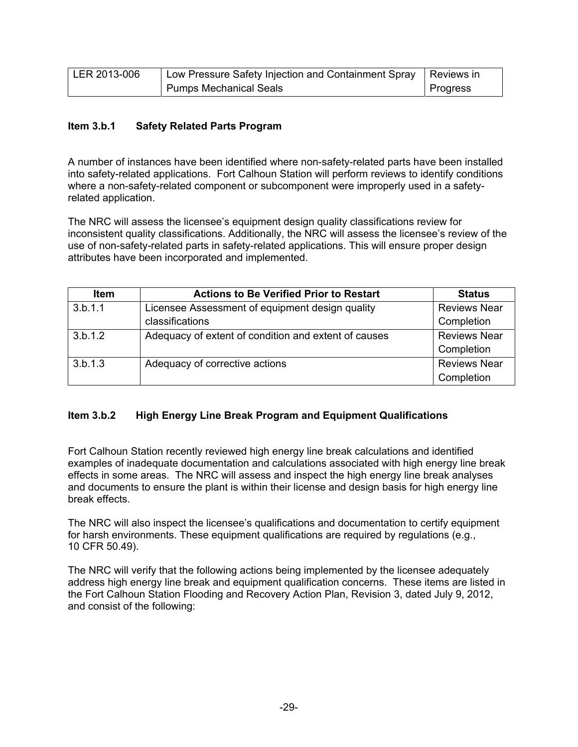| | | |
|---|---|---|
| LER 2013-006 | Low Pressure Safety Injection and Containment Spray Pumps Mechanical Seals | Reviews in Progress |

### Item 3.b.1 Safety Related Parts Program

A number of instances have been identified where non-safety-related parts have been installed into safety-related applications. Fort Calhoun Station will perform reviews to identify conditions where a non-safety-related component or subcomponent were improperly used in a safety-related application.

The NRC will assess the licensee's equipment design quality classifications review for inconsistent quality classifications. Additionally, the NRC will assess the licensee's review of the use of non-safety-related parts in safety-related applications. This will ensure proper design attributes have been incorporated and implemented.

| Item | Actions to Be Verified Prior to Restart | Status |
|---|---|---|
| 3.b.1.1 | Licensee Assessment of equipment design quality classifications | Reviews Near Completion |
| 3.b.1.2 | Adequacy of extent of condition and extent of causes | Reviews Near Completion |
| 3.b.1.3 | Adequacy of corrective actions | Reviews Near Completion |

### Item 3.b.2 High Energy Line Break Program and Equipment Qualifications

Fort Calhoun Station recently reviewed high energy line break calculations and identified examples of inadequate documentation and calculations associated with high energy line break effects in some areas. The NRC will assess and inspect the high energy line break analyses and documents to ensure the plant is within their license and design basis for high energy line break effects.

The NRC will also inspect the licensee's qualifications and documentation to certify equipment for harsh environments. These equipment qualifications are required by regulations (e.g., 10 CFR 50.49).

The NRC will verify that the following actions being implemented by the licensee adequately address high energy line break and equipment qualification concerns. These items are listed in the Fort Calhoun Station Flooding and Recovery Action Plan, Revision 3, dated July 9, 2012, and consist of the following: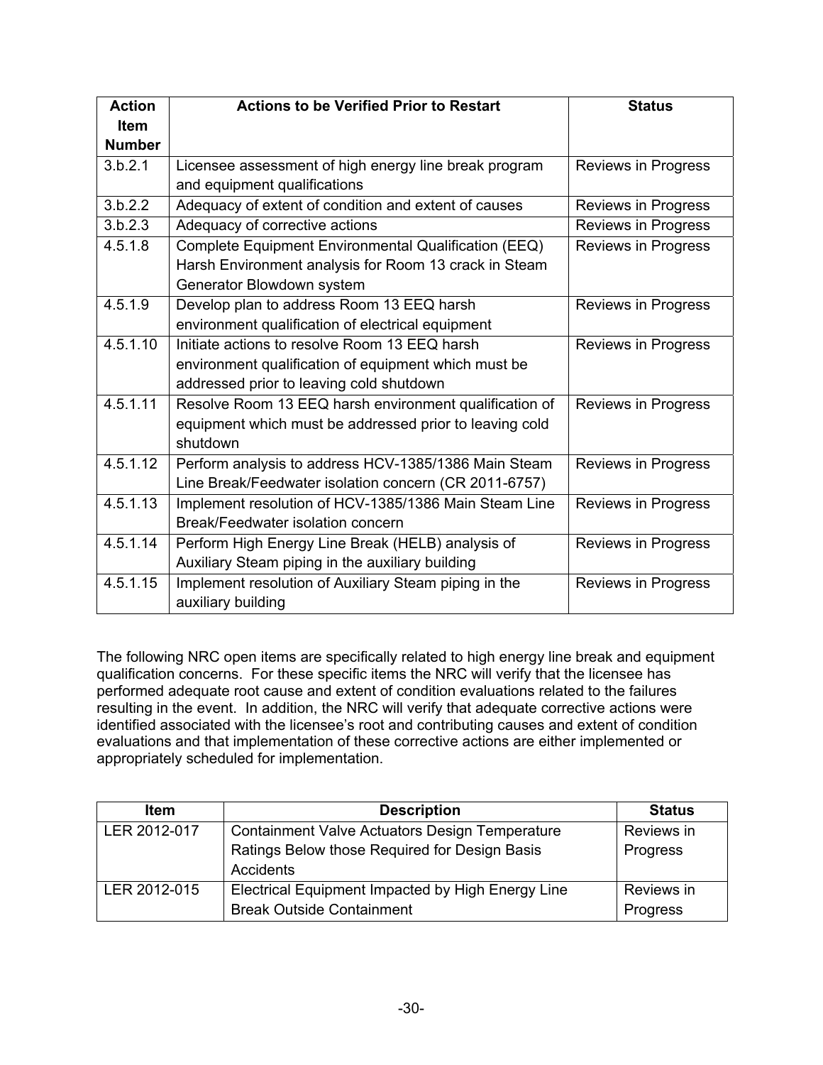| Action Item Number | Actions to be Verified Prior to Restart | Status |
|---|---|---|
| 3.b.2.1 | Licensee assessment of high energy line break program and equipment qualifications | Reviews in Progress |
| 3.b.2.2 | Adequacy of extent of condition and extent of causes | Reviews in Progress |
| 3.b.2.3 | Adequacy of corrective actions | Reviews in Progress |
| 4.5.1.8 | Complete Equipment Environmental Qualification (EEQ) Harsh Environment analysis for Room 13 crack in Steam Generator Blowdown system | Reviews in Progress |
| 4.5.1.9 | Develop plan to address Room 13 EEQ harsh environment qualification of electrical equipment | Reviews in Progress |
| 4.5.1.10 | Initiate actions to resolve Room 13 EEQ harsh environment qualification of equipment which must be addressed prior to leaving cold shutdown | Reviews in Progress |
| 4.5.1.11 | Resolve Room 13 EEQ harsh environment qualification of equipment which must be addressed prior to leaving cold shutdown | Reviews in Progress |
| 4.5.1.12 | Perform analysis to address HCV-1385/1386 Main Steam Line Break/Feedwater isolation concern (CR 2011-6757) | Reviews in Progress |
| 4.5.1.13 | Implement resolution of HCV-1385/1386 Main Steam Line Break/Feedwater isolation concern | Reviews in Progress |
| 4.5.1.14 | Perform High Energy Line Break (HELB) analysis of Auxiliary Steam piping in the auxiliary building | Reviews in Progress |
| 4.5.1.15 | Implement resolution of Auxiliary Steam piping in the auxiliary building | Reviews in Progress |

The following NRC open items are specifically related to high energy line break and equipment qualification concerns. For these specific items the NRC will verify that the licensee has performed adequate root cause and extent of condition evaluations related to the failures resulting in the event. In addition, the NRC will verify that adequate corrective actions were identified associated with the licensee's root and contributing causes and extent of condition evaluations and that implementation of these corrective actions are either implemented or appropriately scheduled for implementation.

| Item | Description | Status |
|---|---|---|
| LER 2012-017 | Containment Valve Actuators Design Temperature Ratings Below those Required for Design Basis Accidents | Reviews in Progress |
| LER 2012-015 | Electrical Equipment Impacted by High Energy Line Break Outside Containment | Reviews in Progress |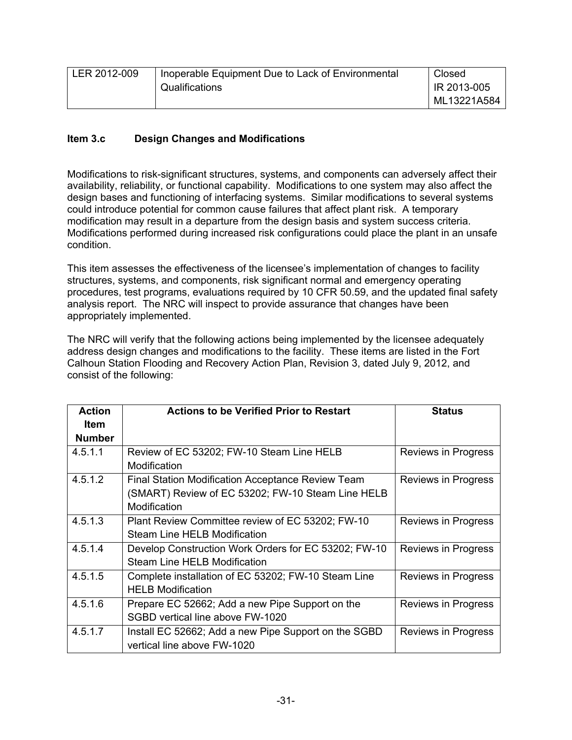| | | |
|---|---|---|
| LER 2012-009 | Inoperable Equipment Due to Lack of Environmental Qualifications | Closed IR 2013-005 ML13221A584 |

### Item 3.c Design Changes and Modifications

Modifications to risk-significant structures, systems, and components can adversely affect their availability, reliability, or functional capability. Modifications to one system may also affect the design bases and functioning of interfacing systems. Similar modifications to several systems could introduce potential for common cause failures that affect plant risk. A temporary modification may result in a departure from the design basis and system success criteria. Modifications performed during increased risk configurations could place the plant in an unsafe condition.

This item assesses the effectiveness of the licensee's implementation of changes to facility structures, systems, and components, risk significant normal and emergency operating procedures, test programs, evaluations required by 10 CFR 50.59, and the updated final safety analysis report. The NRC will inspect to provide assurance that changes have been appropriately implemented.

The NRC will verify that the following actions being implemented by the licensee adequately address design changes and modifications to the facility. These items are listed in the Fort Calhoun Station Flooding and Recovery Action Plan, Revision 3, dated July 9, 2012, and consist of the following:

| Action Item Number | Actions to be Verified Prior to Restart | Status |
|---|---|---|
| 4.5.1.1 | Review of EC 53202; FW-10 Steam Line HELB Modification | Reviews in Progress |
| 4.5.1.2 | Final Station Modification Acceptance Review Team (SMART) Review of EC 53202; FW-10 Steam Line HELB Modification | Reviews in Progress |
| 4.5.1.3 | Plant Review Committee review of EC 53202; FW-10 Steam Line HELB Modification | Reviews in Progress |
| 4.5.1.4 | Develop Construction Work Orders for EC 53202; FW-10 Steam Line HELB Modification | Reviews in Progress |
| 4.5.1.5 | Complete installation of EC 53202; FW-10 Steam Line HELB Modification | Reviews in Progress |
| 4.5.1.6 | Prepare EC 52662; Add a new Pipe Support on the SGBD vertical line above FW-1020 | Reviews in Progress |
| 4.5.1.7 | Install EC 52662; Add a new Pipe Support on the SGBD vertical line above FW-1020 | Reviews in Progress |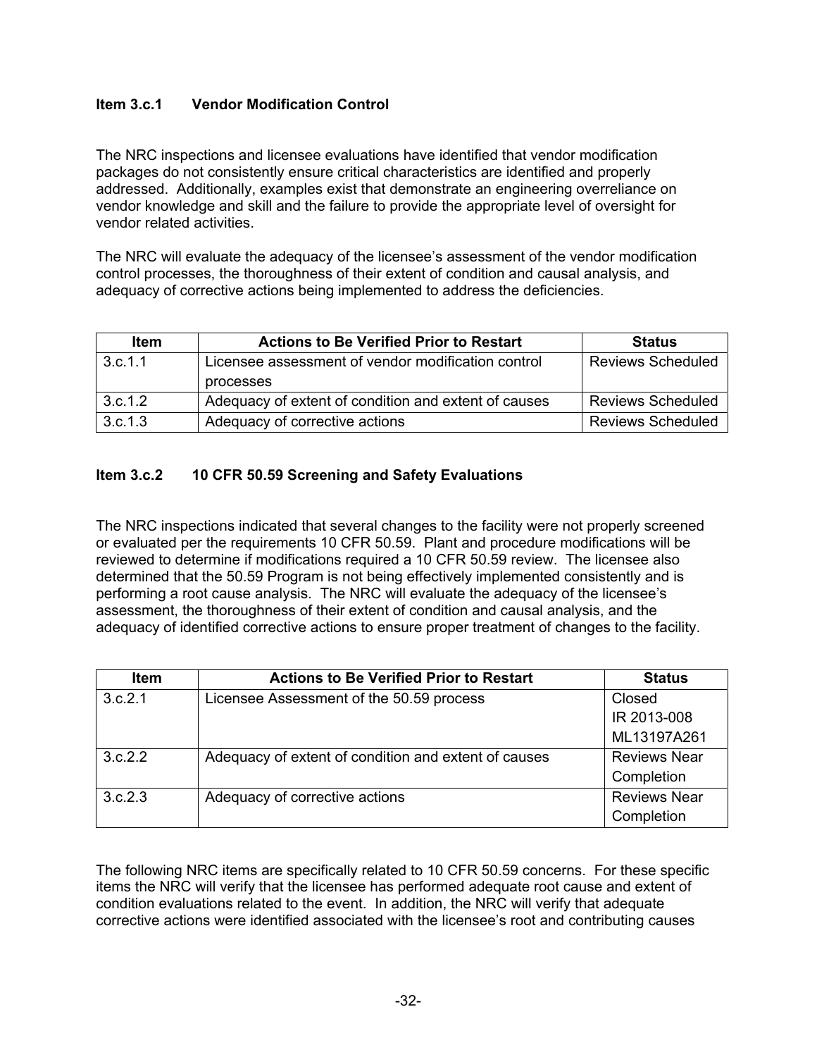### Item 3.c.1 Vendor Modification Control

The NRC inspections and licensee evaluations have identified that vendor modification packages do not consistently ensure critical characteristics are identified and properly addressed. Additionally, examples exist that demonstrate an engineering overreliance on vendor knowledge and skill and the failure to provide the appropriate level of oversight for vendor related activities.

The NRC will evaluate the adequacy of the licensee's assessment of the vendor modification control processes, the thoroughness of their extent of condition and causal analysis, and adequacy of corrective actions being implemented to address the deficiencies.

| Item | Actions to Be Verified Prior to Restart | Status |
|---|---|---|
| 3.c.1.1 | Licensee assessment of vendor modification control processes | Reviews Scheduled |
| 3.c.1.2 | Adequacy of extent of condition and extent of causes | Reviews Scheduled |
| 3.c.1.3 | Adequacy of corrective actions | Reviews Scheduled |

### Item 3.c.2 10 CFR 50.59 Screening and Safety Evaluations

The NRC inspections indicated that several changes to the facility were not properly screened or evaluated per the requirements 10 CFR 50.59. Plant and procedure modifications will be reviewed to determine if modifications required a 10 CFR 50.59 review. The licensee also determined that the 50.59 Program is not being effectively implemented consistently and is performing a root cause analysis. The NRC will evaluate the adequacy of the licensee's assessment, the thoroughness of their extent of condition and causal analysis, and the adequacy of identified corrective actions to ensure proper treatment of changes to the facility.

| Item | Actions to Be Verified Prior to Restart | Status |
|---|---|---|
| 3.c.2.1 | Licensee Assessment of the 50.59 process | Closed IR 2013-008 ML13197A261 |
| 3.c.2.2 | Adequacy of extent of condition and extent of causes | Reviews Near Completion |
| 3.c.2.3 | Adequacy of corrective actions | Reviews Near Completion |

The following NRC items are specifically related to 10 CFR 50.59 concerns. For these specific items the NRC will verify that the licensee has performed adequate root cause and extent of condition evaluations related to the event. In addition, the NRC will verify that adequate corrective actions were identified associated with the licensee's root and contributing causes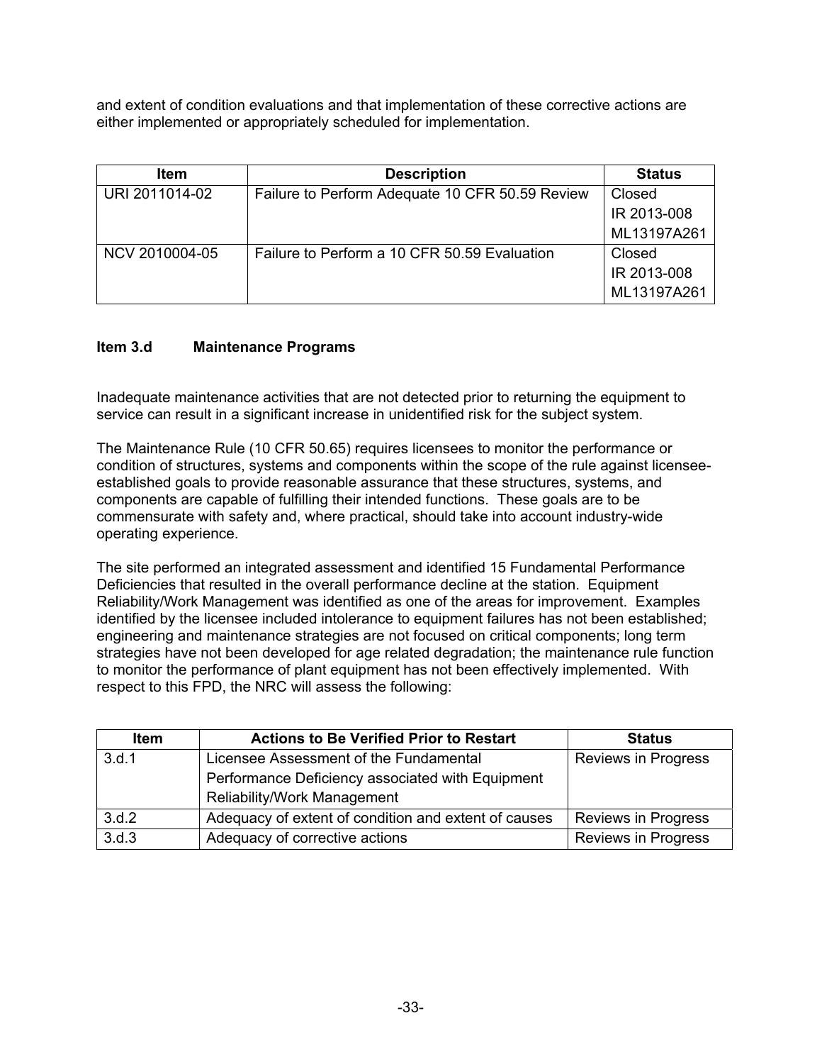and extent of condition evaluations and that implementation of these corrective actions are either implemented or appropriately scheduled for implementation.

| Item | Description | Status |
|---|---|---|
| URI 2011014-02 | Failure to Perform Adequate 10 CFR 50.59 Review | Closed IR 2013-008 ML13197A261 |
| NCV 2010004-05 | Failure to Perform a 10 CFR 50.59 Evaluation | Closed IR 2013-008 ML13197A261 |

### Item 3.d Maintenance Programs

Inadequate maintenance activities that are not detected prior to returning the equipment to service can result in a significant increase in unidentified risk for the subject system.

The Maintenance Rule (10 CFR 50.65) requires licensees to monitor the performance or condition of structures, systems and components within the scope of the rule against licensee-established goals to provide reasonable assurance that these structures, systems, and components are capable of fulfilling their intended functions. These goals are to be commensurate with safety and, where practical, should take into account industry-wide operating experience.

The site performed an integrated assessment and identified 15 Fundamental Performance Deficiencies that resulted in the overall performance decline at the station. Equipment Reliability/Work Management was identified as one of the areas for improvement. Examples identified by the licensee included intolerance to equipment failures has not been established; engineering and maintenance strategies are not focused on critical components; long term strategies have not been developed for age related degradation; the maintenance rule function to monitor the performance of plant equipment has not been effectively implemented. With respect to this FPD, the NRC will assess the following:

| Item | Actions to Be Verified Prior to Restart | Status |
|---|---|---|
| 3.d.1 | Licensee Assessment of the Fundamental Performance Deficiency associated with Equipment Reliability/Work Management | Reviews in Progress |
| 3.d.2 | Adequacy of extent of condition and extent of causes | Reviews in Progress |
| 3.d.3 | Adequacy of corrective actions | Reviews in Progress |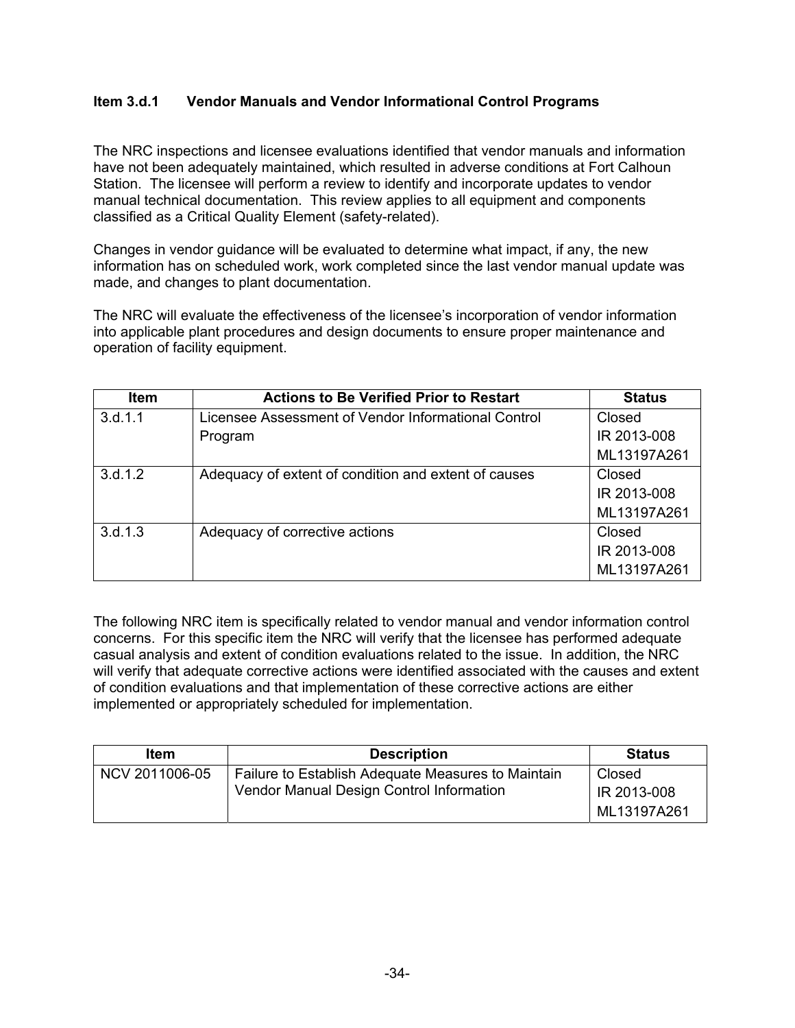### Item 3.d.1 Vendor Manuals and Vendor Informational Control Programs

The NRC inspections and licensee evaluations identified that vendor manuals and information have not been adequately maintained, which resulted in adverse conditions at Fort Calhoun Station. The licensee will perform a review to identify and incorporate updates to vendor manual technical documentation. This review applies to all equipment and components classified as a Critical Quality Element (safety-related).

Changes in vendor guidance will be evaluated to determine what impact, if any, the new information has on scheduled work, work completed since the last vendor manual update was made, and changes to plant documentation.

The NRC will evaluate the effectiveness of the licensee's incorporation of vendor information into applicable plant procedures and design documents to ensure proper maintenance and operation of facility equipment.

| Item | Actions to Be Verified Prior to Restart | Status |
|---|---|---|
| 3.d.1.1 | Licensee Assessment of Vendor Informational Control Program | Closed IR 2013-008 ML13197A261 |
| 3.d.1.2 | Adequacy of extent of condition and extent of causes | Closed IR 2013-008 ML13197A261 |
| 3.d.1.3 | Adequacy of corrective actions | Closed IR 2013-008 ML13197A261 |

The following NRC item is specifically related to vendor manual and vendor information control concerns. For this specific item the NRC will verify that the licensee has performed adequate casual analysis and extent of condition evaluations related to the issue. In addition, the NRC will verify that adequate corrective actions were identified associated with the causes and extent of condition evaluations and that implementation of these corrective actions are either implemented or appropriately scheduled for implementation.

| Item | Description | Status |
|---|---|---|
| NCV 2011006-05 | Failure to Establish Adequate Measures to Maintain Vendor Manual Design Control Information | Closed IR 2013-008 ML13197A261 |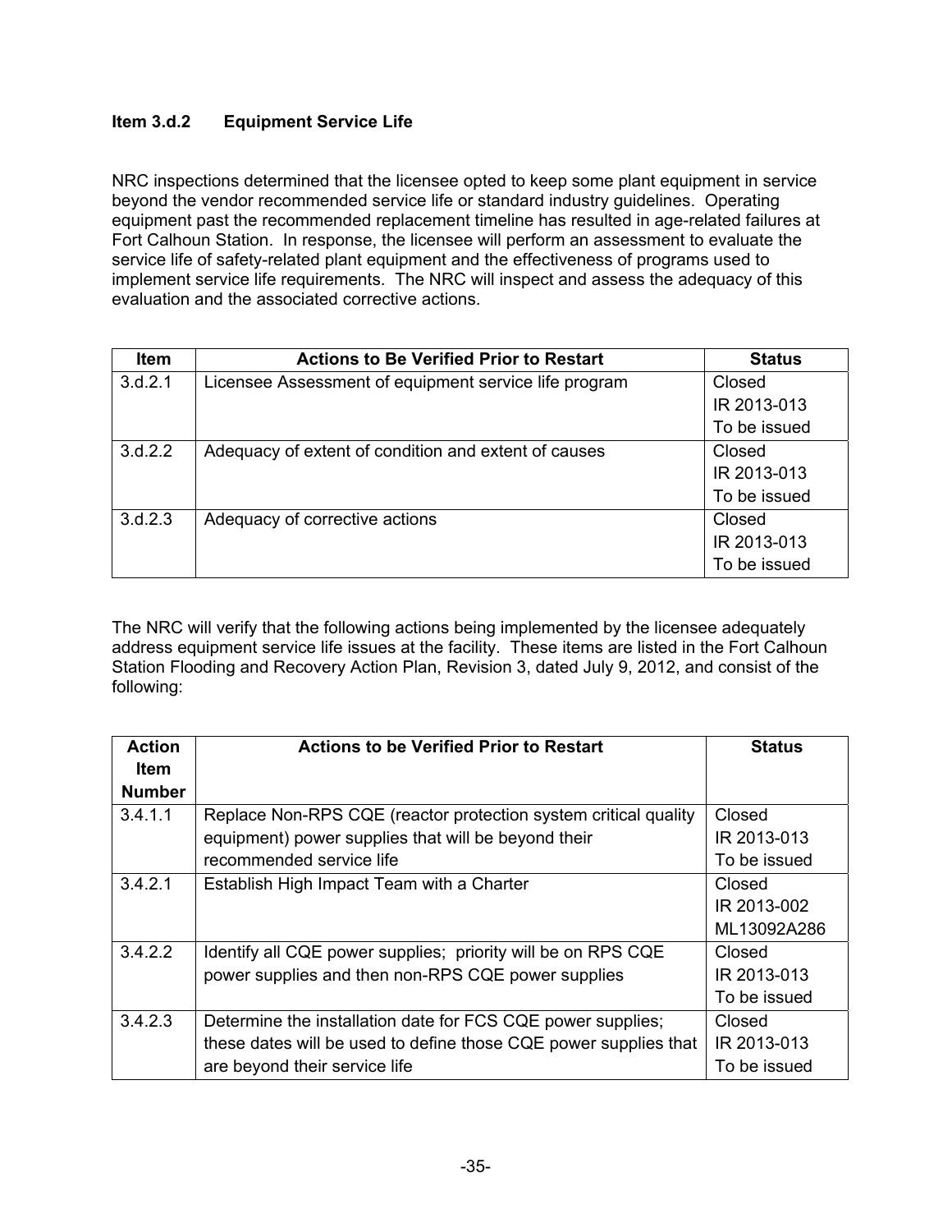### Item 3.d.2 Equipment Service Life

NRC inspections determined that the licensee opted to keep some plant equipment in service beyond the vendor recommended service life or standard industry guidelines. Operating equipment past the recommended replacement timeline has resulted in age-related failures at Fort Calhoun Station. In response, the licensee will perform an assessment to evaluate the service life of safety-related plant equipment and the effectiveness of programs used to implement service life requirements. The NRC will inspect and assess the adequacy of this evaluation and the associated corrective actions.

| Item | Actions to Be Verified Prior to Restart | Status |
|---|---|---|
| 3.d.2.1 | Licensee Assessment of equipment service life program | Closed<br>IR 2013-013<br>To be issued |
| 3.d.2.2 | Adequacy of extent of condition and extent of causes | Closed<br>IR 2013-013<br>To be issued |
| 3.d.2.3 | Adequacy of corrective actions | Closed<br>IR 2013-013<br>To be issued |

The NRC will verify that the following actions being implemented by the licensee adequately address equipment service life issues at the facility. These items are listed in the Fort Calhoun Station Flooding and Recovery Action Plan, Revision 3, dated July 9, 2012, and consist of the following:

| Action Item Number | Actions to be Verified Prior to Restart | Status |
|---|---|---|
| 3.4.1.1 | Replace Non-RPS CQE (reactor protection system critical quality equipment) power supplies that will be beyond their recommended service life | Closed<br>IR 2013-013<br>To be issued |
| 3.4.2.1 | Establish High Impact Team with a Charter | Closed<br>IR 2013-002<br>ML13092A286 |
| 3.4.2.2 | Identify all CQE power supplies; priority will be on RPS CQE power supplies and then non-RPS CQE power supplies | Closed<br>IR 2013-013<br>To be issued |
| 3.4.2.3 | Determine the installation date for FCS CQE power supplies; these dates will be used to define those CQE power supplies that are beyond their service life | Closed<br>IR 2013-013<br>To be issued |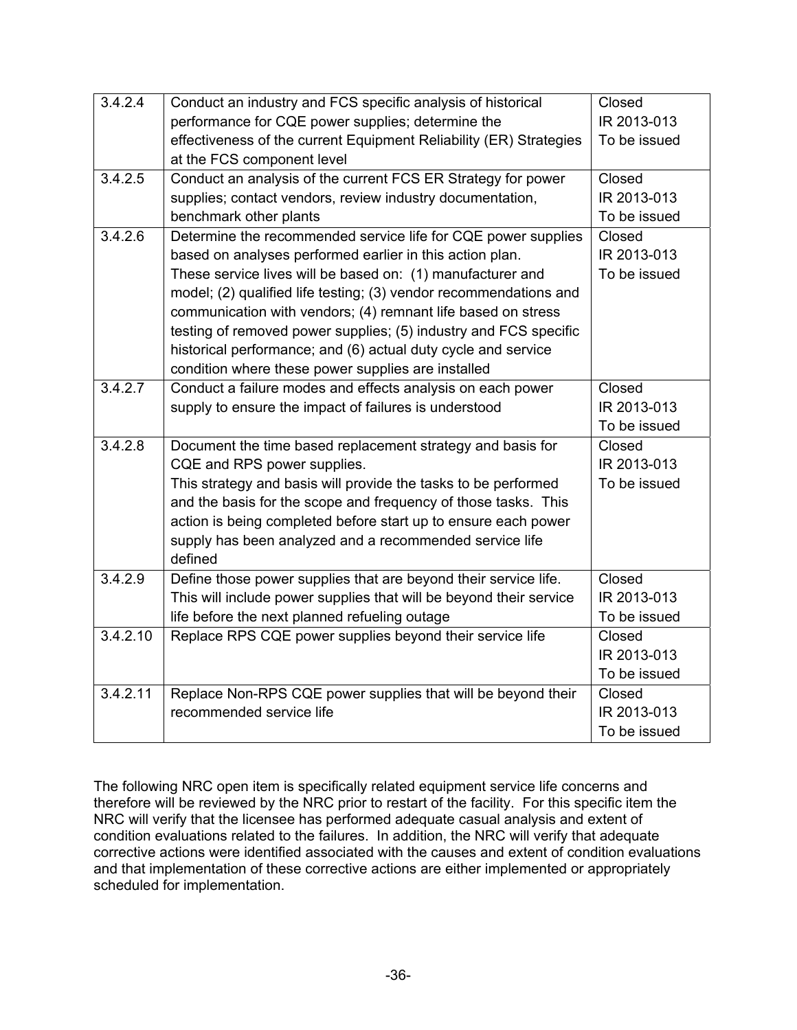| | | |
|---|---|---|
| 3.4.2.4 | Conduct an industry and FCS specific analysis of historical performance for CQE power supplies; determine the effectiveness of the current Equipment Reliability (ER) Strategies at the FCS component level | Closed<br>IR 2013-013<br>To be issued |
| 3.4.2.5 | Conduct an analysis of the current FCS ER Strategy for power supplies; contact vendors, review industry documentation, benchmark other plants | Closed<br>IR 2013-013<br>To be issued |
| 3.4.2.6 | Determine the recommended service life for CQE power supplies based on analyses performed earlier in this action plan.<br>These service lives will be based on: (1) manufacturer and model; (2) qualified life testing; (3) vendor recommendations and communication with vendors; (4) remnant life based on stress testing of removed power supplies; (5) industry and FCS specific historical performance; and (6) actual duty cycle and service condition where these power supplies are installed | Closed<br>IR 2013-013<br>To be issued |
| 3.4.2.7 | Conduct a failure modes and effects analysis on each power supply to ensure the impact of failures is understood | Closed<br>IR 2013-013<br>To be issued |
| 3.4.2.8 | Document the time based replacement strategy and basis for CQE and RPS power supplies.<br>This strategy and basis will provide the tasks to be performed and the basis for the scope and frequency of those tasks. This action is being completed before start up to ensure each power supply has been analyzed and a recommended service life defined | Closed<br>IR 2013-013<br>To be issued |
| 3.4.2.9 | Define those power supplies that are beyond their service life. This will include power supplies that will be beyond their service life before the next planned refueling outage | Closed<br>IR 2013-013<br>To be issued |
| 3.4.2.10 | Replace RPS CQE power supplies beyond their service life | Closed<br>IR 2013-013<br>To be issued |
| 3.4.2.11 | Replace Non-RPS CQE power supplies that will be beyond their recommended service life | Closed<br>IR 2013-013<br>To be issued |

The following NRC open item is specifically related equipment service life concerns and therefore will be reviewed by the NRC prior to restart of the facility. For this specific item the NRC will verify that the licensee has performed adequate casual analysis and extent of condition evaluations related to the failures. In addition, the NRC will verify that adequate corrective actions were identified associated with the causes and extent of condition evaluations and that implementation of these corrective actions are either implemented or appropriately scheduled for implementation.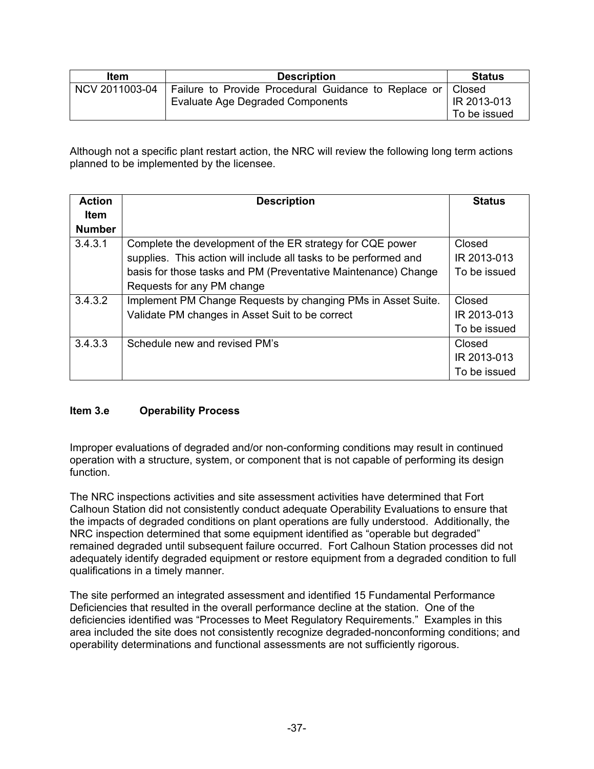| Item | Description | Status |
|---|---|---|
| NCV 2011003-04 | Failure to Provide Procedural Guidance to Replace or Evaluate Age Degraded Components | Closed IR 2013-013 To be issued |

Although not a specific plant restart action, the NRC will review the following long term actions planned to be implemented by the licensee.

| Action Item Number | Description | Status |
|---|---|---|
| 3.4.3.1 | Complete the development of the ER strategy for CQE power supplies. This action will include all tasks to be performed and basis for those tasks and PM (Preventative Maintenance) Change Requests for any PM change | Closed IR 2013-013 To be issued |
| 3.4.3.2 | Implement PM Change Requests by changing PMs in Asset Suite. Validate PM changes in Asset Suit to be correct | Closed IR 2013-013 To be issued |
| 3.4.3.3 | Schedule new and revised PM's | Closed IR 2013-013 To be issued |

### Item 3.e Operability Process

Improper evaluations of degraded and/or non-conforming conditions may result in continued operation with a structure, system, or component that is not capable of performing its design function.

The NRC inspections activities and site assessment activities have determined that Fort Calhoun Station did not consistently conduct adequate Operability Evaluations to ensure that the impacts of degraded conditions on plant operations are fully understood. Additionally, the NRC inspection determined that some equipment identified as "operable but degraded" remained degraded until subsequent failure occurred. Fort Calhoun Station processes did not adequately identify degraded equipment or restore equipment from a degraded condition to full qualifications in a timely manner.

The site performed an integrated assessment and identified 15 Fundamental Performance Deficiencies that resulted in the overall performance decline at the station. One of the deficiencies identified was "Processes to Meet Regulatory Requirements." Examples in this area included the site does not consistently recognize degraded-nonconforming conditions; and operability determinations and functional assessments are not sufficiently rigorous.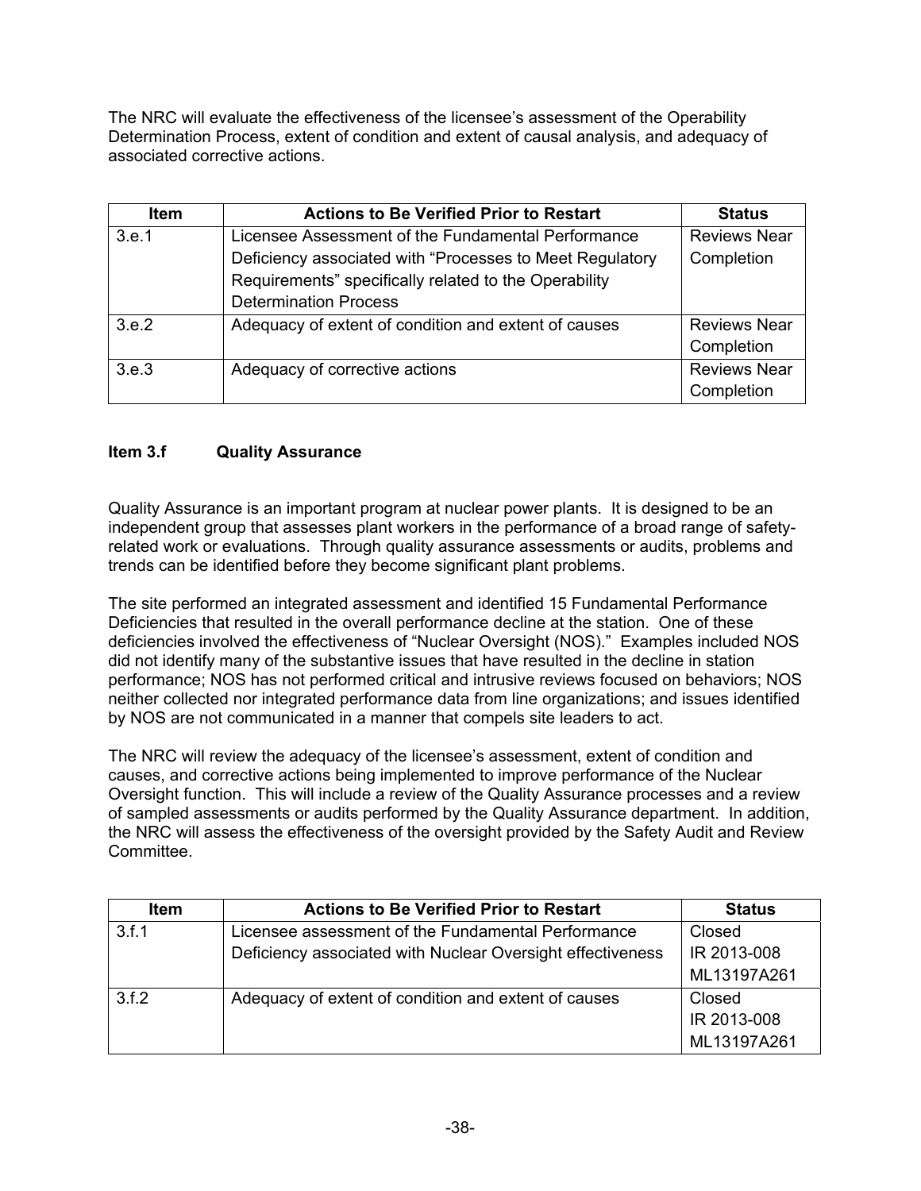The NRC will evaluate the effectiveness of the licensee's assessment of the Operability Determination Process, extent of condition and extent of causal analysis, and adequacy of associated corrective actions.

| Item | Actions to Be Verified Prior to Restart | Status |
|---|---|---|
| 3.e.1 | Licensee Assessment of the Fundamental Performance Deficiency associated with "Processes to Meet Regulatory Requirements" specifically related to the Operability Determination Process | Reviews Near Completion |
| 3.e.2 | Adequacy of extent of condition and extent of causes | Reviews Near Completion |
| 3.e.3 | Adequacy of corrective actions | Reviews Near Completion |

### Item 3.f Quality Assurance

Quality Assurance is an important program at nuclear power plants. It is designed to be an independent group that assesses plant workers in the performance of a broad range of safety-related work or evaluations. Through quality assurance assessments or audits, problems and trends can be identified before they become significant plant problems.

The site performed an integrated assessment and identified 15 Fundamental Performance Deficiencies that resulted in the overall performance decline at the station. One of these deficiencies involved the effectiveness of "Nuclear Oversight (NOS)." Examples included NOS did not identify many of the substantive issues that have resulted in the decline in station performance; NOS has not performed critical and intrusive reviews focused on behaviors; NOS neither collected nor integrated performance data from line organizations; and issues identified by NOS are not communicated in a manner that compels site leaders to act.

The NRC will review the adequacy of the licensee's assessment, extent of condition and causes, and corrective actions being implemented to improve performance of the Nuclear Oversight function. This will include a review of the Quality Assurance processes and a review of sampled assessments or audits performed by the Quality Assurance department. In addition, the NRC will assess the effectiveness of the oversight provided by the Safety Audit and Review Committee.

| Item | Actions to Be Verified Prior to Restart | Status |
|---|---|---|
| 3.f.1 | Licensee assessment of the Fundamental Performance Deficiency associated with Nuclear Oversight effectiveness | Closed IR 2013-008 ML13197A261 |
| 3.f.2 | Adequacy of extent of condition and extent of causes | Closed IR 2013-008 ML13197A261 |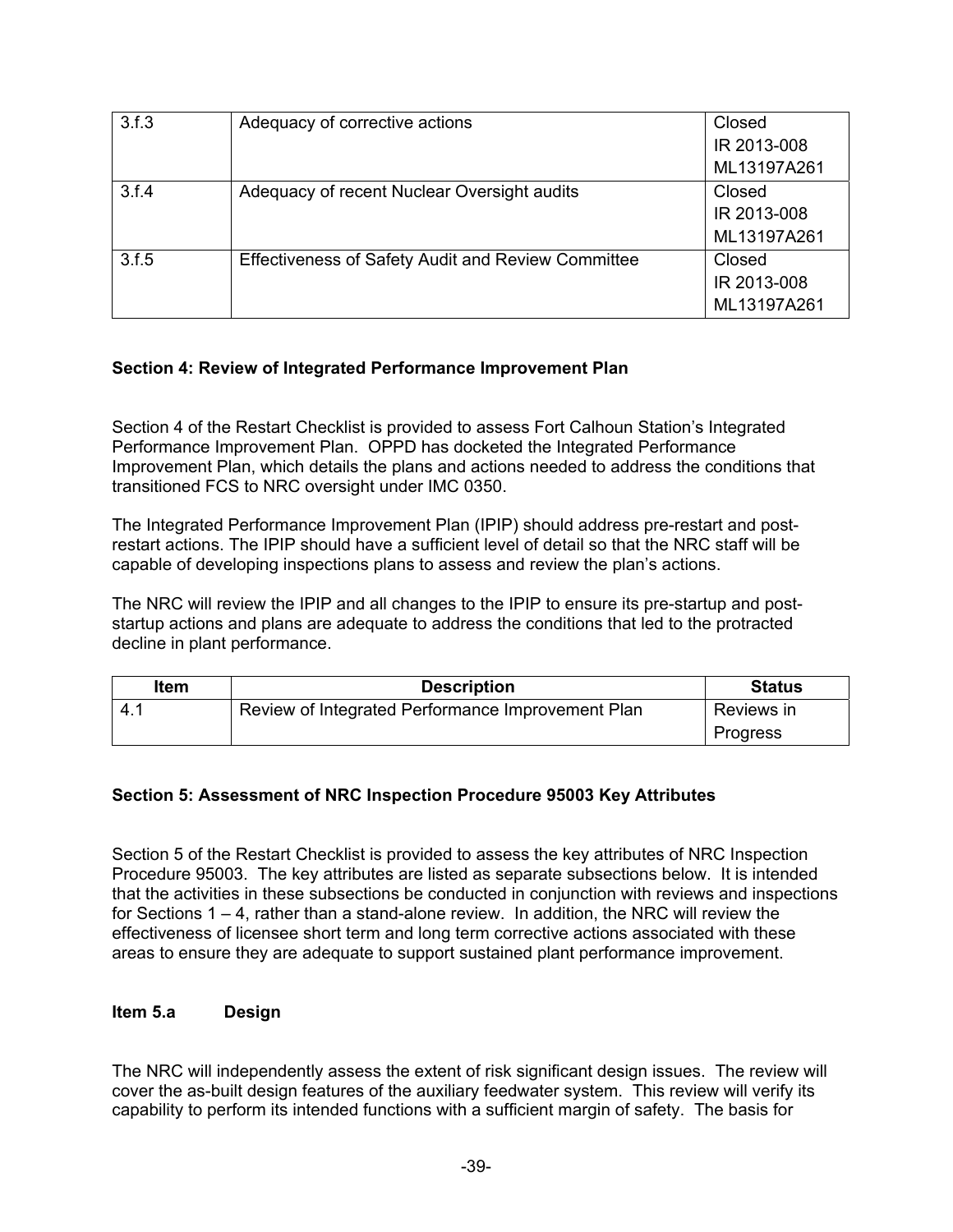| | | |
|---|---|---|
| 3.f.3 | Adequacy of corrective actions | Closed IR 2013-008 ML13197A261 |
| 3.f.4 | Adequacy of recent Nuclear Oversight audits | Closed IR 2013-008 ML13197A261 |
| 3.f.5 | Effectiveness of Safety Audit and Review Committee | Closed IR 2013-008 ML13197A261 |

**Section 4: Review of Integrated Performance Improvement Plan**

Section 4 of the Restart Checklist is provided to assess Fort Calhoun Station's Integrated Performance Improvement Plan. OPPD has docketed the Integrated Performance Improvement Plan, which details the plans and actions needed to address the conditions that transitioned FCS to NRC oversight under IMC 0350.

The Integrated Performance Improvement Plan (IPIP) should address pre-restart and post-restart actions. The IPIP should have a sufficient level of detail so that the NRC staff will be capable of developing inspections plans to assess and review the plan's actions.

The NRC will review the IPIP and all changes to the IPIP to ensure its pre-startup and post-startup actions and plans are adequate to address the conditions that led to the protracted decline in plant performance.

| Item | Description | Status |
|---|---|---|
| 4.1 | Review of Integrated Performance Improvement Plan | Reviews in Progress |

**Section 5: Assessment of NRC Inspection Procedure 95003 Key Attributes**

Section 5 of the Restart Checklist is provided to assess the key attributes of NRC Inspection Procedure 95003. The key attributes are listed as separate subsections below. It is intended that the activities in these subsections be conducted in conjunction with reviews and inspections for Sections 1 – 4, rather than a stand-alone review. In addition, the NRC will review the effectiveness of licensee short term and long term corrective actions associated with these areas to ensure they are adequate to support sustained plant performance improvement.

**Item 5.a Design**

The NRC will independently assess the extent of risk significant design issues. The review will cover the as-built design features of the auxiliary feedwater system. This review will verify its capability to perform its intended functions with a sufficient margin of safety. The basis for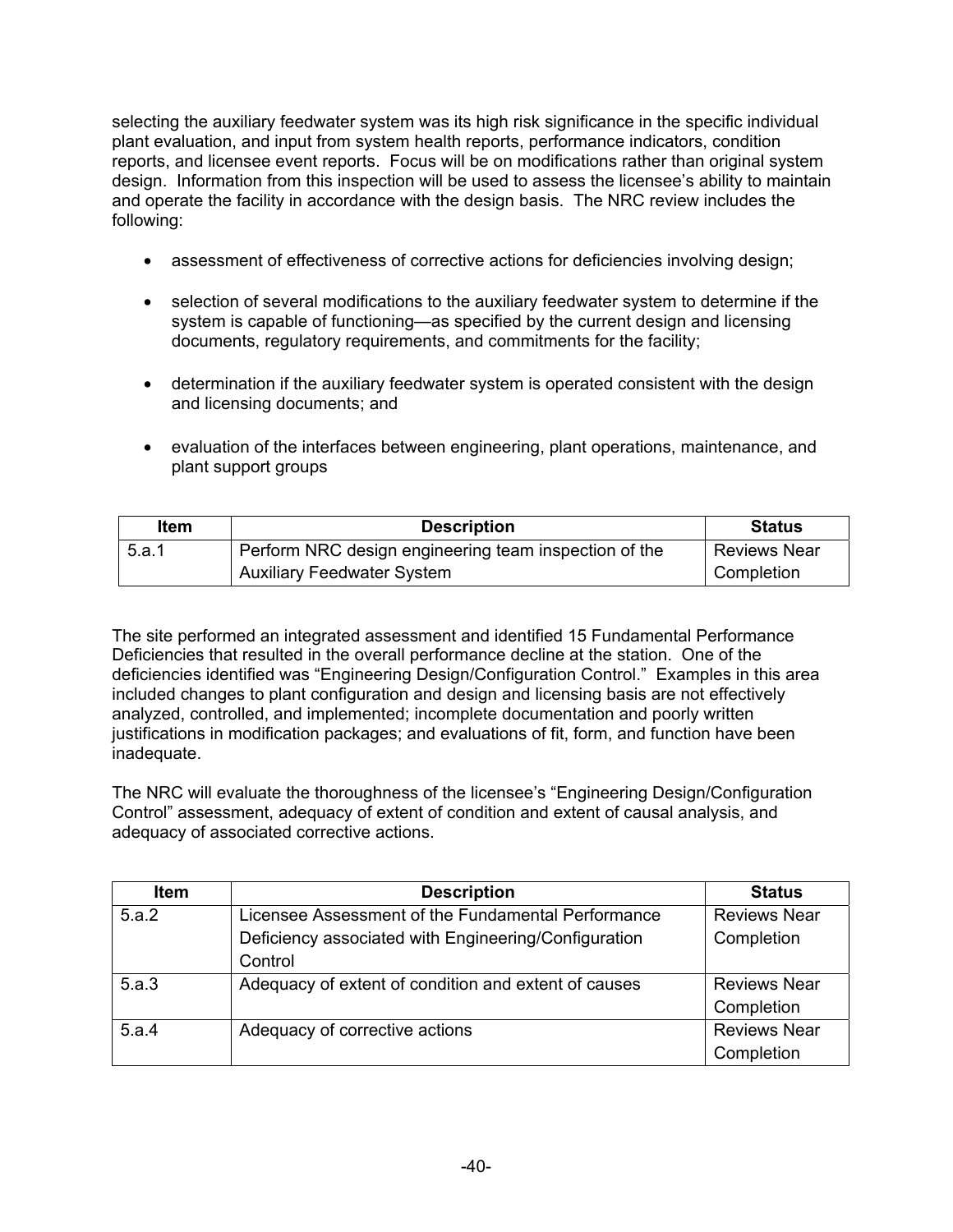selecting the auxiliary feedwater system was its high risk significance in the specific individual plant evaluation, and input from system health reports, performance indicators, condition reports, and licensee event reports. Focus will be on modifications rather than original system design. Information from this inspection will be used to assess the licensee's ability to maintain and operate the facility in accordance with the design basis. The NRC review includes the following:

- assessment of effectiveness of corrective actions for deficiencies involving design;
- selection of several modifications to the auxiliary feedwater system to determine if the system is capable of functioning—as specified by the current design and licensing documents, regulatory requirements, and commitments for the facility;
- determination if the auxiliary feedwater system is operated consistent with the design and licensing documents; and
- evaluation of the interfaces between engineering, plant operations, maintenance, and plant support groups

| Item | Description | Status |
|---|---|---|
| 5.a.1 | Perform NRC design engineering team inspection of the Auxiliary Feedwater System | Reviews Near Completion |

The site performed an integrated assessment and identified 15 Fundamental Performance Deficiencies that resulted in the overall performance decline at the station. One of the deficiencies identified was "Engineering Design/Configuration Control." Examples in this area included changes to plant configuration and design and licensing basis are not effectively analyzed, controlled, and implemented; incomplete documentation and poorly written justifications in modification packages; and evaluations of fit, form, and function have been inadequate.

The NRC will evaluate the thoroughness of the licensee's "Engineering Design/Configuration Control" assessment, adequacy of extent of condition and extent of causal analysis, and adequacy of associated corrective actions.

| Item | Description | Status |
|---|---|---|
| 5.a.2 | Licensee Assessment of the Fundamental Performance Deficiency associated with Engineering/Configuration Control | Reviews Near Completion |
| 5.a.3 | Adequacy of extent of condition and extent of causes | Reviews Near Completion |
| 5.a.4 | Adequacy of corrective actions | Reviews Near Completion |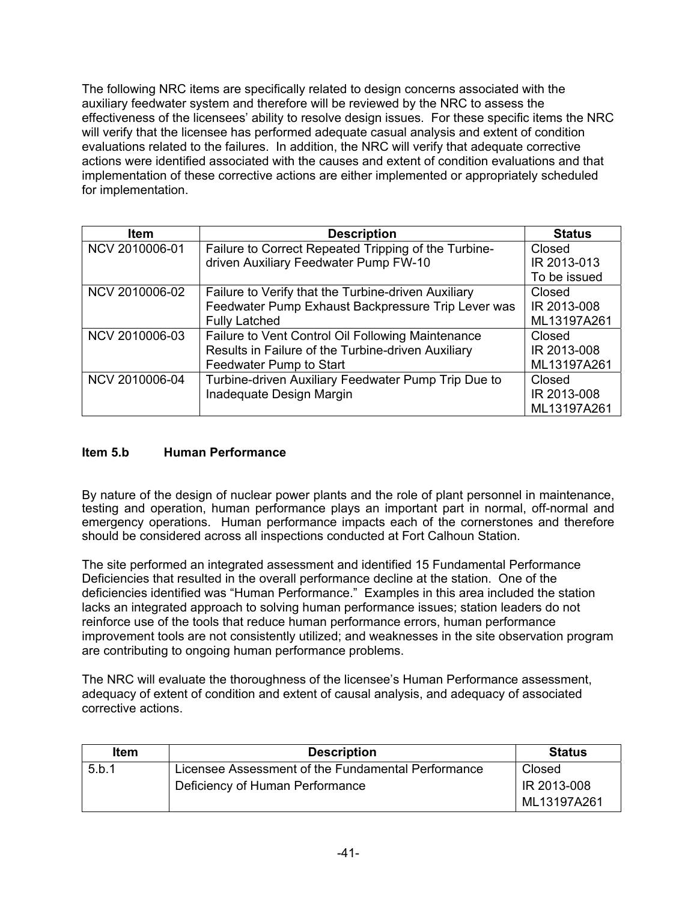The following NRC items are specifically related to design concerns associated with the auxiliary feedwater system and therefore will be reviewed by the NRC to assess the effectiveness of the licensees' ability to resolve design issues. For these specific items the NRC will verify that the licensee has performed adequate casual analysis and extent of condition evaluations related to the failures. In addition, the NRC will verify that adequate corrective actions were identified associated with the causes and extent of condition evaluations and that implementation of these corrective actions are either implemented or appropriately scheduled for implementation.

| Item | Description | Status |
|---|---|---|
| NCV 2010006-01 | Failure to Correct Repeated Tripping of the Turbine-driven Auxiliary Feedwater Pump FW-10 | Closed<br>IR 2013-013<br>To be issued |
| NCV 2010006-02 | Failure to Verify that the Turbine-driven Auxiliary Feedwater Pump Exhaust Backpressure Trip Lever was Fully Latched | Closed<br>IR 2013-008<br>ML13197A261 |
| NCV 2010006-03 | Failure to Vent Control Oil Following Maintenance Results in Failure of the Turbine-driven Auxiliary Feedwater Pump to Start | Closed<br>IR 2013-008<br>ML13197A261 |
| NCV 2010006-04 | Turbine-driven Auxiliary Feedwater Pump Trip Due to Inadequate Design Margin | Closed<br>IR 2013-008<br>ML13197A261 |

**Item 5.b Human Performance**

By nature of the design of nuclear power plants and the role of plant personnel in maintenance, testing and operation, human performance plays an important part in normal, off-normal and emergency operations. Human performance impacts each of the cornerstones and therefore should be considered across all inspections conducted at Fort Calhoun Station.

The site performed an integrated assessment and identified 15 Fundamental Performance Deficiencies that resulted in the overall performance decline at the station. One of the deficiencies identified was "Human Performance." Examples in this area included the station lacks an integrated approach to solving human performance issues; station leaders do not reinforce use of the tools that reduce human performance errors, human performance improvement tools are not consistently utilized; and weaknesses in the site observation program are contributing to ongoing human performance problems.

The NRC will evaluate the thoroughness of the licensee's Human Performance assessment, adequacy of extent of condition and extent of causal analysis, and adequacy of associated corrective actions.

| Item | Description | Status |
|---|---|---|
| 5.b.1 | Licensee Assessment of the Fundamental Performance Deficiency of Human Performance | Closed<br>IR 2013-008<br>ML13197A261 |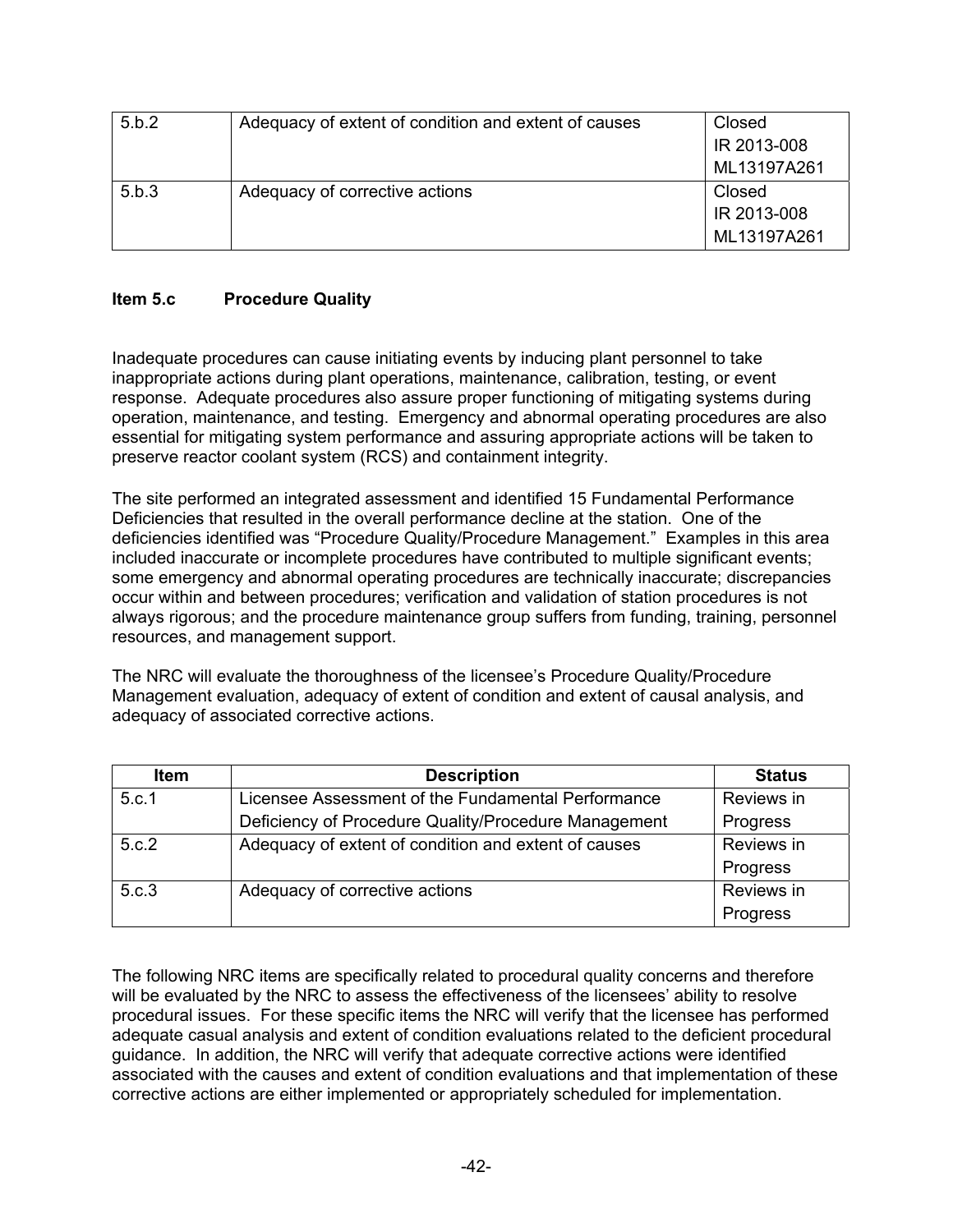| | | |
|---|---|---|
| 5.b.2 | Adequacy of extent of condition and extent of causes | Closed IR 2013-008 ML13197A261 |
| 5.b.3 | Adequacy of corrective actions | Closed IR 2013-008 ML13197A261 |

**Item 5.c Procedure Quality**

Inadequate procedures can cause initiating events by inducing plant personnel to take inappropriate actions during plant operations, maintenance, calibration, testing, or event response. Adequate procedures also assure proper functioning of mitigating systems during operation, maintenance, and testing. Emergency and abnormal operating procedures are also essential for mitigating system performance and assuring appropriate actions will be taken to preserve reactor coolant system (RCS) and containment integrity.

The site performed an integrated assessment and identified 15 Fundamental Performance Deficiencies that resulted in the overall performance decline at the station. One of the deficiencies identified was "Procedure Quality/Procedure Management." Examples in this area included inaccurate or incomplete procedures have contributed to multiple significant events; some emergency and abnormal operating procedures are technically inaccurate; discrepancies occur within and between procedures; verification and validation of station procedures is not always rigorous; and the procedure maintenance group suffers from funding, training, personnel resources, and management support.

The NRC will evaluate the thoroughness of the licensee's Procedure Quality/Procedure Management evaluation, adequacy of extent of condition and extent of causal analysis, and adequacy of associated corrective actions.

| Item | Description | Status |
|---|---|---|
| 5.c.1 | Licensee Assessment of the Fundamental Performance Deficiency of Procedure Quality/Procedure Management | Reviews in Progress |
| 5.c.2 | Adequacy of extent of condition and extent of causes | Reviews in Progress |
| 5.c.3 | Adequacy of corrective actions | Reviews in Progress |

The following NRC items are specifically related to procedural quality concerns and therefore will be evaluated by the NRC to assess the effectiveness of the licensees' ability to resolve procedural issues. For these specific items the NRC will verify that the licensee has performed adequate casual analysis and extent of condition evaluations related to the deficient procedural guidance. In addition, the NRC will verify that adequate corrective actions were identified associated with the causes and extent of condition evaluations and that implementation of these corrective actions are either implemented or appropriately scheduled for implementation.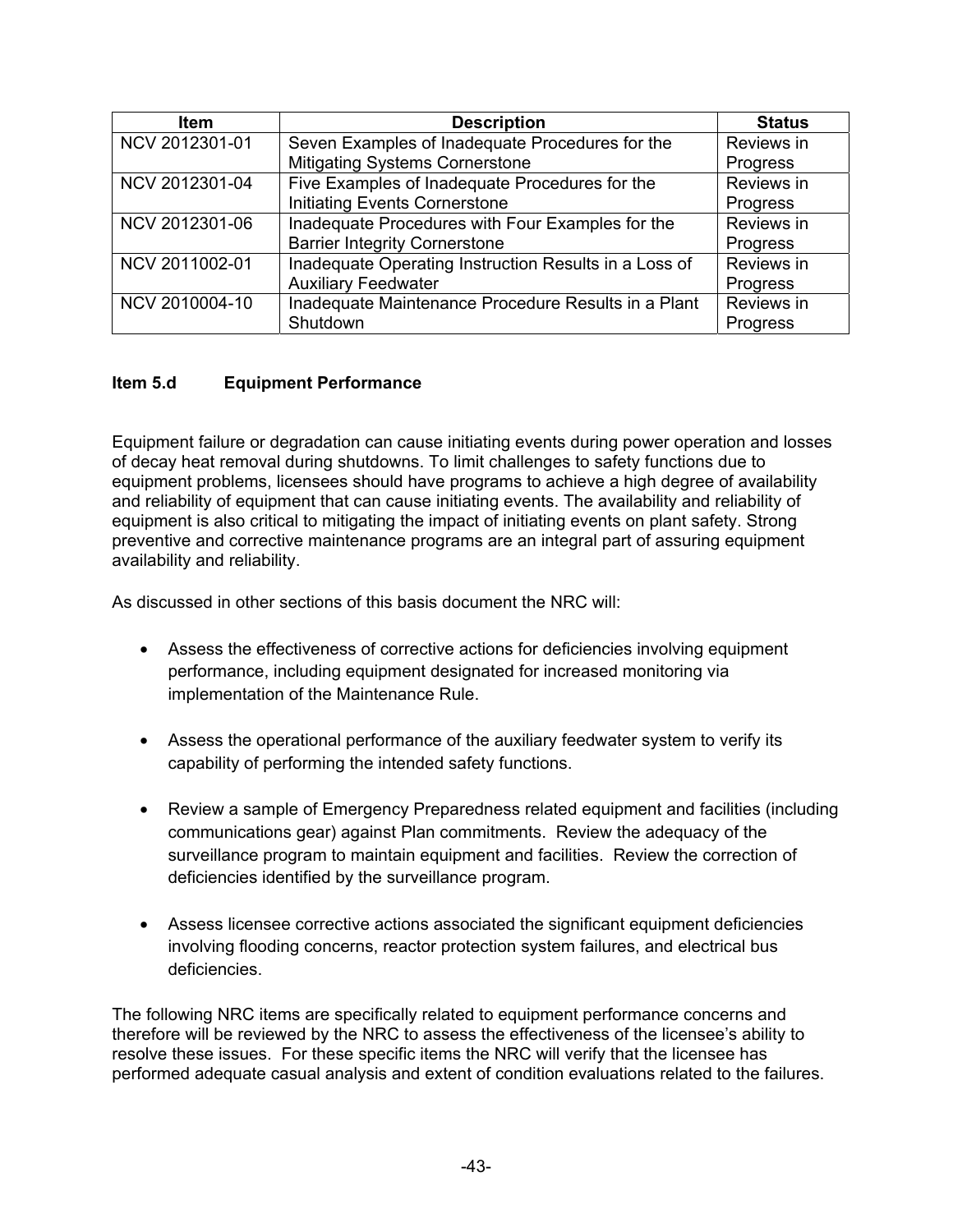| Item | Description | Status |
|---|---|---|
| NCV 2012301-01 | Seven Examples of Inadequate Procedures for the Mitigating Systems Cornerstone | Reviews in Progress |
| NCV 2012301-04 | Five Examples of Inadequate Procedures for the Initiating Events Cornerstone | Reviews in Progress |
| NCV 2012301-06 | Inadequate Procedures with Four Examples for the Barrier Integrity Cornerstone | Reviews in Progress |
| NCV 2011002-01 | Inadequate Operating Instruction Results in a Loss of Auxiliary Feedwater | Reviews in Progress |
| NCV 2010004-10 | Inadequate Maintenance Procedure Results in a Plant Shutdown | Reviews in Progress |

### Item 5.d Equipment Performance

Equipment failure or degradation can cause initiating events during power operation and losses of decay heat removal during shutdowns. To limit challenges to safety functions due to equipment problems, licensees should have programs to achieve a high degree of availability and reliability of equipment that can cause initiating events. The availability and reliability of equipment is also critical to mitigating the impact of initiating events on plant safety. Strong preventive and corrective maintenance programs are an integral part of assuring equipment availability and reliability.

As discussed in other sections of this basis document the NRC will:

- Assess the effectiveness of corrective actions for deficiencies involving equipment performance, including equipment designated for increased monitoring via implementation of the Maintenance Rule.
- Assess the operational performance of the auxiliary feedwater system to verify its capability of performing the intended safety functions.
- Review a sample of Emergency Preparedness related equipment and facilities (including communications gear) against Plan commitments. Review the adequacy of the surveillance program to maintain equipment and facilities. Review the correction of deficiencies identified by the surveillance program.
- Assess licensee corrective actions associated the significant equipment deficiencies involving flooding concerns, reactor protection system failures, and electrical bus deficiencies.

The following NRC items are specifically related to equipment performance concerns and therefore will be reviewed by the NRC to assess the effectiveness of the licensee's ability to resolve these issues. For these specific items the NRC will verify that the licensee has performed adequate casual analysis and extent of condition evaluations related to the failures.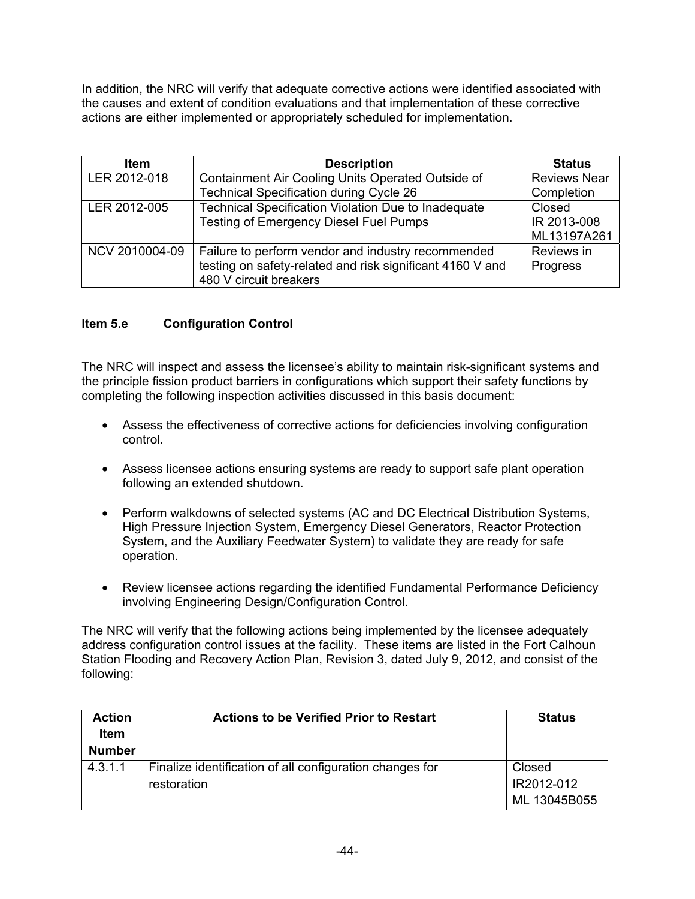In addition, the NRC will verify that adequate corrective actions were identified associated with the causes and extent of condition evaluations and that implementation of these corrective actions are either implemented or appropriately scheduled for implementation.

| Item | Description | Status |
|---|---|---|
| LER 2012-018 | Containment Air Cooling Units Operated Outside of Technical Specification during Cycle 26 | Reviews Near Completion |
| LER 2012-005 | Technical Specification Violation Due to Inadequate Testing of Emergency Diesel Fuel Pumps | Closed IR 2013-008 ML13197A261 |
| NCV 2010004-09 | Failure to perform vendor and industry recommended testing on safety-related and risk significant 4160 V and 480 V circuit breakers | Reviews in Progress |

**Item 5.e Configuration Control**

The NRC will inspect and assess the licensee's ability to maintain risk-significant systems and the principle fission product barriers in configurations which support their safety functions by completing the following inspection activities discussed in this basis document:

- Assess the effectiveness of corrective actions for deficiencies involving configuration control.
- Assess licensee actions ensuring systems are ready to support safe plant operation following an extended shutdown.
- Perform walkdowns of selected systems (AC and DC Electrical Distribution Systems, High Pressure Injection System, Emergency Diesel Generators, Reactor Protection System, and the Auxiliary Feedwater System) to validate they are ready for safe operation.
- Review licensee actions regarding the identified Fundamental Performance Deficiency involving Engineering Design/Configuration Control.

The NRC will verify that the following actions being implemented by the licensee adequately address configuration control issues at the facility. These items are listed in the Fort Calhoun Station Flooding and Recovery Action Plan, Revision 3, dated July 9, 2012, and consist of the following:

| Action Item Number | Actions to be Verified Prior to Restart | Status |
|---|---|---|
| 4.3.1.1 | Finalize identification of all configuration changes for restoration | Closed IR2012-012 ML 13045B055 |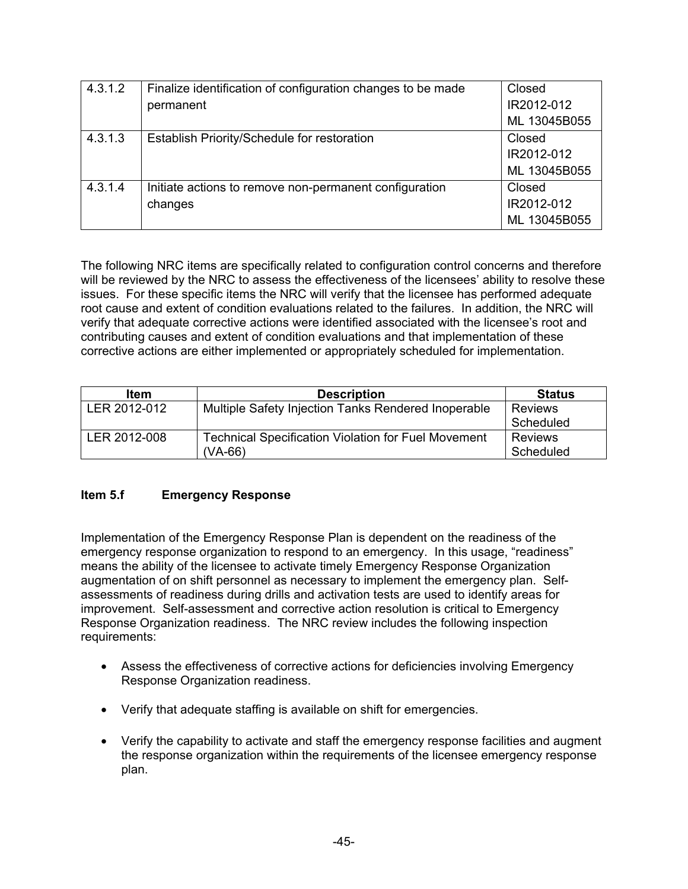| 4.3.1.2 | Finalize identification of configuration changes to be made permanent | Closed IR2012-012 ML 13045B055 |
|---|---|---|
| 4.3.1.3 | Establish Priority/Schedule for restoration | Closed IR2012-012 ML 13045B055 |
| 4.3.1.4 | Initiate actions to remove non-permanent configuration changes | Closed IR2012-012 ML 13045B055 |

The following NRC items are specifically related to configuration control concerns and therefore will be reviewed by the NRC to assess the effectiveness of the licensees' ability to resolve these issues. For these specific items the NRC will verify that the licensee has performed adequate root cause and extent of condition evaluations related to the failures. In addition, the NRC will verify that adequate corrective actions were identified associated with the licensee's root and contributing causes and extent of condition evaluations and that implementation of these corrective actions are either implemented or appropriately scheduled for implementation.

| Item | Description | Status |
|---|---|---|
| LER 2012-012 | Multiple Safety Injection Tanks Rendered Inoperable | Reviews Scheduled |
| LER 2012-008 | Technical Specification Violation for Fuel Movement (VA-66) | Reviews Scheduled |

### Item 5.f Emergency Response

Implementation of the Emergency Response Plan is dependent on the readiness of the emergency response organization to respond to an emergency. In this usage, "readiness" means the ability of the licensee to activate timely Emergency Response Organization augmentation of on shift personnel as necessary to implement the emergency plan. Self-assessments of readiness during drills and activation tests are used to identify areas for improvement. Self-assessment and corrective action resolution is critical to Emergency Response Organization readiness. The NRC review includes the following inspection requirements:

- Assess the effectiveness of corrective actions for deficiencies involving Emergency Response Organization readiness.
- Verify that adequate staffing is available on shift for emergencies.
- Verify the capability to activate and staff the emergency response facilities and augment the response organization within the requirements of the licensee emergency response plan.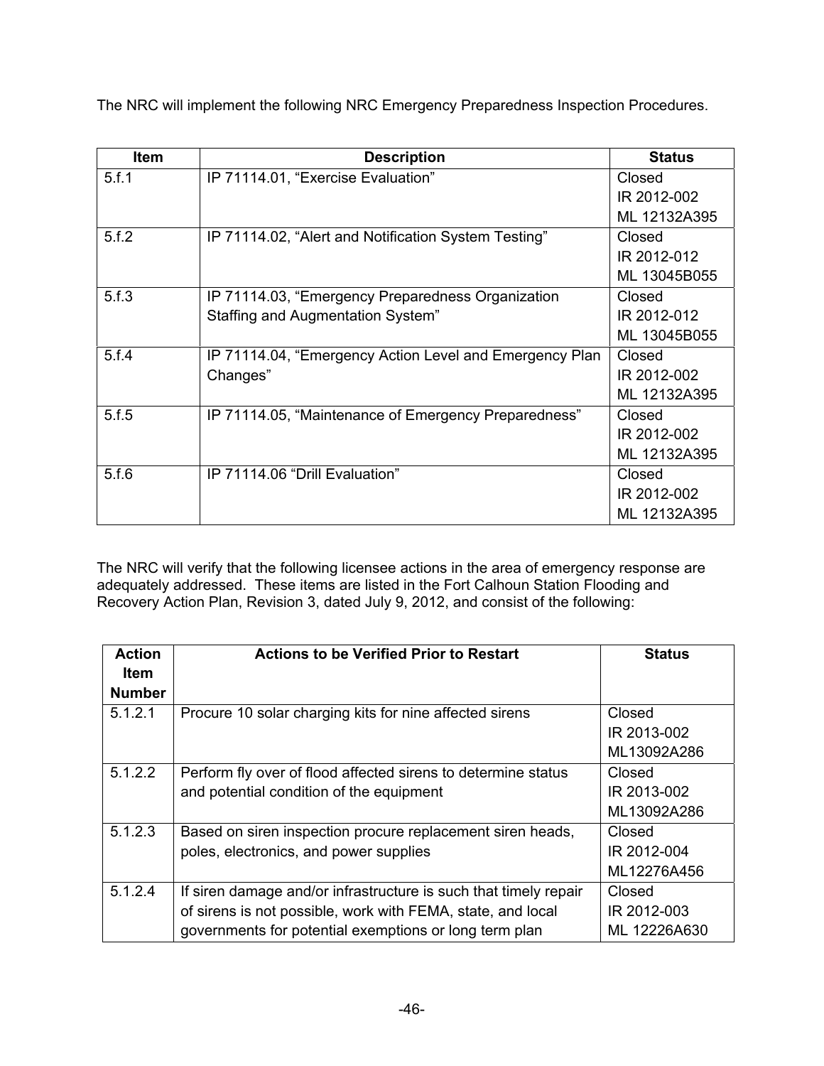The NRC will implement the following NRC Emergency Preparedness Inspection Procedures.

| Item | Description | Status |
|---|---|---|
| 5.f.1 | IP 71114.01, “Exercise Evaluation” | Closed<br>IR 2012-002<br>ML 12132A395 |
| 5.f.2 | IP 71114.02, “Alert and Notification System Testing” | Closed<br>IR 2012-012<br>ML 13045B055 |
| 5.f.3 | IP 71114.03, “Emergency Preparedness Organization Staffing and Augmentation System” | Closed<br>IR 2012-012<br>ML 13045B055 |
| 5.f.4 | IP 71114.04, “Emergency Action Level and Emergency Plan Changes” | Closed<br>IR 2012-002<br>ML 12132A395 |
| 5.f.5 | IP 71114.05, “Maintenance of Emergency Preparedness” | Closed<br>IR 2012-002<br>ML 12132A395 |
| 5.f.6 | IP 71114.06 “Drill Evaluation” | Closed<br>IR 2012-002<br>ML 12132A395 |

The NRC will verify that the following licensee actions in the area of emergency response are adequately addressed. These items are listed in the Fort Calhoun Station Flooding and Recovery Action Plan, Revision 3, dated July 9, 2012, and consist of the following:

| Action Item Number | Actions to be Verified Prior to Restart | Status |
|---|---|---|
| 5.1.2.1 | Procure 10 solar charging kits for nine affected sirens | Closed<br>IR 2013-002<br>ML13092A286 |
| 5.1.2.2 | Perform fly over of flood affected sirens to determine status and potential condition of the equipment | Closed<br>IR 2013-002<br>ML13092A286 |
| 5.1.2.3 | Based on siren inspection procure replacement siren heads, poles, electronics, and power supplies | Closed<br>IR 2012-004<br>ML12276A456 |
| 5.1.2.4 | If siren damage and/or infrastructure is such that timely repair of sirens is not possible, work with FEMA, state, and local governments for potential exemptions or long term plan | Closed<br>IR 2012-003<br>ML 12226A630 |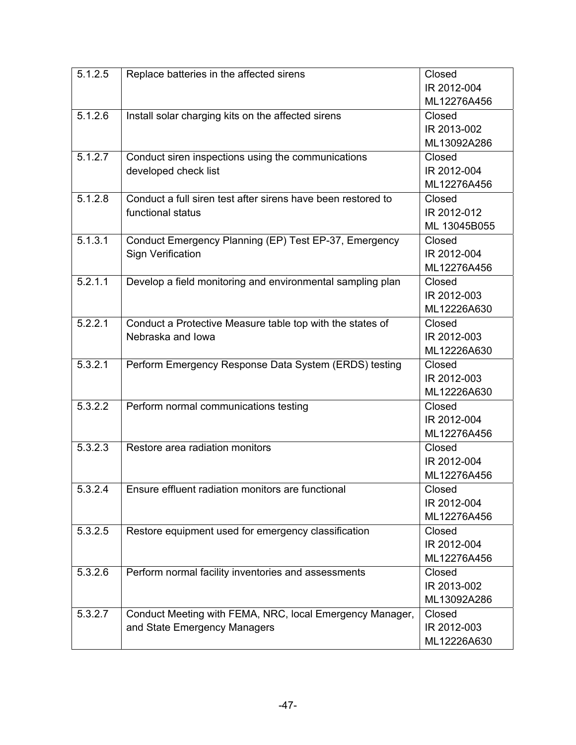| | | |
|---|---|---|
| 5.1.2.5 | Replace batteries in the affected sirens | Closed<br>IR 2012-004<br>ML12276A456 |
| 5.1.2.6 | Install solar charging kits on the affected sirens | Closed<br>IR 2013-002<br>ML13092A286 |
| 5.1.2.7 | Conduct siren inspections using the communications developed check list | Closed<br>IR 2012-004<br>ML12276A456 |
| 5.1.2.8 | Conduct a full siren test after sirens have been restored to functional status | Closed<br>IR 2012-012<br>ML 13045B055 |
| 5.1.3.1 | Conduct Emergency Planning (EP) Test EP-37, Emergency Sign Verification | Closed<br>IR 2012-004<br>ML12276A456 |
| 5.2.1.1 | Develop a field monitoring and environmental sampling plan | Closed<br>IR 2012-003<br>ML12226A630 |
| 5.2.2.1 | Conduct a Protective Measure table top with the states of Nebraska and Iowa | Closed<br>IR 2012-003<br>ML12226A630 |
| 5.3.2.1 | Perform Emergency Response Data System (ERDS) testing | Closed<br>IR 2012-003<br>ML12226A630 |
| 5.3.2.2 | Perform normal communications testing | Closed<br>IR 2012-004<br>ML12276A456 |
| 5.3.2.3 | Restore area radiation monitors | Closed<br>IR 2012-004<br>ML12276A456 |
| 5.3.2.4 | Ensure effluent radiation monitors are functional | Closed<br>IR 2012-004<br>ML12276A456 |
| 5.3.2.5 | Restore equipment used for emergency classification | Closed<br>IR 2012-004<br>ML12276A456 |
| 5.3.2.6 | Perform normal facility inventories and assessments | Closed<br>IR 2013-002<br>ML13092A286 |
| 5.3.2.7 | Conduct Meeting with FEMA, NRC, local Emergency Manager, and State Emergency Managers | Closed<br>IR 2012-003<br>ML12226A630 |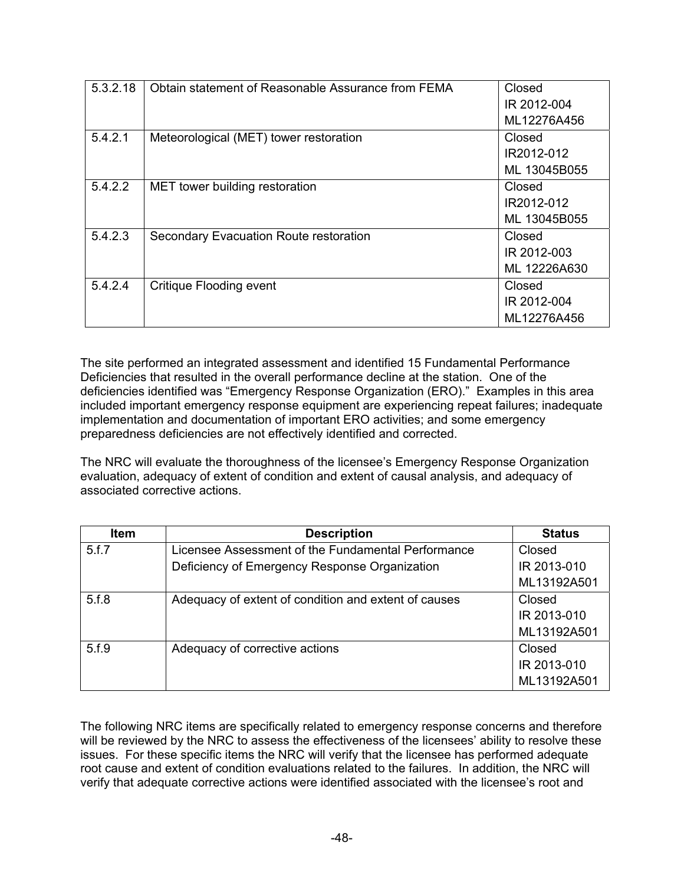| | | |
|---|---|---|
| 5.3.2.18 | Obtain statement of Reasonable Assurance from FEMA | Closed<br>IR 2012-004<br>ML12276A456 |
| 5.4.2.1 | Meteorological (MET) tower restoration | Closed<br>IR2012-012<br>ML 13045B055 |
| 5.4.2.2 | MET tower building restoration | Closed<br>IR2012-012<br>ML 13045B055 |
| 5.4.2.3 | Secondary Evacuation Route restoration | Closed<br>IR 2012-003<br>ML 12226A630 |
| 5.4.2.4 | Critique Flooding event | Closed<br>IR 2012-004<br>ML12276A456 |

The site performed an integrated assessment and identified 15 Fundamental Performance Deficiencies that resulted in the overall performance decline at the station. One of the deficiencies identified was "Emergency Response Organization (ERO)." Examples in this area included important emergency response equipment are experiencing repeat failures; inadequate implementation and documentation of important ERO activities; and some emergency preparedness deficiencies are not effectively identified and corrected.

The NRC will evaluate the thoroughness of the licensee's Emergency Response Organization evaluation, adequacy of extent of condition and extent of causal analysis, and adequacy of associated corrective actions.

| Item | Description | Status |
|---|---|---|
| 5.f.7 | Licensee Assessment of the Fundamental Performance Deficiency of Emergency Response Organization | Closed<br>IR 2013-010<br>ML13192A501 |
| 5.f.8 | Adequacy of extent of condition and extent of causes | Closed<br>IR 2013-010<br>ML13192A501 |
| 5.f.9 | Adequacy of corrective actions | Closed<br>IR 2013-010<br>ML13192A501 |

The following NRC items are specifically related to emergency response concerns and therefore will be reviewed by the NRC to assess the effectiveness of the licensees' ability to resolve these issues. For these specific items the NRC will verify that the licensee has performed adequate root cause and extent of condition evaluations related to the failures. In addition, the NRC will verify that adequate corrective actions were identified associated with the licensee's root and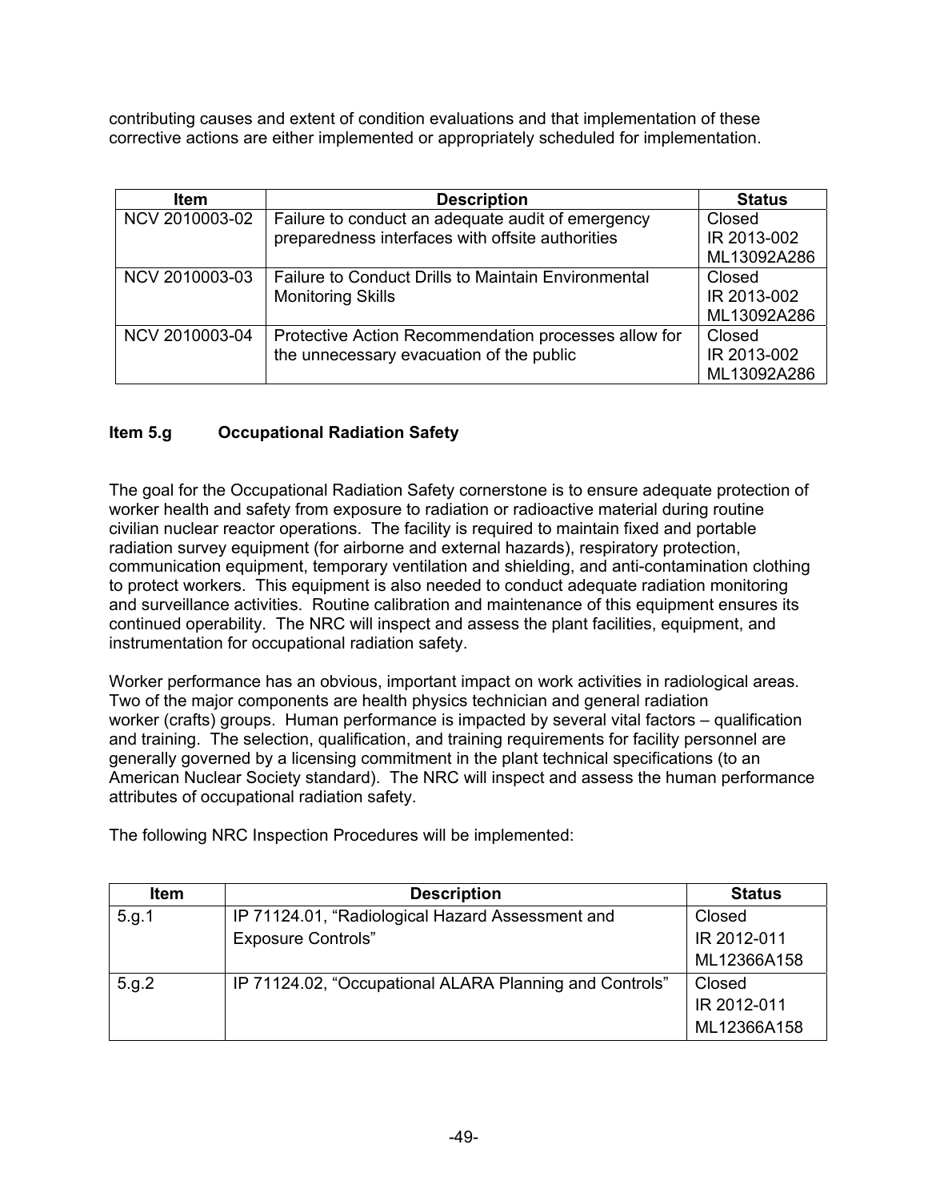contributing causes and extent of condition evaluations and that implementation of these corrective actions are either implemented or appropriately scheduled for implementation.

| Item | Description | Status |
|---|---|---|
| NCV 2010003-02 | Failure to conduct an adequate audit of emergency preparedness interfaces with offsite authorities | Closed IR 2013-002 ML13092A286 |
| NCV 2010003-03 | Failure to Conduct Drills to Maintain Environmental Monitoring Skills | Closed IR 2013-002 ML13092A286 |
| NCV 2010003-04 | Protective Action Recommendation processes allow for the unnecessary evacuation of the public | Closed IR 2013-002 ML13092A286 |

### Item 5.g Occupational Radiation Safety

The goal for the Occupational Radiation Safety cornerstone is to ensure adequate protection of worker health and safety from exposure to radiation or radioactive material during routine civilian nuclear reactor operations. The facility is required to maintain fixed and portable radiation survey equipment (for airborne and external hazards), respiratory protection, communication equipment, temporary ventilation and shielding, and anti-contamination clothing to protect workers. This equipment is also needed to conduct adequate radiation monitoring and surveillance activities. Routine calibration and maintenance of this equipment ensures its continued operability. The NRC will inspect and assess the plant facilities, equipment, and instrumentation for occupational radiation safety.

Worker performance has an obvious, important impact on work activities in radiological areas. Two of the major components are health physics technician and general radiation worker (crafts) groups. Human performance is impacted by several vital factors – qualification and training. The selection, qualification, and training requirements for facility personnel are generally governed by a licensing commitment in the plant technical specifications (to an American Nuclear Society standard). The NRC will inspect and assess the human performance attributes of occupational radiation safety.

The following NRC Inspection Procedures will be implemented:

| Item | Description | Status |
|---|---|---|
| 5.g.1 | IP 71124.01, "Radiological Hazard Assessment and Exposure Controls" | Closed IR 2012-011 ML12366A158 |
| 5.g.2 | IP 71124.02, "Occupational ALARA Planning and Controls" | Closed IR 2012-011 ML12366A158 |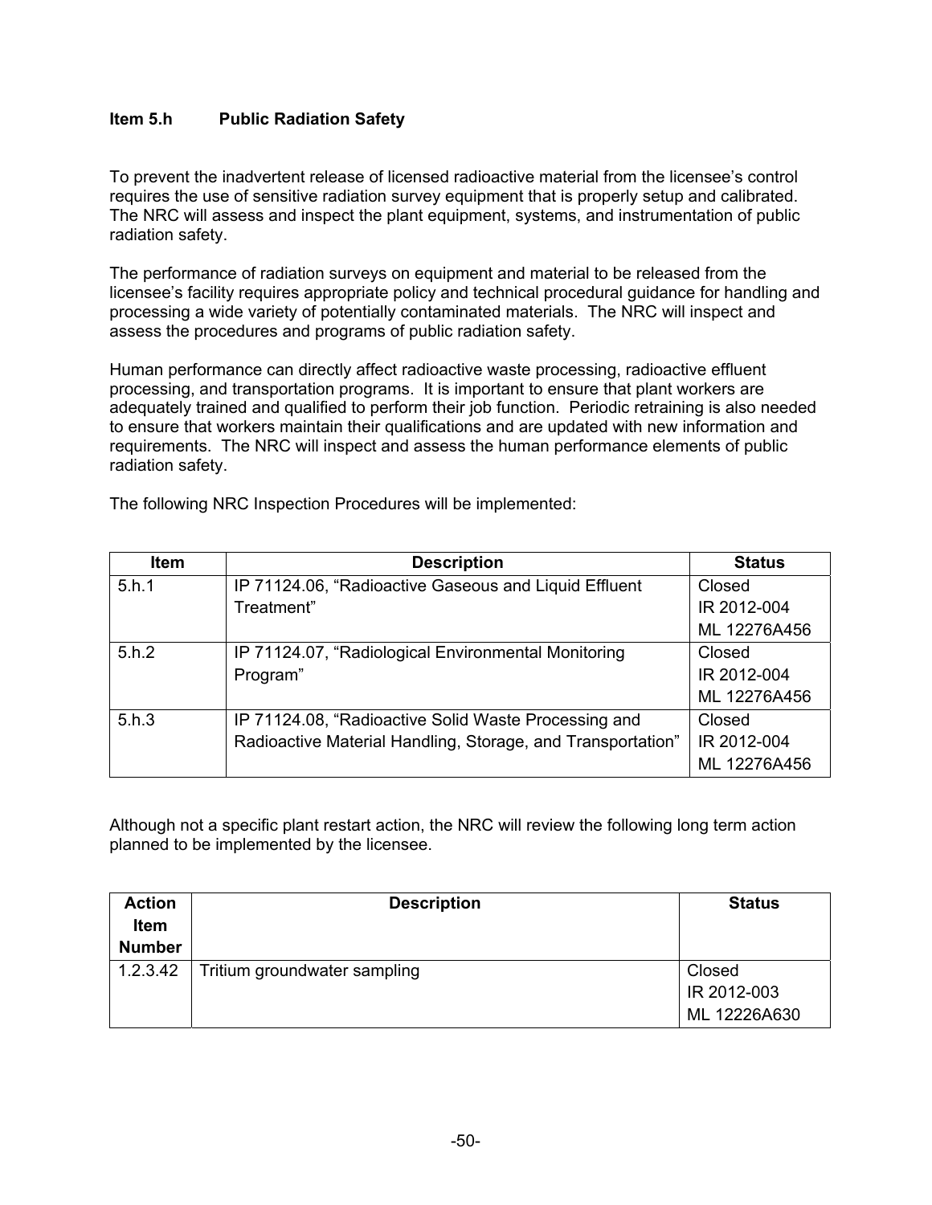### Item 5.h Public Radiation Safety

To prevent the inadvertent release of licensed radioactive material from the licensee's control requires the use of sensitive radiation survey equipment that is properly setup and calibrated. The NRC will assess and inspect the plant equipment, systems, and instrumentation of public radiation safety.

The performance of radiation surveys on equipment and material to be released from the licensee's facility requires appropriate policy and technical procedural guidance for handling and processing a wide variety of potentially contaminated materials. The NRC will inspect and assess the procedures and programs of public radiation safety.

Human performance can directly affect radioactive waste processing, radioactive effluent processing, and transportation programs. It is important to ensure that plant workers are adequately trained and qualified to perform their job function. Periodic retraining is also needed to ensure that workers maintain their qualifications and are updated with new information and requirements. The NRC will inspect and assess the human performance elements of public radiation safety.

The following NRC Inspection Procedures will be implemented:

| Item | Description | Status |
|---|---|---|
| 5.h.1 | IP 71124.06, "Radioactive Gaseous and Liquid Effluent Treatment" | Closed<br>IR 2012-004<br>ML 12276A456 |
| 5.h.2 | IP 71124.07, "Radiological Environmental Monitoring Program" | Closed<br>IR 2012-004<br>ML 12276A456 |
| 5.h.3 | IP 71124.08, "Radioactive Solid Waste Processing and Radioactive Material Handling, Storage, and Transportation" | Closed<br>IR 2012-004<br>ML 12276A456 |

Although not a specific plant restart action, the NRC will review the following long term action planned to be implemented by the licensee.

| Action Item Number | Description | Status |
|---|---|---|
| 1.2.3.42 | Tritium groundwater sampling | Closed<br>IR 2012-003<br>ML 12226A630 |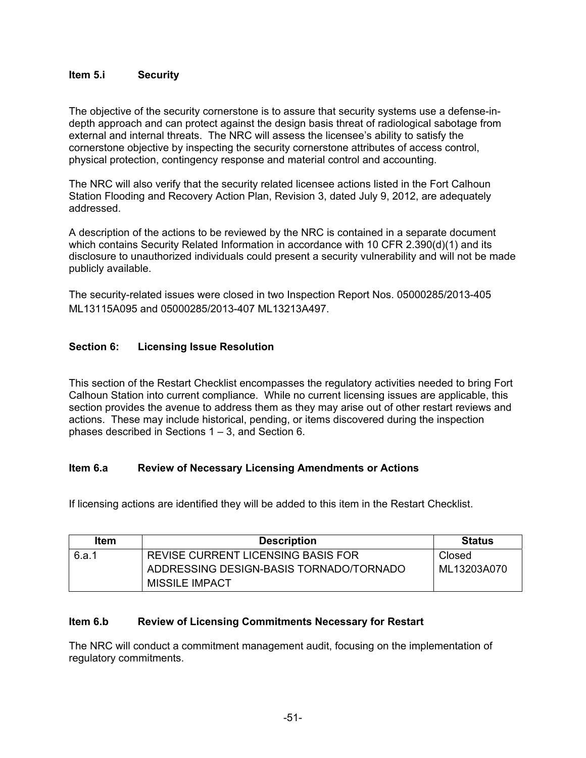### Item 5.i Security

The objective of the security cornerstone is to assure that security systems use a defense-in-depth approach and can protect against the design basis threat of radiological sabotage from external and internal threats. The NRC will assess the licensee's ability to satisfy the cornerstone objective by inspecting the security cornerstone attributes of access control, physical protection, contingency response and material control and accounting.

The NRC will also verify that the security related licensee actions listed in the Fort Calhoun Station Flooding and Recovery Action Plan, Revision 3, dated July 9, 2012, are adequately addressed.

A description of the actions to be reviewed by the NRC is contained in a separate document which contains Security Related Information in accordance with 10 CFR 2.390(d)(1) and its disclosure to unauthorized individuals could present a security vulnerability and will not be made publicly available.

The security-related issues were closed in two Inspection Report Nos. 05000285/2013-405 ML13115A095 and 05000285/2013-407 ML13213A497.

## Section 6: Licensing Issue Resolution

This section of the Restart Checklist encompasses the regulatory activities needed to bring Fort Calhoun Station into current compliance. While no current licensing issues are applicable, this section provides the avenue to address them as they may arise out of other restart reviews and actions. These may include historical, pending, or items discovered during the inspection phases described in Sections 1 – 3, and Section 6.

### Item 6.a Review of Necessary Licensing Amendments or Actions

If licensing actions are identified they will be added to this item in the Restart Checklist.

| Item | Description | Status |
|---|---|---|
| 6.a.1 | REVISE CURRENT LICENSING BASIS FOR ADDRESSING DESIGN-BASIS TORNADO/TORNADO MISSILE IMPACT | Closed ML13203A070 |

### Item 6.b Review of Licensing Commitments Necessary for Restart

The NRC will conduct a commitment management audit, focusing on the implementation of regulatory commitments.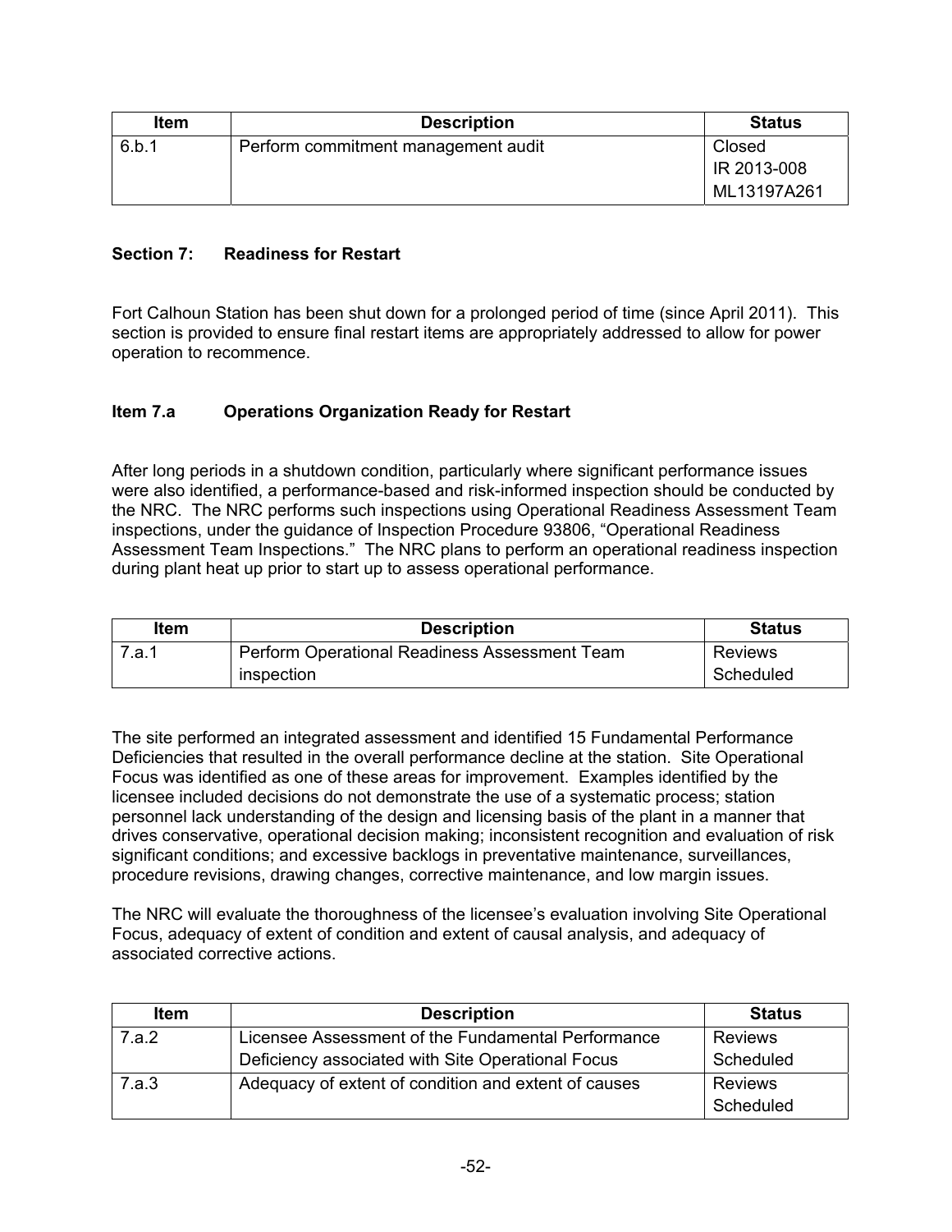| Item | Description | Status |
|---|---|---|
| 6.b.1 | Perform commitment management audit | Closed IR 2013-008 ML13197A261 |

## Section 7: Readiness for Restart

Fort Calhoun Station has been shut down for a prolonged period of time (since April 2011). This section is provided to ensure final restart items are appropriately addressed to allow for power operation to recommence.

### Item 7.a Operations Organization Ready for Restart

After long periods in a shutdown condition, particularly where significant performance issues were also identified, a performance-based and risk-informed inspection should be conducted by the NRC. The NRC performs such inspections using Operational Readiness Assessment Team inspections, under the guidance of Inspection Procedure 93806, "Operational Readiness Assessment Team Inspections." The NRC plans to perform an operational readiness inspection during plant heat up prior to start up to assess operational performance.

| Item | Description | Status |
|---|---|---|
| 7.a.1 | Perform Operational Readiness Assessment Team inspection | Reviews Scheduled |

The site performed an integrated assessment and identified 15 Fundamental Performance Deficiencies that resulted in the overall performance decline at the station. Site Operational Focus was identified as one of these areas for improvement. Examples identified by the licensee included decisions do not demonstrate the use of a systematic process; station personnel lack understanding of the design and licensing basis of the plant in a manner that drives conservative, operational decision making; inconsistent recognition and evaluation of risk significant conditions; and excessive backlogs in preventative maintenance, surveillances, procedure revisions, drawing changes, corrective maintenance, and low margin issues.

The NRC will evaluate the thoroughness of the licensee's evaluation involving Site Operational Focus, adequacy of extent of condition and extent of causal analysis, and adequacy of associated corrective actions.

| Item | Description | Status |
|---|---|---|
| 7.a.2 | Licensee Assessment of the Fundamental Performance Deficiency associated with Site Operational Focus | Reviews Scheduled |
| 7.a.3 | Adequacy of extent of condition and extent of causes | Reviews Scheduled |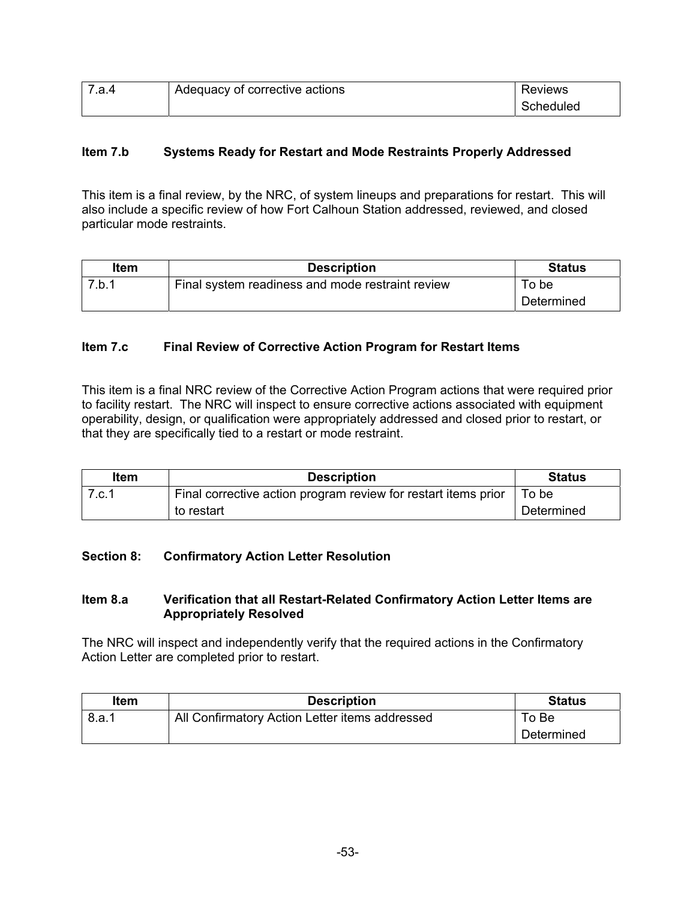| | | |
|---|---|---|
| 7.a.4 | Adequacy of corrective actions | Reviews Scheduled |

### Item 7.b Systems Ready for Restart and Mode Restraints Properly Addressed

This item is a final review, by the NRC, of system lineups and preparations for restart. This will also include a specific review of how Fort Calhoun Station addressed, reviewed, and closed particular mode restraints.

| Item | Description | Status |
|---|---|---|
| 7.b.1 | Final system readiness and mode restraint review | To be Determined |

### Item 7.c Final Review of Corrective Action Program for Restart Items

This item is a final NRC review of the Corrective Action Program actions that were required prior to facility restart. The NRC will inspect to ensure corrective actions associated with equipment operability, design, or qualification were appropriately addressed and closed prior to restart, or that they are specifically tied to a restart or mode restraint.

| Item | Description | Status |
|---|---|---|
| 7.c.1 | Final corrective action program review for restart items prior to restart | To be Determined |

## Section 8: Confirmatory Action Letter Resolution

### Item 8.a Verification that all Restart-Related Confirmatory Action Letter Items are Appropriately Resolved

The NRC will inspect and independently verify that the required actions in the Confirmatory Action Letter are completed prior to restart.

| Item | Description | Status |
|---|---|---|
| 8.a.1 | All Confirmatory Action Letter items addressed | To Be Determined |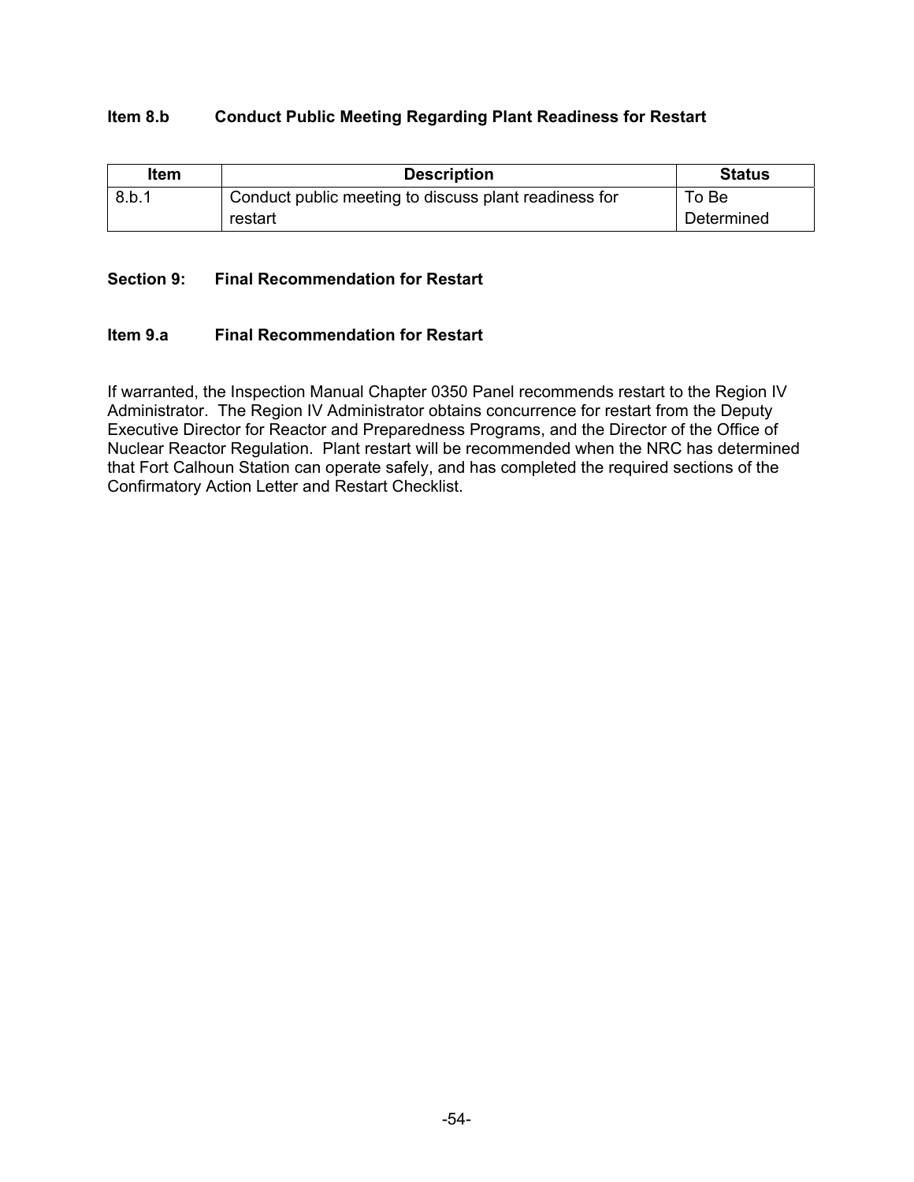**Item 8.b Conduct Public Meeting Regarding Plant Readiness for Restart**

| Item | Description | Status |
|---|---|---|
| 8.b.1 | Conduct public meeting to discuss plant readiness for restart | To Be Determined |

**Section 9: Final Recommendation for Restart**

**Item 9.a Final Recommendation for Restart**

If warranted, the Inspection Manual Chapter 0350 Panel recommends restart to the Region IV Administrator. The Region IV Administrator obtains concurrence for restart from the Deputy Executive Director for Reactor and Preparedness Programs, and the Director of the Office of Nuclear Reactor Regulation. Plant restart will be recommended when the NRC has determined that Fort Calhoun Station can operate safely, and has completed the required sections of the Confirmatory Action Letter and Restart Checklist.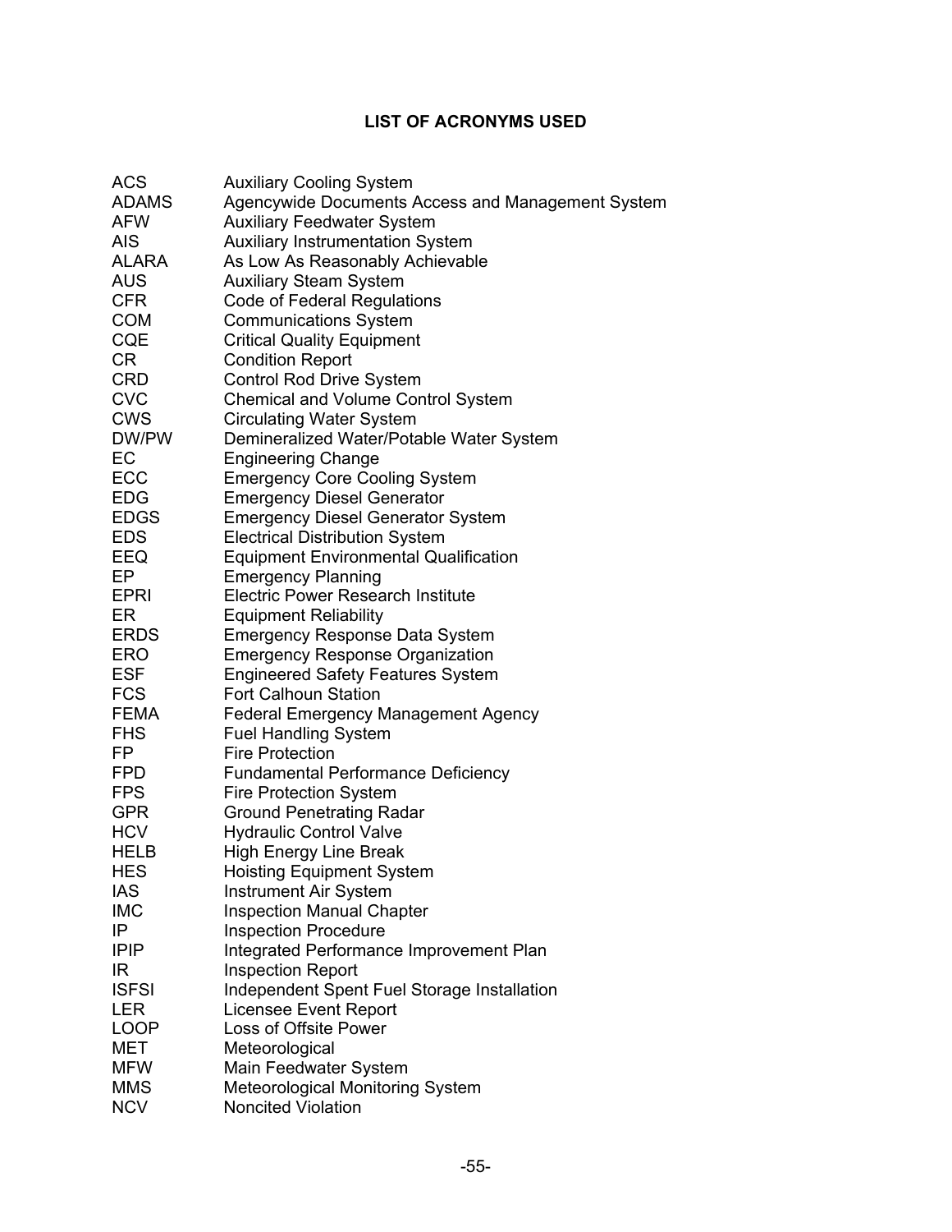## LIST OF ACRONYMS USED

| | |
|---|---|
| ACS | Auxiliary Cooling System |
| ADAMS | Agencywide Documents Access and Management System |
| AFW | Auxiliary Feedwater System |
| AIS | Auxiliary Instrumentation System |
| ALARA | As Low As Reasonably Achievable |
| AUS | Auxiliary Steam System |
| CFR | Code of Federal Regulations |
| COM | Communications System |
| CQE | Critical Quality Equipment |
| CR | Condition Report |
| CRD | Control Rod Drive System |
| CVC | Chemical and Volume Control System |
| CWS | Circulating Water System |
| DW/PW | Demineralized Water/Potable Water System |
| EC | Engineering Change |
| ECC | Emergency Core Cooling System |
| EDG | Emergency Diesel Generator |
| EDGS | Emergency Diesel Generator System |
| EDS | Electrical Distribution System |
| EEQ | Equipment Environmental Qualification |
| EP | Emergency Planning |
| EPRI | Electric Power Research Institute |
| ER | Equipment Reliability |
| ERDS | Emergency Response Data System |
| ERO | Emergency Response Organization |
| ESF | Engineered Safety Features System |
| FCS | Fort Calhoun Station |
| FEMA | Federal Emergency Management Agency |
| FHS | Fuel Handling System |
| FP | Fire Protection |
| FPD | Fundamental Performance Deficiency |
| FPS | Fire Protection System |
| GPR | Ground Penetrating Radar |
| HCV | Hydraulic Control Valve |
| HELB | High Energy Line Break |
| HES | Hoisting Equipment System |
| IAS | Instrument Air System |
| IMC | Inspection Manual Chapter |
| IP | Inspection Procedure |
| IPIP | Integrated Performance Improvement Plan |
| IR | Inspection Report |
| ISFSI | Independent Spent Fuel Storage Installation |
| LER | Licensee Event Report |
| LOOP | Loss of Offsite Power |
| MET | Meteorological |
| MFW | Main Feedwater System |
| MMS | Meteorological Monitoring System |
| NCV | Noncited Violation |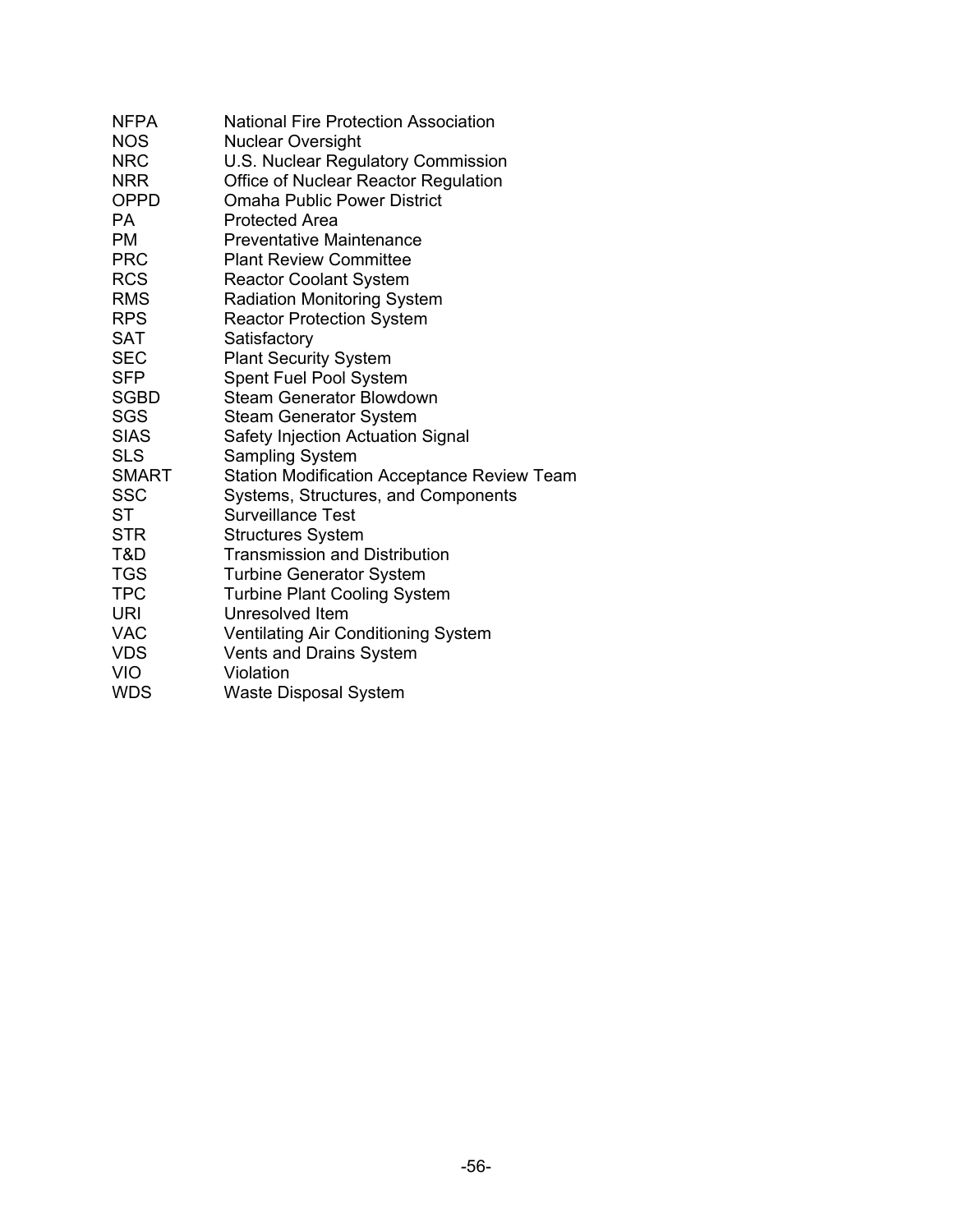| | |
|---|---|
| NFPA | National Fire Protection Association |
| NOS | Nuclear Oversight |
| NRC | U.S. Nuclear Regulatory Commission |
| NRR | Office of Nuclear Reactor Regulation |
| OPPD | Omaha Public Power District |
| PA | Protected Area |
| PM | Preventative Maintenance |
| PRC | Plant Review Committee |
| RCS | Reactor Coolant System |
| RMS | Radiation Monitoring System |
| RPS | Reactor Protection System |
| SAT | Satisfactory |
| SEC | Plant Security System |
| SFP | Spent Fuel Pool System |
| SGBD | Steam Generator Blowdown |
| SGS | Steam Generator System |
| SIAS | Safety Injection Actuation Signal |
| SLS | Sampling System |
| SMART | Station Modification Acceptance Review Team |
| SSC | Systems, Structures, and Components |
| ST | Surveillance Test |
| STR | Structures System |
| T&D | Transmission and Distribution |
| TGS | Turbine Generator System |
| TPC | Turbine Plant Cooling System |
| URI | Unresolved Item |
| VAC | Ventilating Air Conditioning System |
| VDS | Vents and Drains System |
| VIO | Violation |
| WDS | Waste Disposal System |